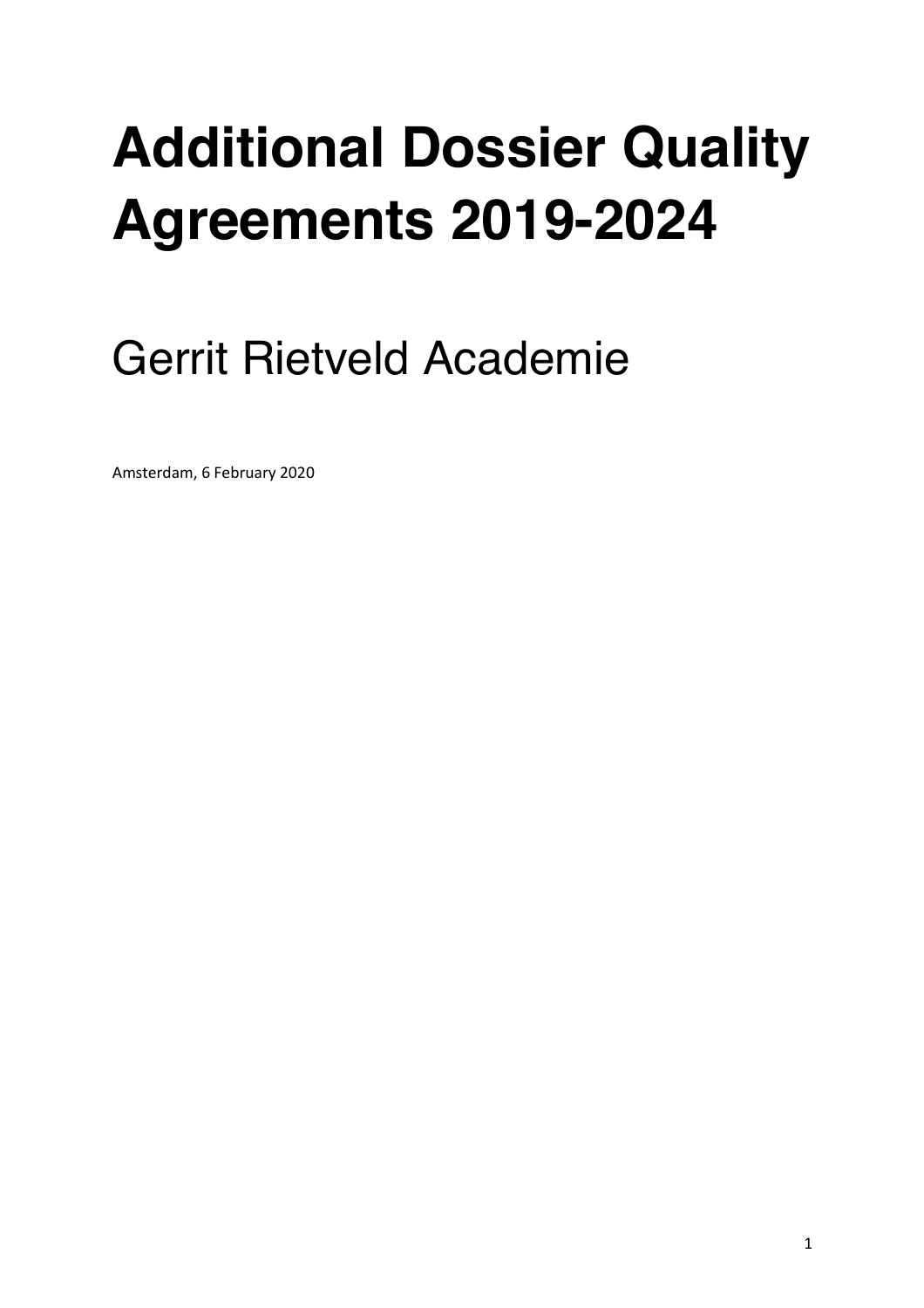# Additional Dossier Quality Agreements 2019-2024

## Gerrit Rietveld Academie

Amsterdam, 6 February 2020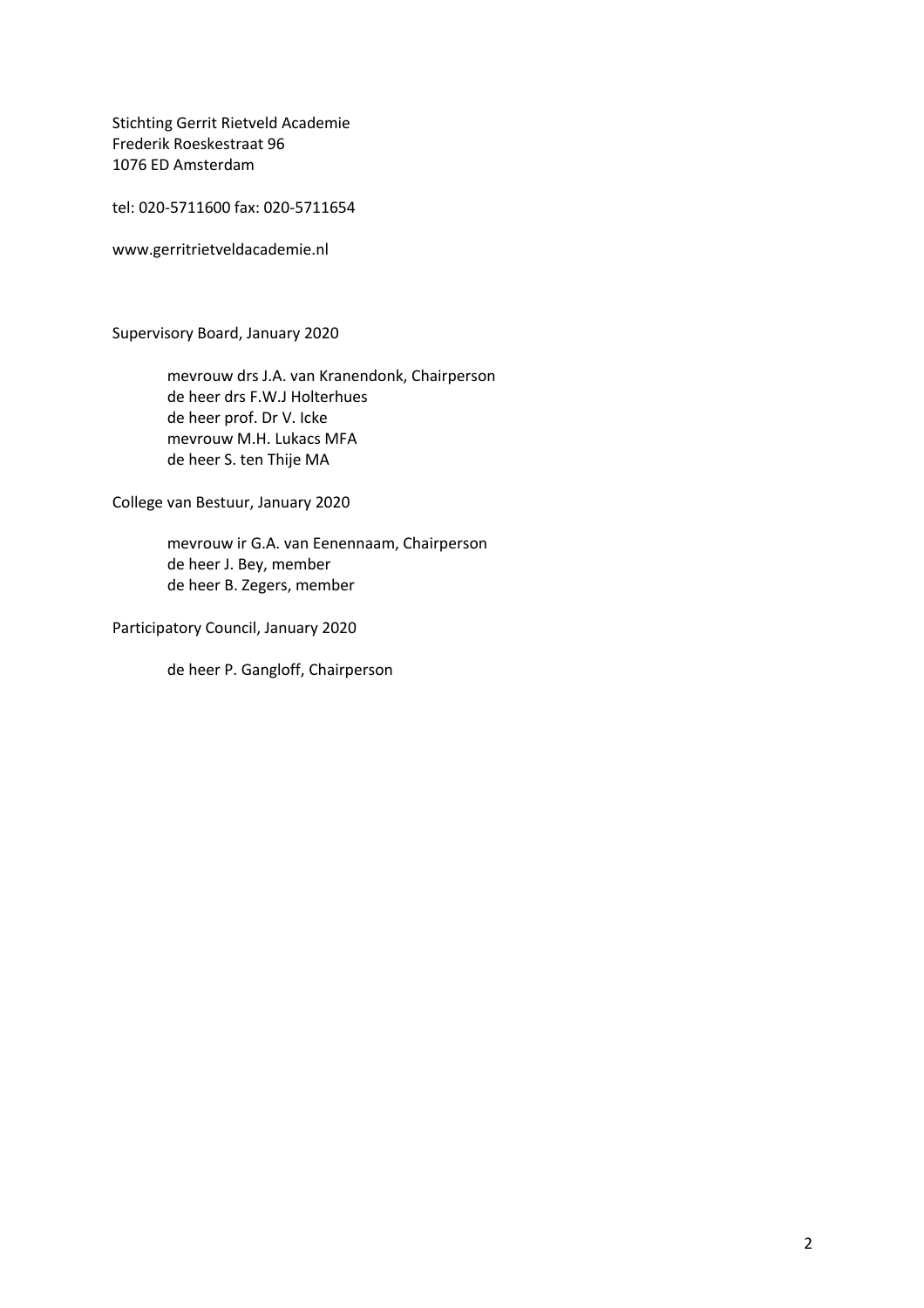Stichting Gerrit Rietveld Academie
Frederik Roeskestraat 96
1076 ED Amsterdam

tel: 020-5711600 fax: 020-5711654

www.gerritrietveldacademie.nl

Supervisory Board, January 2020

mevrouw drs J.A. van Kranendonk, Chairperson
de heer drs F.W.J Holterhues
de heer prof. Dr V. Icke
mevrouw M.H. Lukacs MFA
de heer S. ten Thije MA

College van Bestuur, January 2020

mevrouw ir G.A. van Eenennaam, Chairperson
de heer J. Bey, member
de heer B. Zegers, member

Participatory Council, January 2020

de heer P. Gangloff, Chairperson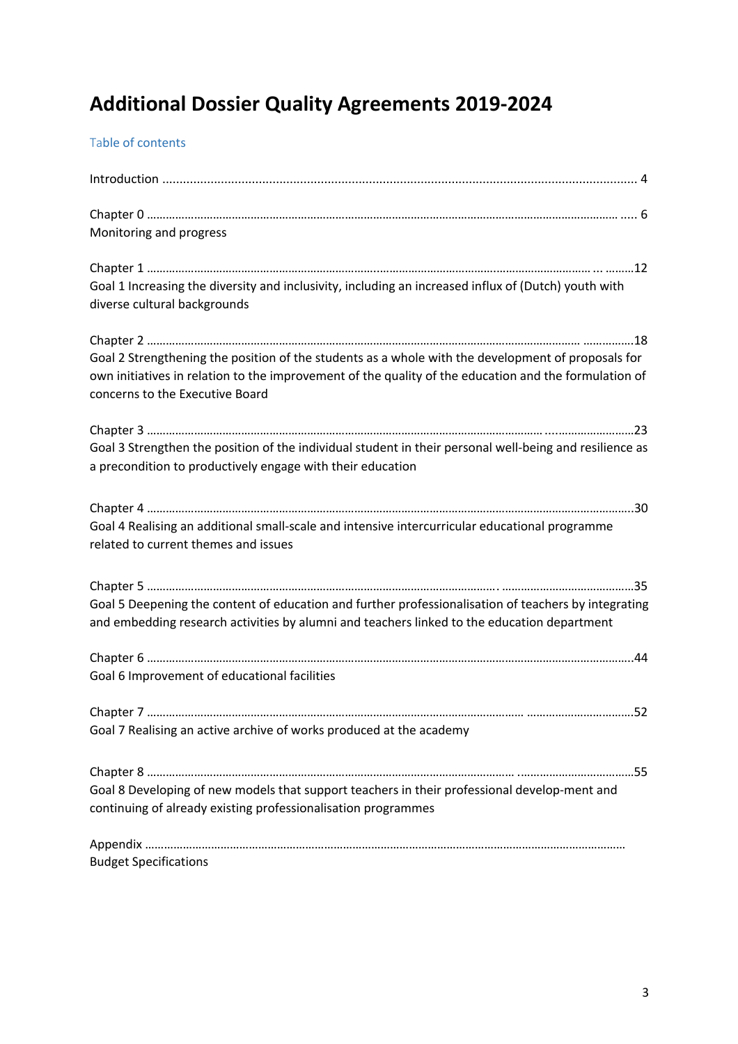# Additional Dossier Quality Agreements 2019-2024

Table of contents

Introduction ........................................................................................................................................ 4

Chapter 0 ........................................................................................................................................ 6
Monitoring and progress

Chapter 1 ........................................................................................................................................12
Goal 1 Increasing the diversity and inclusivity, including an increased influx of (Dutch) youth with diverse cultural backgrounds

Chapter 2 ........................................................................................................................................18
Goal 2 Strengthening the position of the students as a whole with the development of proposals for own initiatives in relation to the improvement of the quality of the education and the formulation of concerns to the Executive Board

Chapter 3 ........................................................................................................................................23
Goal 3 Strengthen the position of the individual student in their personal well-being and resilience as a precondition to productively engage with their education

Chapter 4 ........................................................................................................................................30
Goal 4 Realising an additional small-scale and intensive intercurricular educational programme related to current themes and issues

Chapter 5 ........................................................................................................................................35
Goal 5 Deepening the content of education and further professionalisation of teachers by integrating and embedding research activities by alumni and teachers linked to the education department

Chapter 6 ........................................................................................................................................44
Goal 6 Improvement of educational facilities

Chapter 7 ........................................................................................................................................52
Goal 7 Realising an active archive of works produced at the academy

Chapter 8 ........................................................................................................................................55
Goal 8 Developing of new models that support teachers in their professional develop-ment and continuing of already existing professionalisation programmes

Appendix ........................................................................................................................................
Budget Specifications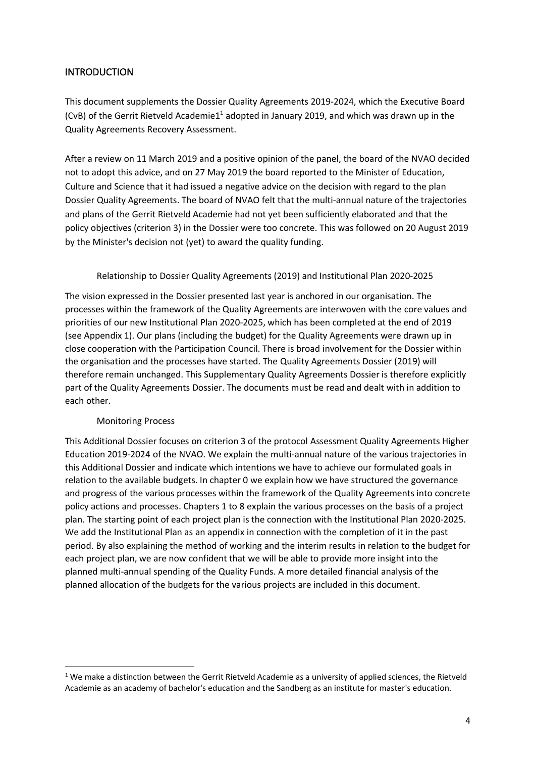## INTRODUCTION

This document supplements the Dossier Quality Agreements 2019-2024, which the Executive Board (CvB) of the Gerrit Rietveld Academie1[1] adopted in January 2019, and which was drawn up in the Quality Agreements Recovery Assessment.

After a review on 11 March 2019 and a positive opinion of the panel, the board of the NVAO decided not to adopt this advice, and on 27 May 2019 the board reported to the Minister of Education, Culture and Science that it had issued a negative advice on the decision with regard to the plan Dossier Quality Agreements. The board of NVAO felt that the multi-annual nature of the trajectories and plans of the Gerrit Rietveld Academie had not yet been sufficiently elaborated and that the policy objectives (criterion 3) in the Dossier were too concrete. This was followed on 20 August 2019 by the Minister's decision not (yet) to award the quality funding.

### Relationship to Dossier Quality Agreements (2019) and Institutional Plan 2020-2025

The vision expressed in the Dossier presented last year is anchored in our organisation. The processes within the framework of the Quality Agreements are interwoven with the core values and priorities of our new Institutional Plan 2020-2025, which has been completed at the end of 2019 (see Appendix 1). Our plans (including the budget) for the Quality Agreements were drawn up in close cooperation with the Participation Council. There is broad involvement for the Dossier within the organisation and the processes have started. The Quality Agreements Dossier (2019) will therefore remain unchanged. This Supplementary Quality Agreements Dossier is therefore explicitly part of the Quality Agreements Dossier. The documents must be read and dealt with in addition to each other.

### Monitoring Process

This Additional Dossier focuses on criterion 3 of the protocol Assessment Quality Agreements Higher Education 2019-2024 of the NVAO. We explain the multi-annual nature of the various trajectories in this Additional Dossier and indicate which intentions we have to achieve our formulated goals in relation to the available budgets. In chapter 0 we explain how we have structured the governance and progress of the various processes within the framework of the Quality Agreements into concrete policy actions and processes. Chapters 1 to 8 explain the various processes on the basis of a project plan. The starting point of each project plan is the connection with the Institutional Plan 2020-2025. We add the Institutional Plan as an appendix in connection with the completion of it in the past period. By also explaining the method of working and the interim results in relation to the budget for each project plan, we are now confident that we will be able to provide more insight into the planned multi-annual spending of the Quality Funds. A more detailed financial analysis of the planned allocation of the budgets for the various projects are included in this document.

---

[1] We make a distinction between the Gerrit Rietveld Academie as a university of applied sciences, the Rietveld Academie as an academy of bachelor's education and the Sandberg as an institute for master's education.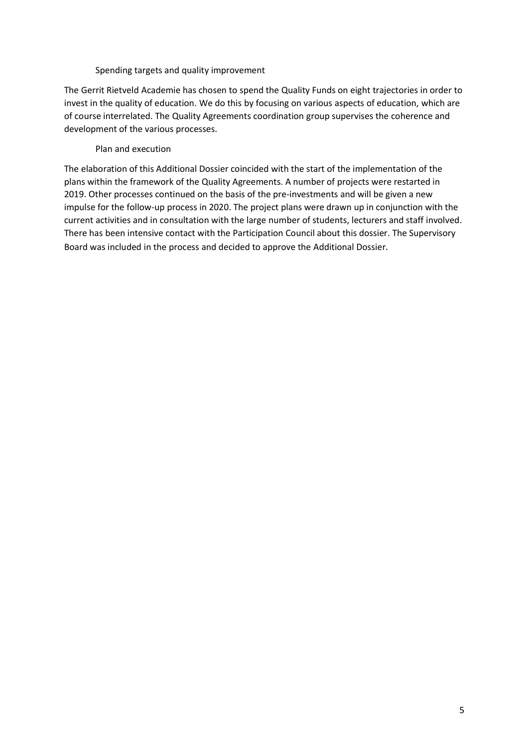### Spending targets and quality improvement

The Gerrit Rietveld Academie has chosen to spend the Quality Funds on eight trajectories in order to invest in the quality of education. We do this by focusing on various aspects of education, which are of course interrelated. The Quality Agreements coordination group supervises the coherence and development of the various processes.

### Plan and execution

The elaboration of this Additional Dossier coincided with the start of the implementation of the plans within the framework of the Quality Agreements. A number of projects were restarted in 2019. Other processes continued on the basis of the pre-investments and will be given a new impulse for the follow-up process in 2020. The project plans were drawn up in conjunction with the current activities and in consultation with the large number of students, lecturers and staff involved. There has been intensive contact with the Participation Council about this dossier. The Supervisory Board was included in the process and decided to approve the Additional Dossier.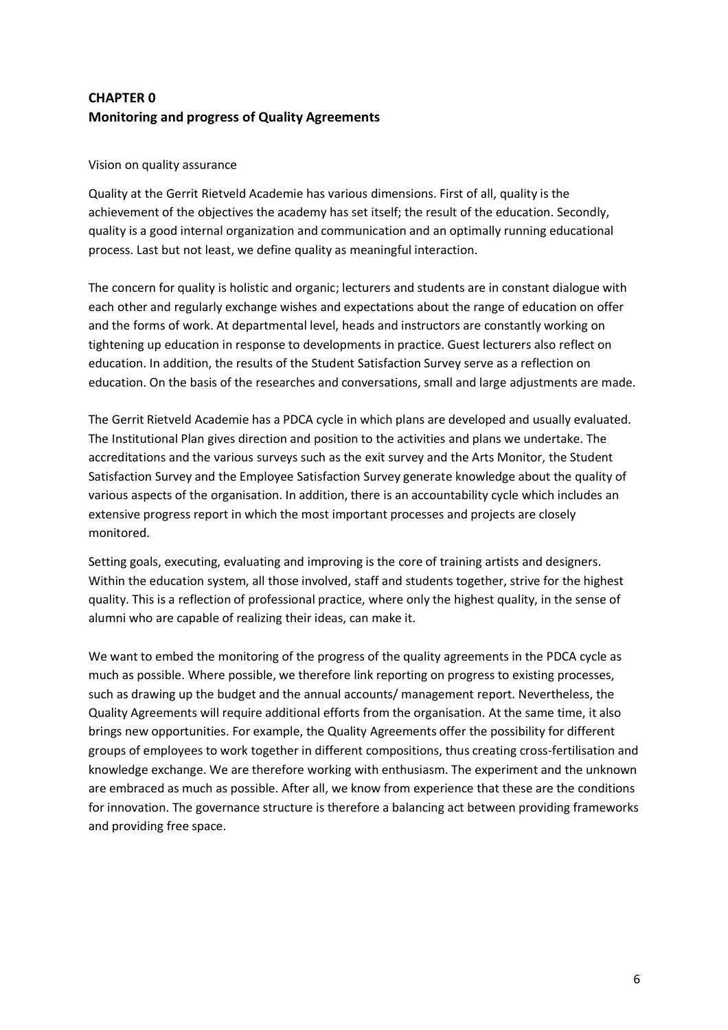## CHAPTER 0
## Monitoring and progress of Quality Agreements

Vision on quality assurance

Quality at the Gerrit Rietveld Academie has various dimensions. First of all, quality is the achievement of the objectives the academy has set itself; the result of the education. Secondly, quality is a good internal organization and communication and an optimally running educational process. Last but not least, we define quality as meaningful interaction.

The concern for quality is holistic and organic; lecturers and students are in constant dialogue with each other and regularly exchange wishes and expectations about the range of education on offer and the forms of work. At departmental level, heads and instructors are constantly working on tightening up education in response to developments in practice. Guest lecturers also reflect on education. In addition, the results of the Student Satisfaction Survey serve as a reflection on education. On the basis of the researches and conversations, small and large adjustments are made.

The Gerrit Rietveld Academie has a PDCA cycle in which plans are developed and usually evaluated. The Institutional Plan gives direction and position to the activities and plans we undertake. The accreditations and the various surveys such as the exit survey and the Arts Monitor, the Student Satisfaction Survey and the Employee Satisfaction Survey generate knowledge about the quality of various aspects of the organisation. In addition, there is an accountability cycle which includes an extensive progress report in which the most important processes and projects are closely monitored.

Setting goals, executing, evaluating and improving is the core of training artists and designers. Within the education system, all those involved, staff and students together, strive for the highest quality. This is a reflection of professional practice, where only the highest quality, in the sense of alumni who are capable of realizing their ideas, can make it.

We want to embed the monitoring of the progress of the quality agreements in the PDCA cycle as much as possible. Where possible, we therefore link reporting on progress to existing processes, such as drawing up the budget and the annual accounts/ management report. Nevertheless, the Quality Agreements will require additional efforts from the organisation. At the same time, it also brings new opportunities. For example, the Quality Agreements offer the possibility for different groups of employees to work together in different compositions, thus creating cross-fertilisation and knowledge exchange. We are therefore working with enthusiasm. The experiment and the unknown are embraced as much as possible. After all, we know from experience that these are the conditions for innovation. The governance structure is therefore a balancing act between providing frameworks and providing free space.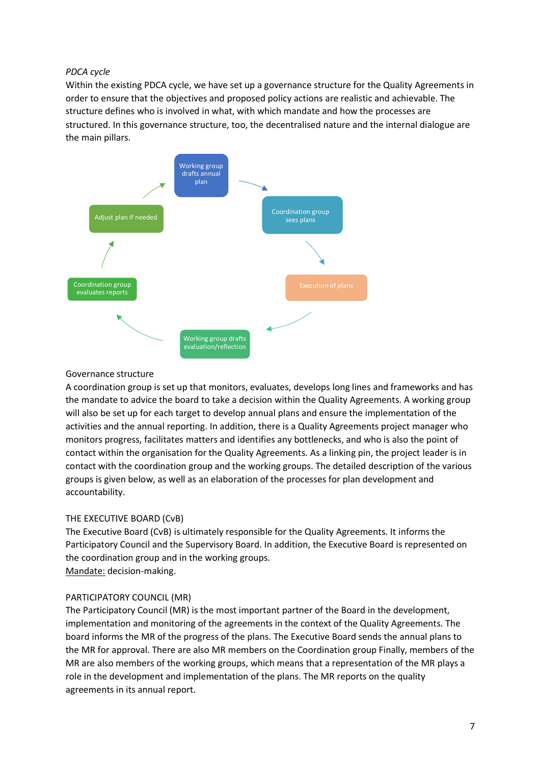*PDCA cycle*

Within the existing PDCA cycle, we have set up a governance structure for the Quality Agreements in order to ensure that the objectives and proposed policy actions are realistic and achievable. The structure defines who is involved in what, with which mandate and how the processes are structured. In this governance structure, too, the decentralised nature and the internal dialogue are the main pillars.

Working group drafts annual plan

Coordination group sees plans

Execution of plans

Working group drafts evaluation/reflection

Coordination group evaluates reports

Adjust plan if needed

Governance structure

A coordination group is set up that monitors, evaluates, develops long lines and frameworks and has the mandate to advice the board to take a decision within the Quality Agreements. A working group will also be set up for each target to develop annual plans and ensure the implementation of the activities and the annual reporting. In addition, there is a Quality Agreements project manager who monitors progress, facilitates matters and identifies any bottlenecks, and who is also the point of contact within the organisation for the Quality Agreements. As a linking pin, the project leader is in contact with the coordination group and the working groups. The detailed description of the various groups is given below, as well as an elaboration of the processes for plan development and accountability.

THE EXECUTIVE BOARD (CvB)

The Executive Board (CvB) is ultimately responsible for the Quality Agreements. It informs the Participatory Council and the Supervisory Board. In addition, the Executive Board is represented on the coordination group and in the working groups.

Mandate: decision-making.

PARTICIPATORY COUNCIL (MR)

The Participatory Council (MR) is the most important partner of the Board in the development, implementation and monitoring of the agreements in the context of the Quality Agreements. The board informs the MR of the progress of the plans. The Executive Board sends the annual plans to the MR for approval. There are also MR members on the Coordination group Finally, members of the MR are also members of the working groups, which means that a representation of the MR plays a role in the development and implementation of the plans. The MR reports on the quality agreements in its annual report.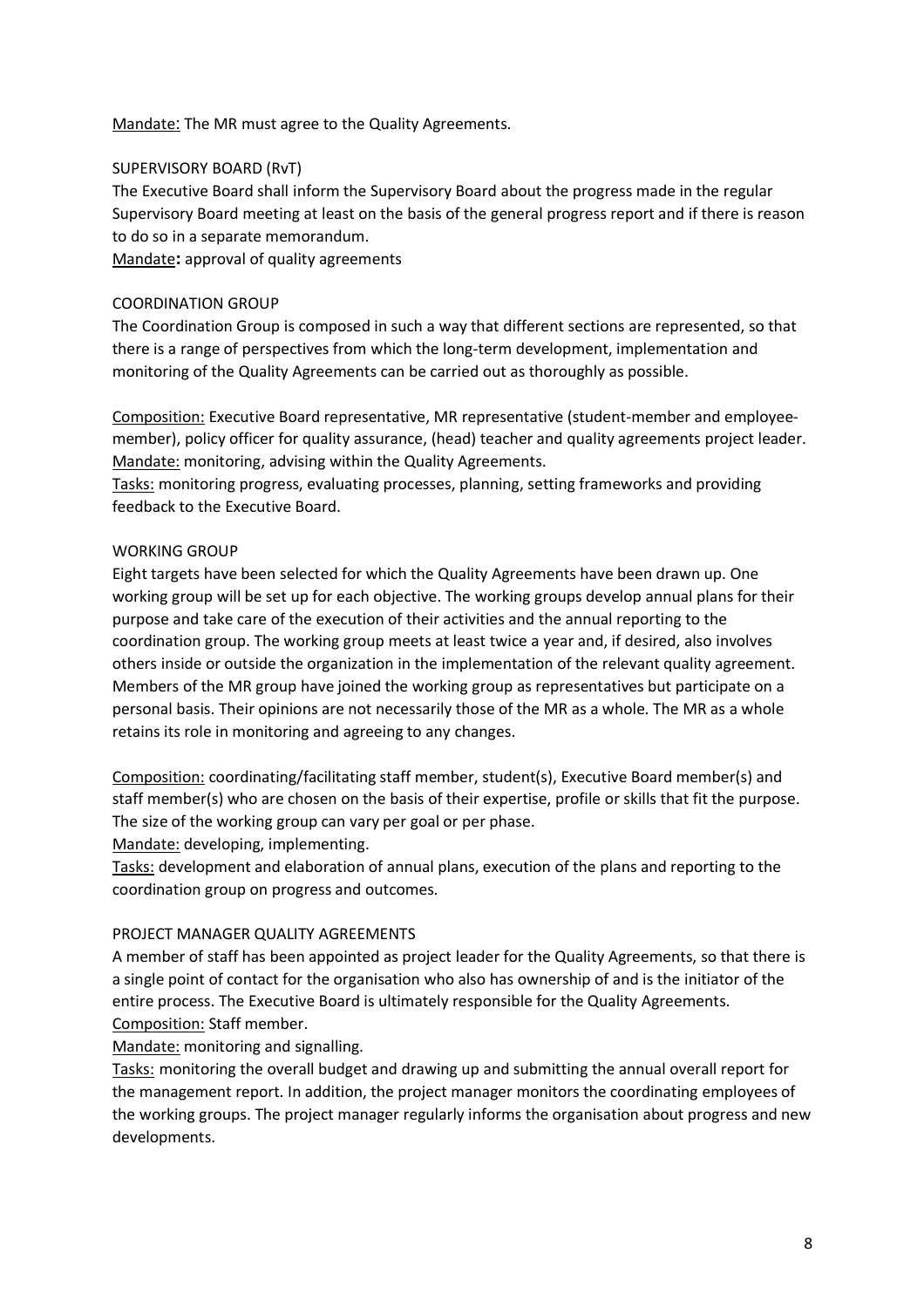Mandate: The MR must agree to the Quality Agreements.

### SUPERVISORY BOARD (RvT)

The Executive Board shall inform the Supervisory Board about the progress made in the regular Supervisory Board meeting at least on the basis of the general progress report and if there is reason to do so in a separate memorandum.

Mandate**:** approval of quality agreements

### COORDINATION GROUP

The Coordination Group is composed in such a way that different sections are represented, so that there is a range of perspectives from which the long-term development, implementation and monitoring of the Quality Agreements can be carried out as thoroughly as possible.

Composition: Executive Board representative, MR representative (student-member and employee-member), policy officer for quality assurance, (head) teacher and quality agreements project leader.

Mandate: monitoring, advising within the Quality Agreements.

Tasks: monitoring progress, evaluating processes, planning, setting frameworks and providing feedback to the Executive Board.

### WORKING GROUP

Eight targets have been selected for which the Quality Agreements have been drawn up. One working group will be set up for each objective. The working groups develop annual plans for their purpose and take care of the execution of their activities and the annual reporting to the coordination group. The working group meets at least twice a year and, if desired, also involves others inside or outside the organization in the implementation of the relevant quality agreement. Members of the MR group have joined the working group as representatives but participate on a personal basis. Their opinions are not necessarily those of the MR as a whole. The MR as a whole retains its role in monitoring and agreeing to any changes.

Composition: coordinating/facilitating staff member, student(s), Executive Board member(s) and staff member(s) who are chosen on the basis of their expertise, profile or skills that fit the purpose. The size of the working group can vary per goal or per phase.

Mandate: developing, implementing.

Tasks: development and elaboration of annual plans, execution of the plans and reporting to the coordination group on progress and outcomes.

### PROJECT MANAGER QUALITY AGREEMENTS

A member of staff has been appointed as project leader for the Quality Agreements, so that there is a single point of contact for the organisation who also has ownership of and is the initiator of the entire process. The Executive Board is ultimately responsible for the Quality Agreements.

Composition: Staff member.

Mandate: monitoring and signalling.

Tasks: monitoring the overall budget and drawing up and submitting the annual overall report for the management report. In addition, the project manager monitors the coordinating employees of the working groups. The project manager regularly informs the organisation about progress and new developments.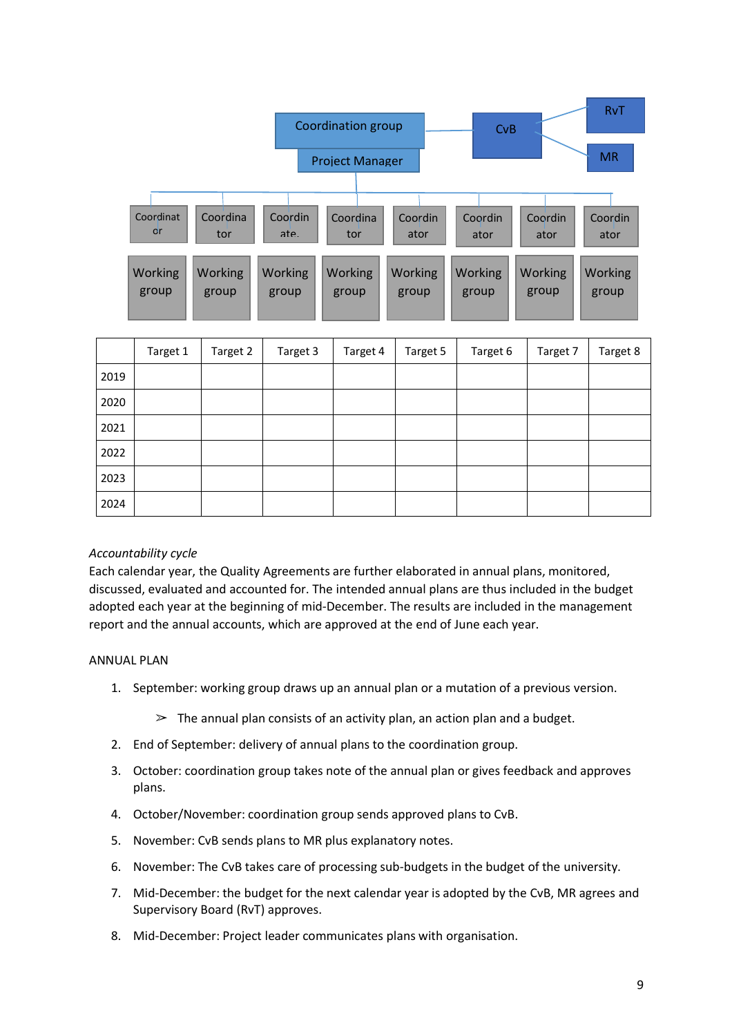Coordination group

Project Manager

CvB

RvT

MR

| Coordinator | Coordinator | Coordinate | Coordinator | Coordinator | Coordinator | Coordinator | Coordinator |
|---|---|---|---|---|---|---|---|
| Working group | Working group | Working group | Working group | Working group | Working group | Working group | Working group |

| | Target 1 | Target 2 | Target 3 | Target 4 | Target 5 | Target 6 | Target 7 | Target 8 |
|---|---|---|---|---|---|---|---|---|
| 2019 | | | | | | | | |
| 2020 | | | | | | | | |
| 2021 | | | | | | | | |
| 2022 | | | | | | | | |
| 2023 | | | | | | | | |
| 2024 | | | | | | | | |

*Accountability cycle*

Each calendar year, the Quality Agreements are further elaborated in annual plans, monitored, discussed, evaluated and accounted for. The intended annual plans are thus included in the budget adopted each year at the beginning of mid-December. The results are included in the management report and the annual accounts, which are approved at the end of June each year.

ANNUAL PLAN

1. September: working group draws up an annual plan or a mutation of a previous version.
   - The annual plan consists of an activity plan, an action plan and a budget.
2. End of September: delivery of annual plans to the coordination group.
3. October: coordination group takes note of the annual plan or gives feedback and approves plans.
4. October/November: coordination group sends approved plans to CvB.
5. November: CvB sends plans to MR plus explanatory notes.
6. November: The CvB takes care of processing sub-budgets in the budget of the university.
7. Mid-December: the budget for the next calendar year is adopted by the CvB, MR agrees and Supervisory Board (RvT) approves.
8. Mid-December: Project leader communicates plans with organisation.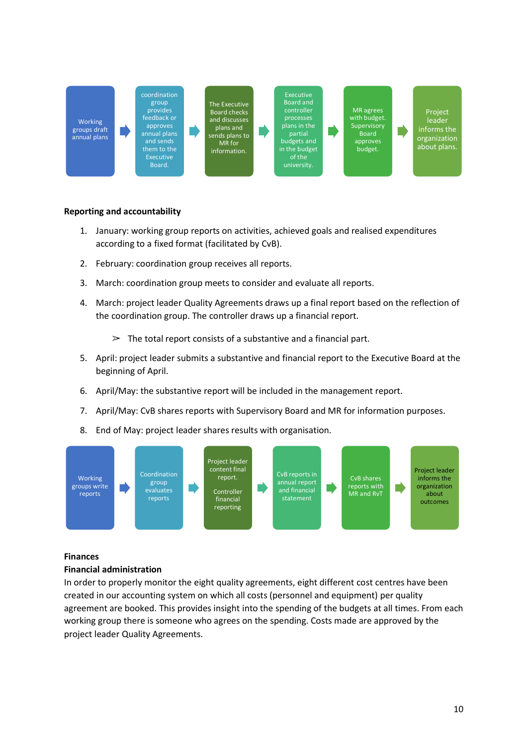Working groups draft annual plans → coordination group provides feedback or approves annual plans and sends them to the Executive Board. → The Executive Board checks and discusses plans and sends plans to MR for information. → Executive Board and controller processes plans in the partial budgets and in the budget of the university. → MR agrees with budget. Supervisory Board approves budget. → Project leader informs the organization about plans.

**Reporting and accountability**

1. January: working group reports on activities, achieved goals and realised expenditures according to a fixed format (facilitated by CvB).
2. February: coordination group receives all reports.
3. March: coordination group meets to consider and evaluate all reports.
4. March: project leader Quality Agreements draws up a final report based on the reflection of the coordination group. The controller draws up a financial report.
   - The total report consists of a substantive and a financial part.
5. April: project leader submits a substantive and financial report to the Executive Board at the beginning of April.
6. April/May: the substantive report will be included in the management report.
7. April/May: CvB shares reports with Supervisory Board and MR for information purposes.
8. End of May: project leader shares results with organisation.

Working groups write reports → Coordination group evaluates reports → Project leader content final report. Controller financial reporting → CvB reports in annual report and financial statement → CvB shares reports with MR and RvT → Project leader informs the organization about outcomes

**Finances**

**Financial administration**

In order to properly monitor the eight quality agreements, eight different cost centres have been created in our accounting system on which all costs (personnel and equipment) per quality agreement are booked. This provides insight into the spending of the budgets at all times. From each working group there is someone who agrees on the spending. Costs made are approved by the project leader Quality Agreements.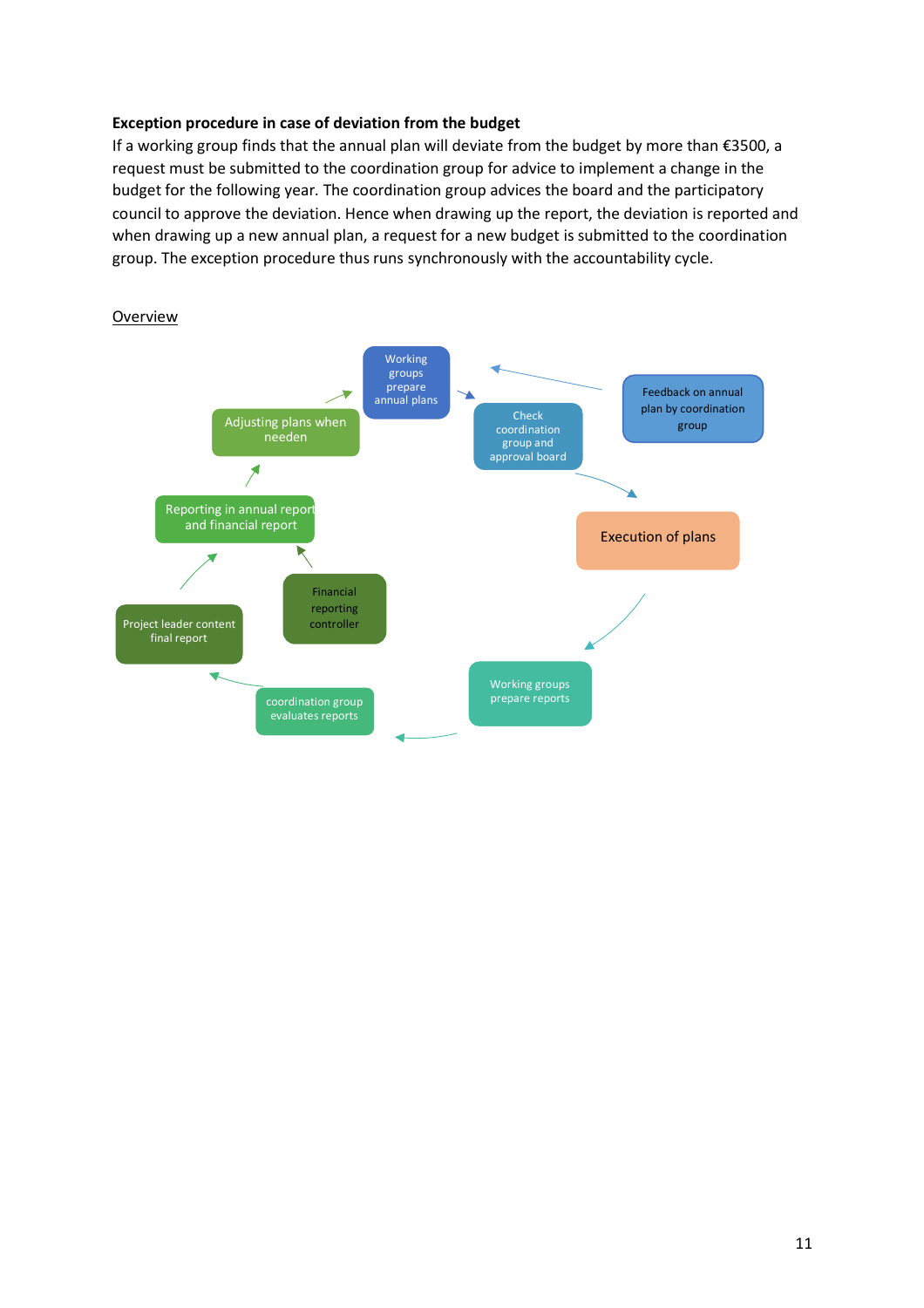**Exception procedure in case of deviation from the budget**

If a working group finds that the annual plan will deviate from the budget by more than €3500, a request must be submitted to the coordination group for advice to implement a change in the budget for the following year. The coordination group advices the board and the participatory council to approve the deviation. Hence when drawing up the report, the deviation is reported and when drawing up a new annual plan, a request for a new budget is submitted to the coordination group. The exception procedure thus runs synchronously with the accountability cycle.

Overview

- Working groups prepare annual plans
- Check coordination group and approval board
- Feedback on annual plan by coordination group
- Execution of plans
- Working groups prepare reports
- coordination group evaluates reports
- Project leader content final report
- Financial reporting controller
- Reporting in annual report and financial report
- Adjusting plans when needen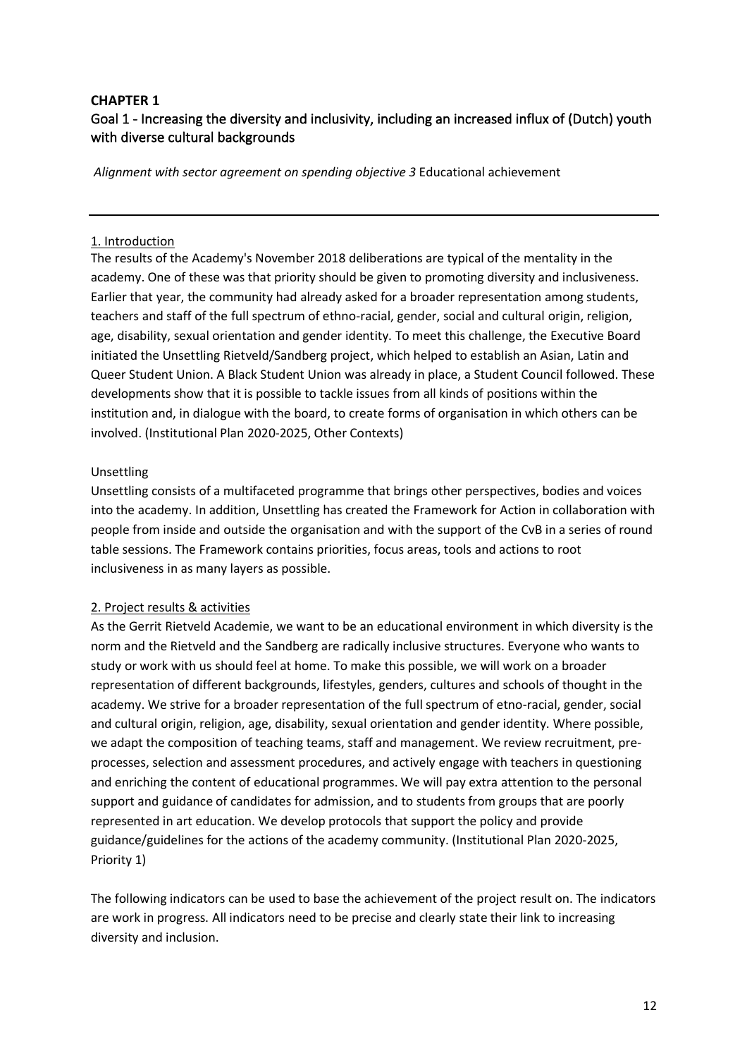# CHAPTER 1

## Goal 1 - Increasing the diversity and inclusivity, including an increased influx of (Dutch) youth with diverse cultural backgrounds

*Alignment with sector agreement on spending objective 3* Educational achievement

---

### 1. Introduction

The results of the Academy's November 2018 deliberations are typical of the mentality in the academy. One of these was that priority should be given to promoting diversity and inclusiveness. Earlier that year, the community had already asked for a broader representation among students, teachers and staff of the full spectrum of ethno-racial, gender, social and cultural origin, religion, age, disability, sexual orientation and gender identity. To meet this challenge, the Executive Board initiated the Unsettling Rietveld/Sandberg project, which helped to establish an Asian, Latin and Queer Student Union. A Black Student Union was already in place, a Student Council followed. These developments show that it is possible to tackle issues from all kinds of positions within the institution and, in dialogue with the board, to create forms of organisation in which others can be involved. (Institutional Plan 2020-2025, Other Contexts)

Unsettling

Unsettling consists of a multifaceted programme that brings other perspectives, bodies and voices into the academy. In addition, Unsettling has created the Framework for Action in collaboration with people from inside and outside the organisation and with the support of the CvB in a series of round table sessions. The Framework contains priorities, focus areas, tools and actions to root inclusiveness in as many layers as possible.

### 2. Project results & activities

As the Gerrit Rietveld Academie, we want to be an educational environment in which diversity is the norm and the Rietveld and the Sandberg are radically inclusive structures. Everyone who wants to study or work with us should feel at home. To make this possible, we will work on a broader representation of different backgrounds, lifestyles, genders, cultures and schools of thought in the academy. We strive for a broader representation of the full spectrum of etno-racial, gender, social and cultural origin, religion, age, disability, sexual orientation and gender identity. Where possible, we adapt the composition of teaching teams, staff and management. We review recruitment, pre-processes, selection and assessment procedures, and actively engage with teachers in questioning and enriching the content of educational programmes. We will pay extra attention to the personal support and guidance of candidates for admission, and to students from groups that are poorly represented in art education. We develop protocols that support the policy and provide guidance/guidelines for the actions of the academy community. (Institutional Plan 2020-2025, Priority 1)

The following indicators can be used to base the achievement of the project result on. The indicators are work in progress. All indicators need to be precise and clearly state their link to increasing diversity and inclusion.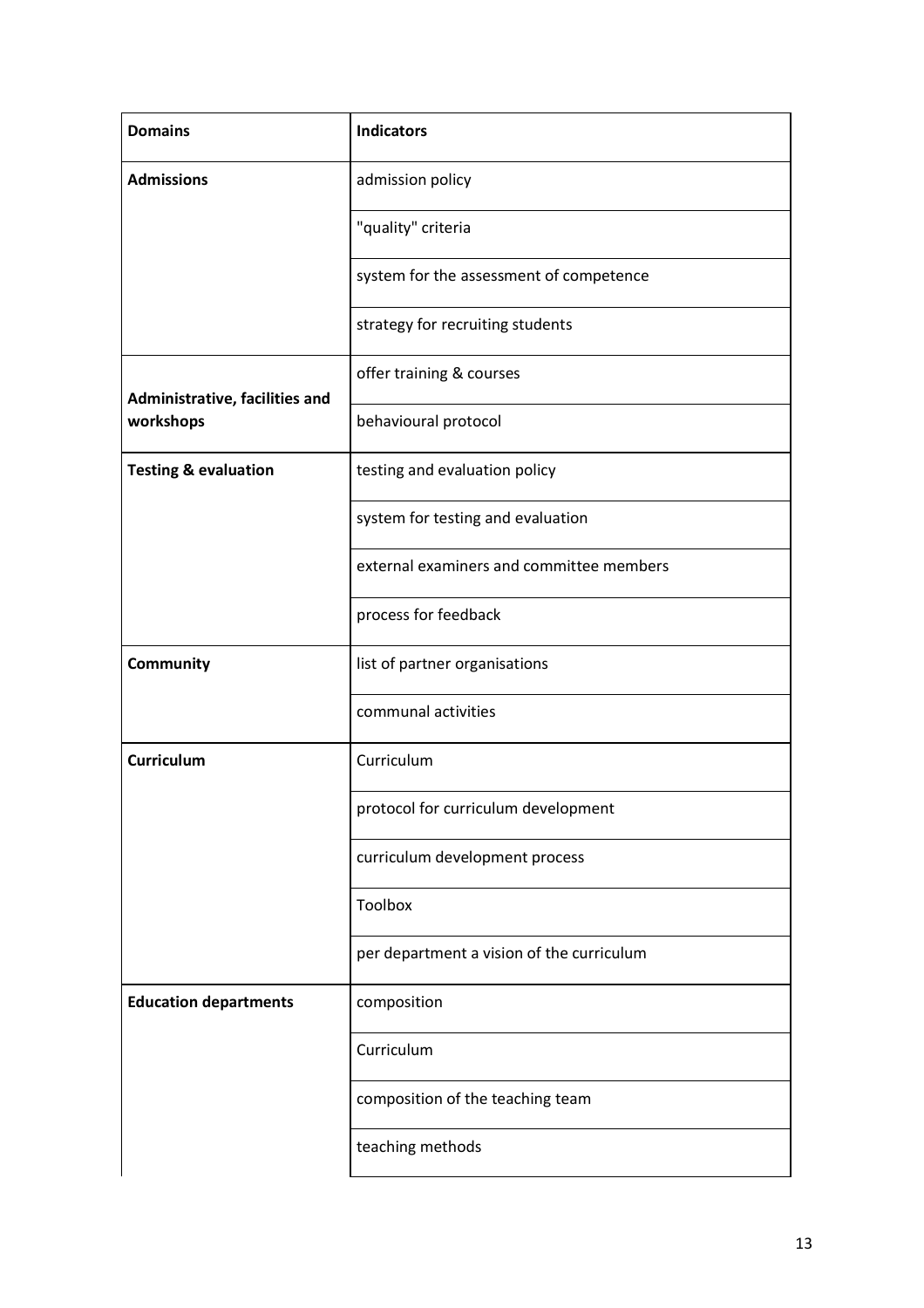| Domains | Indicators |
| --- | --- |
| **Admissions** | admission policy |
| | "quality" criteria |
| | system for the assessment of competence |
| | strategy for recruiting students |
| **Administrative, facilities and workshops** | offer training & courses |
| | behavioural protocol |
| **Testing & evaluation** | testing and evaluation policy |
| | system for testing and evaluation |
| | external examiners and committee members |
| | process for feedback |
| **Community** | list of partner organisations |
| | communal activities |
| **Curriculum** | Curriculum |
| | protocol for curriculum development |
| | curriculum development process |
| | Toolbox |
| | per department a vision of the curriculum |
| **Education departments** | composition |
| | Curriculum |
| | composition of the teaching team |
| | teaching methods |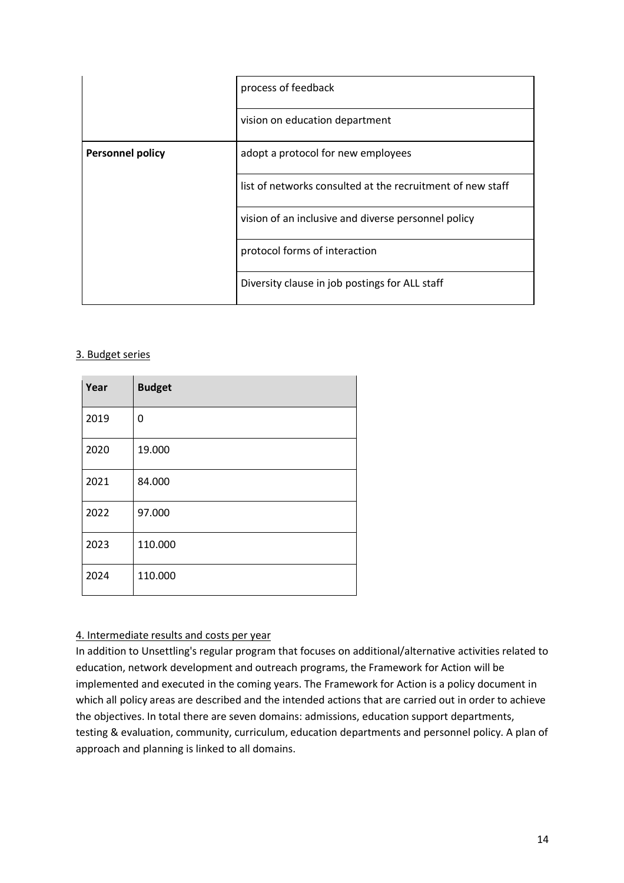| | |
|---|---|
| | process of feedback |
| | vision on education department |
| **Personnel policy** | adopt a protocol for new employees |
| | list of networks consulted at the recruitment of new staff |
| | vision of an inclusive and diverse personnel policy |
| | protocol forms of interaction |
| | Diversity clause in job postings for ALL staff |

3. Budget series

| Year | Budget |
|---|---|
| 2019 | 0 |
| 2020 | 19.000 |
| 2021 | 84.000 |
| 2022 | 97.000 |
| 2023 | 110.000 |
| 2024 | 110.000 |

4. Intermediate results and costs per year

In addition to Unsettling's regular program that focuses on additional/alternative activities related to education, network development and outreach programs, the Framework for Action will be implemented and executed in the coming years. The Framework for Action is a policy document in which all policy areas are described and the intended actions that are carried out in order to achieve the objectives. In total there are seven domains: admissions, education support departments, testing & evaluation, community, curriculum, education departments and personnel policy. A plan of approach and planning is linked to all domains.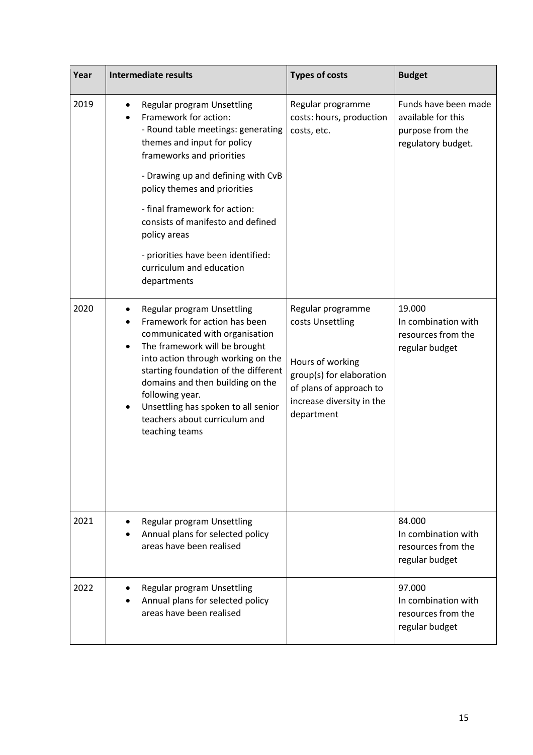| Year | Intermediate results | Types of costs | Budget |
|---|---|---|---|
| 2019 | • Regular program Unsettling<br>• Framework for action:<br>- Round table meetings: generating themes and input for policy frameworks and priorities<br>- Drawing up and defining with CvB policy themes and priorities<br>- final framework for action: consists of manifesto and defined policy areas<br>- priorities have been identified: curriculum and education departments | Regular programme costs: hours, production costs, etc. | Funds have been made available for this purpose from the regulatory budget. |
| 2020 | • Regular program Unsettling<br>• Framework for action has been communicated with organisation<br>• The framework will be brought into action through working on the starting foundation of the different domains and then building on the following year.<br>• Unsettling has spoken to all senior teachers about curriculum and teaching teams | Regular programme costs Unsettling<br><br>Hours of working group(s) for elaboration of plans of approach to increase diversity in the department | 19.000<br>In combination with resources from the regular budget |
| 2021 | • Regular program Unsettling<br>• Annual plans for selected policy areas have been realised | | 84.000<br>In combination with resources from the regular budget |
| 2022 | • Regular program Unsettling<br>• Annual plans for selected policy areas have been realised | | 97.000<br>In combination with resources from the regular budget |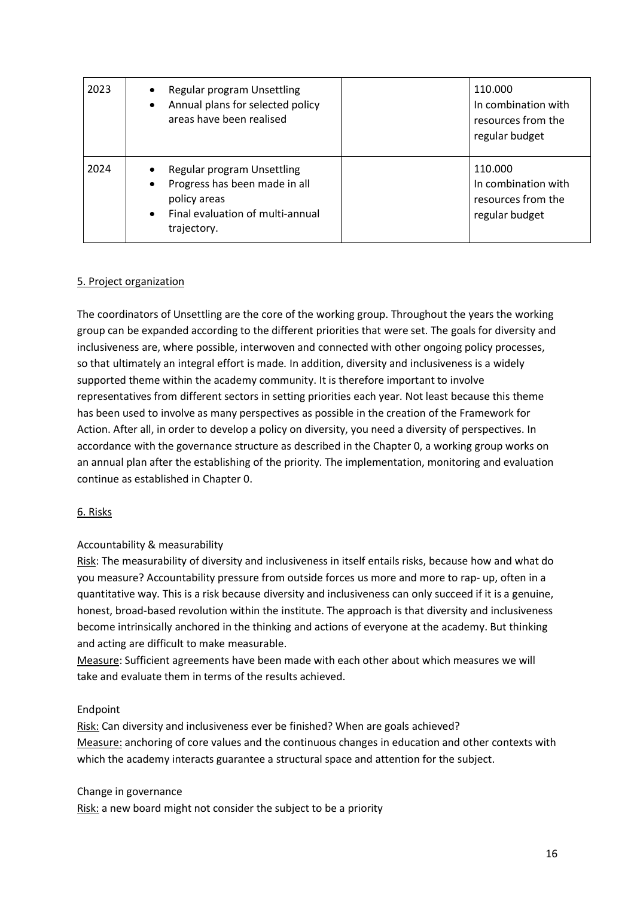| 2023 | • Regular program Unsettling<br>• Annual plans for selected policy areas have been realised | | 110.000<br>In combination with resources from the regular budget |
|---|---|---|---|
| 2024 | • Regular program Unsettling<br>• Progress has been made in all policy areas<br>• Final evaluation of multi-annual trajectory. | | 110.000<br>In combination with resources from the regular budget |

5. Project organization

The coordinators of Unsettling are the core of the working group. Throughout the years the working group can be expanded according to the different priorities that were set. The goals for diversity and inclusiveness are, where possible, interwoven and connected with other ongoing policy processes, so that ultimately an integral effort is made. In addition, diversity and inclusiveness is a widely supported theme within the academy community. It is therefore important to involve representatives from different sectors in setting priorities each year. Not least because this theme has been used to involve as many perspectives as possible in the creation of the Framework for Action. After all, in order to develop a policy on diversity, you need a diversity of perspectives. In accordance with the governance structure as described in the Chapter 0, a working group works on an annual plan after the establishing of the priority. The implementation, monitoring and evaluation continue as established in Chapter 0.

6. Risks

Accountability & measurability

Risk: The measurability of diversity and inclusiveness in itself entails risks, because how and what do you measure? Accountability pressure from outside forces us more and more to rap- up, often in a quantitative way. This is a risk because diversity and inclusiveness can only succeed if it is a genuine, honest, broad-based revolution within the institute. The approach is that diversity and inclusiveness become intrinsically anchored in the thinking and actions of everyone at the academy. But thinking and acting are difficult to make measurable.
Measure: Sufficient agreements have been made with each other about which measures we will take and evaluate them in terms of the results achieved.

Endpoint

Risk: Can diversity and inclusiveness ever be finished? When are goals achieved?
Measure: anchoring of core values and the continuous changes in education and other contexts with which the academy interacts guarantee a structural space and attention for the subject.

Change in governance

Risk: a new board might not consider the subject to be a priority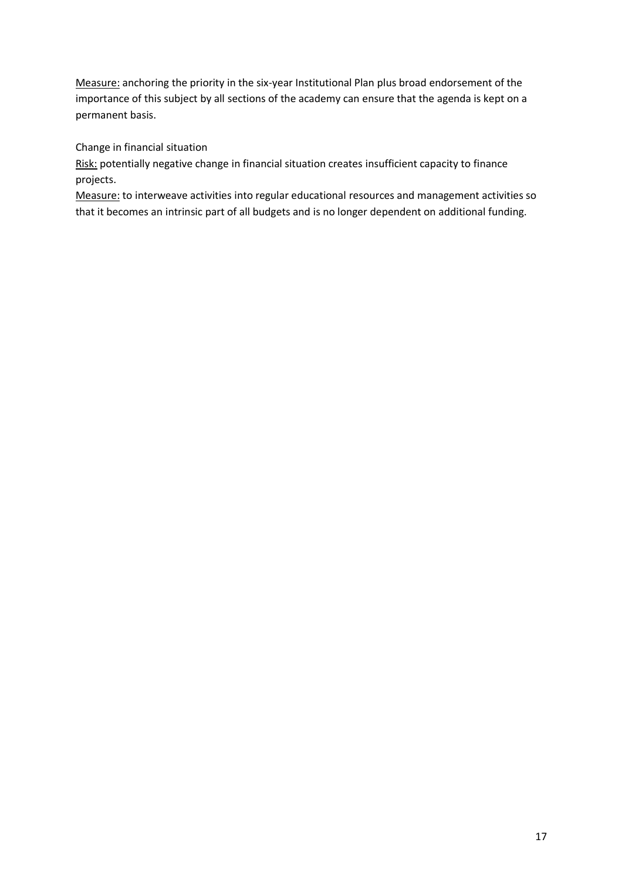Measure: anchoring the priority in the six-year Institutional Plan plus broad endorsement of the importance of this subject by all sections of the academy can ensure that the agenda is kept on a permanent basis.

Change in financial situation

Risk: potentially negative change in financial situation creates insufficient capacity to finance projects.

Measure: to interweave activities into regular educational resources and management activities so that it becomes an intrinsic part of all budgets and is no longer dependent on additional funding.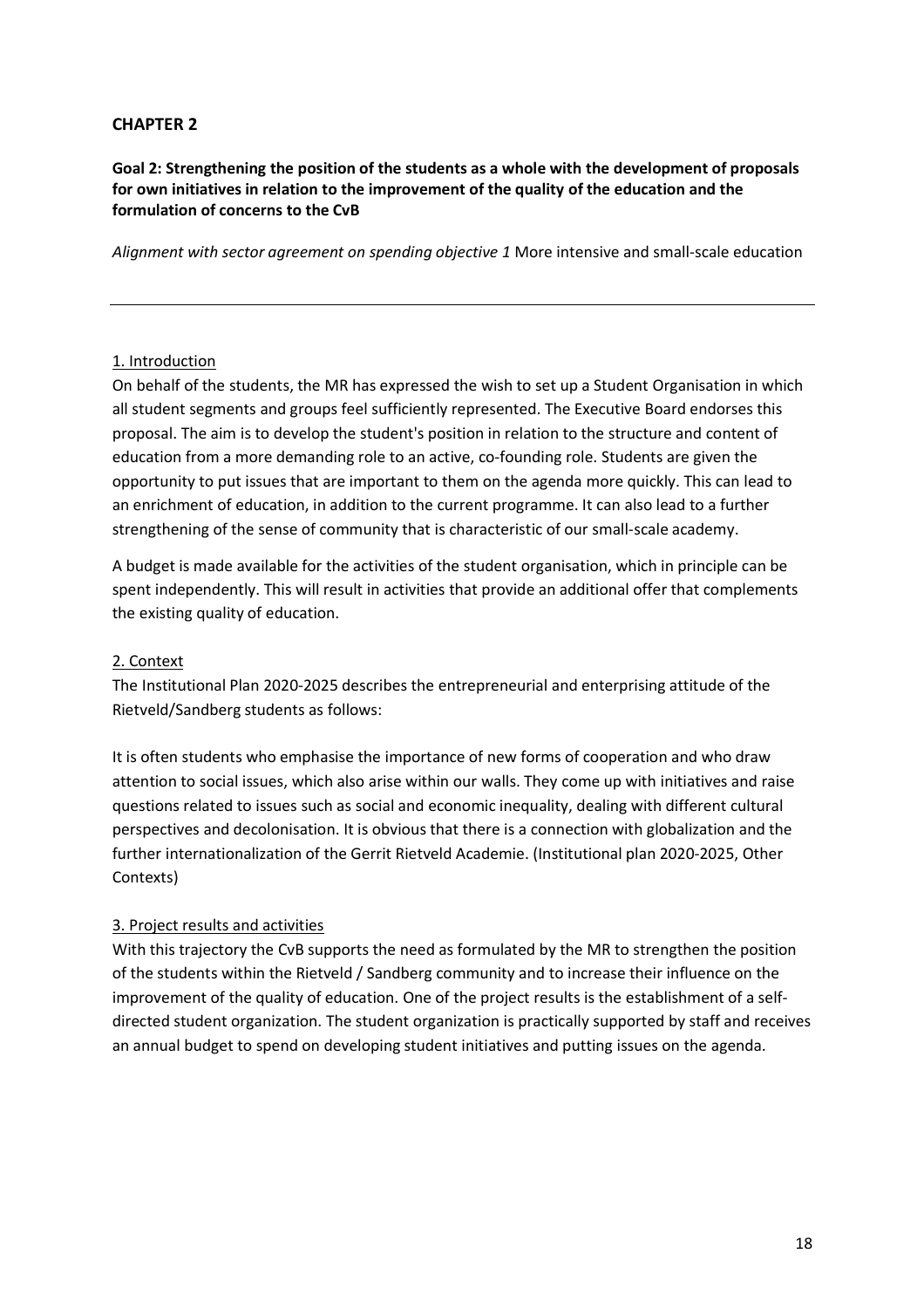## CHAPTER 2

**Goal 2: Strengthening the position of the students as a whole with the development of proposals for own initiatives in relation to the improvement of the quality of the education and the formulation of concerns to the CvB**

*Alignment with sector agreement on spending objective 1* More intensive and small-scale education

---

### 1. Introduction

On behalf of the students, the MR has expressed the wish to set up a Student Organisation in which all student segments and groups feel sufficiently represented. The Executive Board endorses this proposal. The aim is to develop the student's position in relation to the structure and content of education from a more demanding role to an active, co-founding role. Students are given the opportunity to put issues that are important to them on the agenda more quickly. This can lead to an enrichment of education, in addition to the current programme. It can also lead to a further strengthening of the sense of community that is characteristic of our small-scale academy.

A budget is made available for the activities of the student organisation, which in principle can be spent independently. This will result in activities that provide an additional offer that complements the existing quality of education.

### 2. Context

The Institutional Plan 2020-2025 describes the entrepreneurial and enterprising attitude of the Rietveld/Sandberg students as follows:

It is often students who emphasise the importance of new forms of cooperation and who draw attention to social issues, which also arise within our walls. They come up with initiatives and raise questions related to issues such as social and economic inequality, dealing with different cultural perspectives and decolonisation. It is obvious that there is a connection with globalization and the further internationalization of the Gerrit Rietveld Academie. (Institutional plan 2020-2025, Other Contexts)

### 3. Project results and activities

With this trajectory the CvB supports the need as formulated by the MR to strengthen the position of the students within the Rietveld / Sandberg community and to increase their influence on the improvement of the quality of education. One of the project results is the establishment of a self-directed student organization. The student organization is practically supported by staff and receives an annual budget to spend on developing student initiatives and putting issues on the agenda.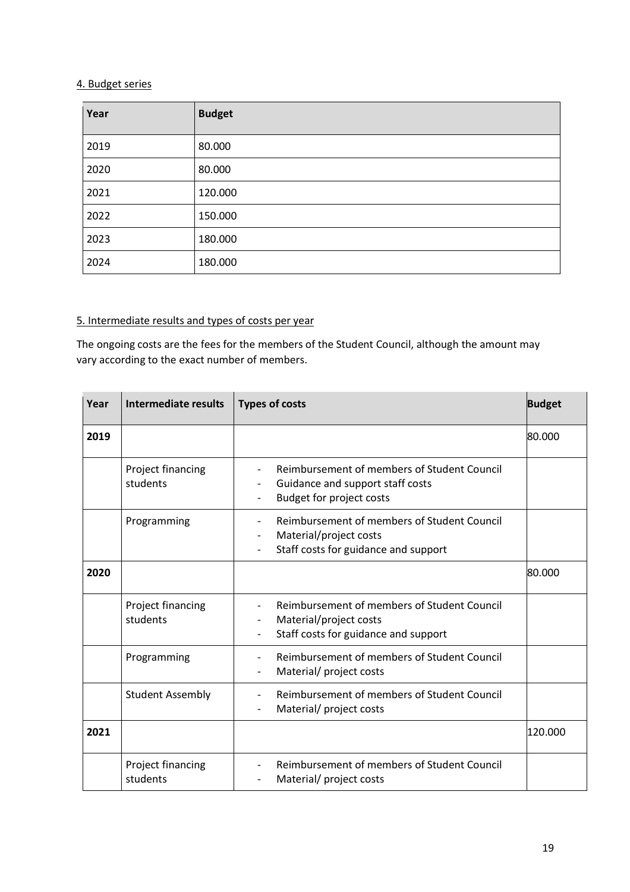4. Budget series

| Year | Budget |
|---|---|
| 2019 | 80.000 |
| 2020 | 80.000 |
| 2021 | 120.000 |
| 2022 | 150.000 |
| 2023 | 180.000 |
| 2024 | 180.000 |

5. Intermediate results and types of costs per year

The ongoing costs are the fees for the members of the Student Council, although the amount may vary according to the exact number of members.

| Year | Intermediate results | Types of costs | Budget |
|---|---|---|---|
| **2019** | | | 80.000 |
| | Project financing students | - Reimbursement of members of Student Council<br>- Guidance and support staff costs<br>- Budget for project costs | |
| | Programming | - Reimbursement of members of Student Council<br>- Material/project costs<br>- Staff costs for guidance and support | |
| **2020** | | | 80.000 |
| | Project financing students | - Reimbursement of members of Student Council<br>- Material/project costs<br>- Staff costs for guidance and support | |
| | Programming | - Reimbursement of members of Student Council<br>- Material/ project costs | |
| | Student Assembly | - Reimbursement of members of Student Council<br>- Material/ project costs | |
| **2021** | | | 120.000 |
| | Project financing students | - Reimbursement of members of Student Council<br>- Material/ project costs | |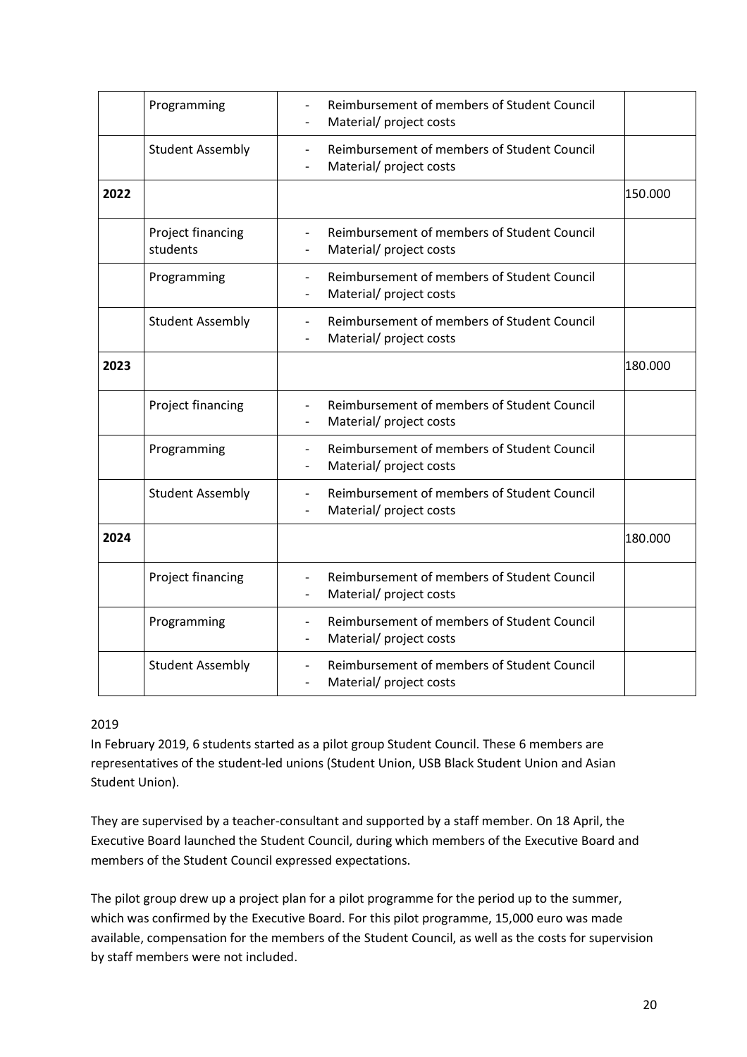| | | | |
|---|---|---|---|
| | Programming | - Reimbursement of members of Student Council<br>- Material/ project costs | |
| | Student Assembly | - Reimbursement of members of Student Council<br>- Material/ project costs | |
| **2022** | | | 150.000 |
| | Project financing students | - Reimbursement of members of Student Council<br>- Material/ project costs | |
| | Programming | - Reimbursement of members of Student Council<br>- Material/ project costs | |
| | Student Assembly | - Reimbursement of members of Student Council<br>- Material/ project costs | |
| **2023** | | | 180.000 |
| | Project financing | - Reimbursement of members of Student Council<br>- Material/ project costs | |
| | Programming | - Reimbursement of members of Student Council<br>- Material/ project costs | |
| | Student Assembly | - Reimbursement of members of Student Council<br>- Material/ project costs | |
| **2024** | | | 180.000 |
| | Project financing | - Reimbursement of members of Student Council<br>- Material/ project costs | |
| | Programming | - Reimbursement of members of Student Council<br>- Material/ project costs | |
| | Student Assembly | - Reimbursement of members of Student Council<br>- Material/ project costs | |

2019

In February 2019, 6 students started as a pilot group Student Council. These 6 members are representatives of the student-led unions (Student Union, USB Black Student Union and Asian Student Union).

They are supervised by a teacher-consultant and supported by a staff member. On 18 April, the Executive Board launched the Student Council, during which members of the Executive Board and members of the Student Council expressed expectations.

The pilot group drew up a project plan for a pilot programme for the period up to the summer, which was confirmed by the Executive Board. For this pilot programme, 15,000 euro was made available, compensation for the members of the Student Council, as well as the costs for supervision by staff members were not included.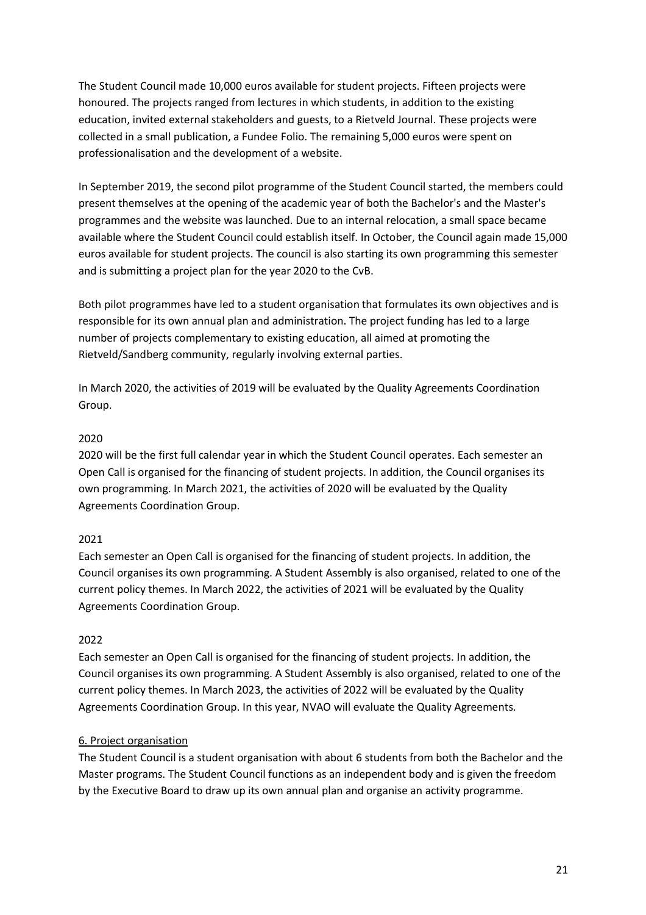The Student Council made 10,000 euros available for student projects. Fifteen projects were honoured. The projects ranged from lectures in which students, in addition to the existing education, invited external stakeholders and guests, to a Rietveld Journal. These projects were collected in a small publication, a Fundee Folio. The remaining 5,000 euros were spent on professionalisation and the development of a website.

In September 2019, the second pilot programme of the Student Council started, the members could present themselves at the opening of the academic year of both the Bachelor's and the Master's programmes and the website was launched. Due to an internal relocation, a small space became available where the Student Council could establish itself. In October, the Council again made 15,000 euros available for student projects. The council is also starting its own programming this semester and is submitting a project plan for the year 2020 to the CvB.

Both pilot programmes have led to a student organisation that formulates its own objectives and is responsible for its own annual plan and administration. The project funding has led to a large number of projects complementary to existing education, all aimed at promoting the Rietveld/Sandberg community, regularly involving external parties.

In March 2020, the activities of 2019 will be evaluated by the Quality Agreements Coordination Group.

2020

2020 will be the first full calendar year in which the Student Council operates. Each semester an Open Call is organised for the financing of student projects. In addition, the Council organises its own programming. In March 2021, the activities of 2020 will be evaluated by the Quality Agreements Coordination Group.

2021

Each semester an Open Call is organised for the financing of student projects. In addition, the Council organises its own programming. A Student Assembly is also organised, related to one of the current policy themes. In March 2022, the activities of 2021 will be evaluated by the Quality Agreements Coordination Group.

2022

Each semester an Open Call is organised for the financing of student projects. In addition, the Council organises its own programming. A Student Assembly is also organised, related to one of the current policy themes. In March 2023, the activities of 2022 will be evaluated by the Quality Agreements Coordination Group. In this year, NVAO will evaluate the Quality Agreements.

## 6. Project organisation

The Student Council is a student organisation with about 6 students from both the Bachelor and the Master programs. The Student Council functions as an independent body and is given the freedom by the Executive Board to draw up its own annual plan and organise an activity programme.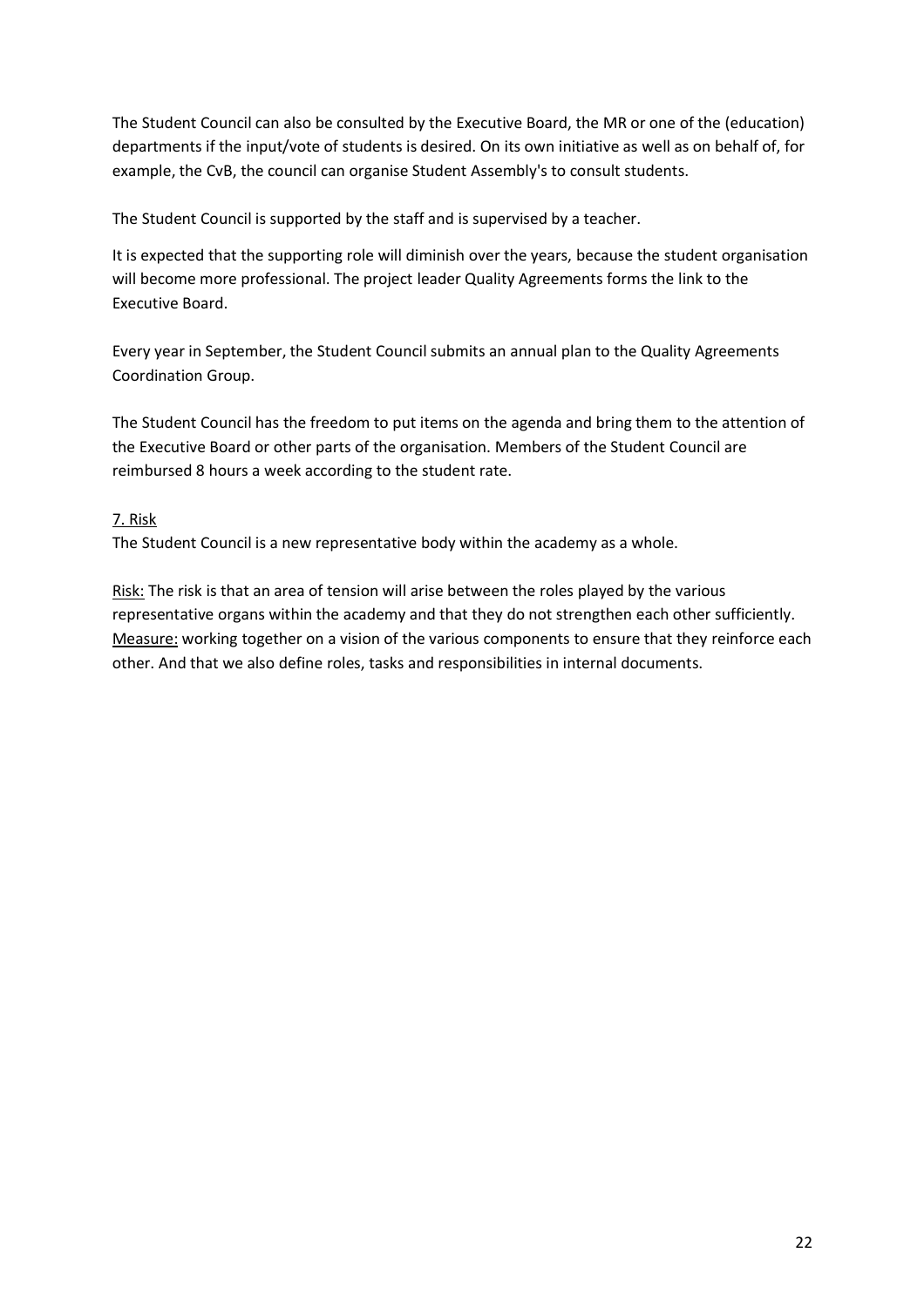The Student Council can also be consulted by the Executive Board, the MR or one of the (education) departments if the input/vote of students is desired. On its own initiative as well as on behalf of, for example, the CvB, the council can organise Student Assembly's to consult students.

The Student Council is supported by the staff and is supervised by a teacher.

It is expected that the supporting role will diminish over the years, because the student organisation will become more professional. The project leader Quality Agreements forms the link to the Executive Board.

Every year in September, the Student Council submits an annual plan to the Quality Agreements Coordination Group.

The Student Council has the freedom to put items on the agenda and bring them to the attention of the Executive Board or other parts of the organisation. Members of the Student Council are reimbursed 8 hours a week according to the student rate.

<u>7. Risk</u>

The Student Council is a new representative body within the academy as a whole.

<u>Risk:</u> The risk is that an area of tension will arise between the roles played by the various representative organs within the academy and that they do not strengthen each other sufficiently.
<u>Measure:</u> working together on a vision of the various components to ensure that they reinforce each other. And that we also define roles, tasks and responsibilities in internal documents.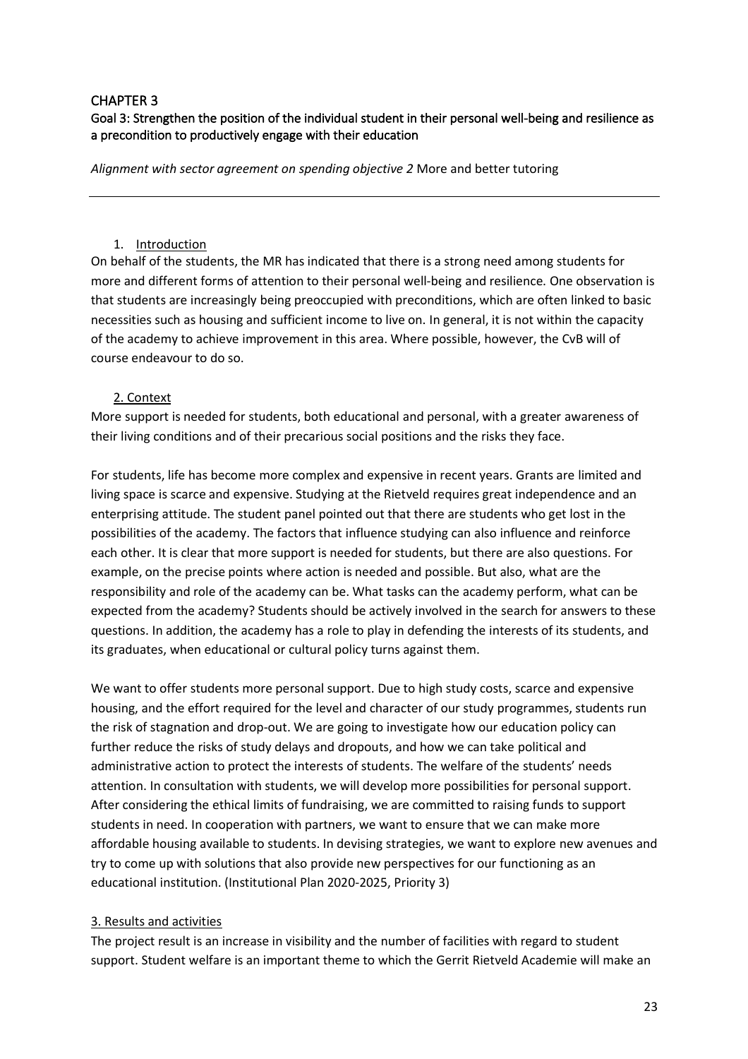# CHAPTER 3

## Goal 3: Strengthen the position of the individual student in their personal well-being and resilience as a precondition to productively engage with their education

*Alignment with sector agreement on spending objective 2* More and better tutoring

---

### 1. Introduction

On behalf of the students, the MR has indicated that there is a strong need among students for more and different forms of attention to their personal well-being and resilience. One observation is that students are increasingly being preoccupied with preconditions, which are often linked to basic necessities such as housing and sufficient income to live on. In general, it is not within the capacity of the academy to achieve improvement in this area. Where possible, however, the CvB will of course endeavour to do so.

### 2. Context

More support is needed for students, both educational and personal, with a greater awareness of their living conditions and of their precarious social positions and the risks they face.

For students, life has become more complex and expensive in recent years. Grants are limited and living space is scarce and expensive. Studying at the Rietveld requires great independence and an enterprising attitude. The student panel pointed out that there are students who get lost in the possibilities of the academy. The factors that influence studying can also influence and reinforce each other. It is clear that more support is needed for students, but there are also questions. For example, on the precise points where action is needed and possible. But also, what are the responsibility and role of the academy can be. What tasks can the academy perform, what can be expected from the academy? Students should be actively involved in the search for answers to these questions. In addition, the academy has a role to play in defending the interests of its students, and its graduates, when educational or cultural policy turns against them.

We want to offer students more personal support. Due to high study costs, scarce and expensive housing, and the effort required for the level and character of our study programmes, students run the risk of stagnation and drop-out. We are going to investigate how our education policy can further reduce the risks of study delays and dropouts, and how we can take political and administrative action to protect the interests of students. The welfare of the students' needs attention. In consultation with students, we will develop more possibilities for personal support. After considering the ethical limits of fundraising, we are committed to raising funds to support students in need. In cooperation with partners, we want to ensure that we can make more affordable housing available to students. In devising strategies, we want to explore new avenues and try to come up with solutions that also provide new perspectives for our functioning as an educational institution. (Institutional Plan 2020-2025, Priority 3)

### 3. Results and activities

The project result is an increase in visibility and the number of facilities with regard to student support. Student welfare is an important theme to which the Gerrit Rietveld Academie will make an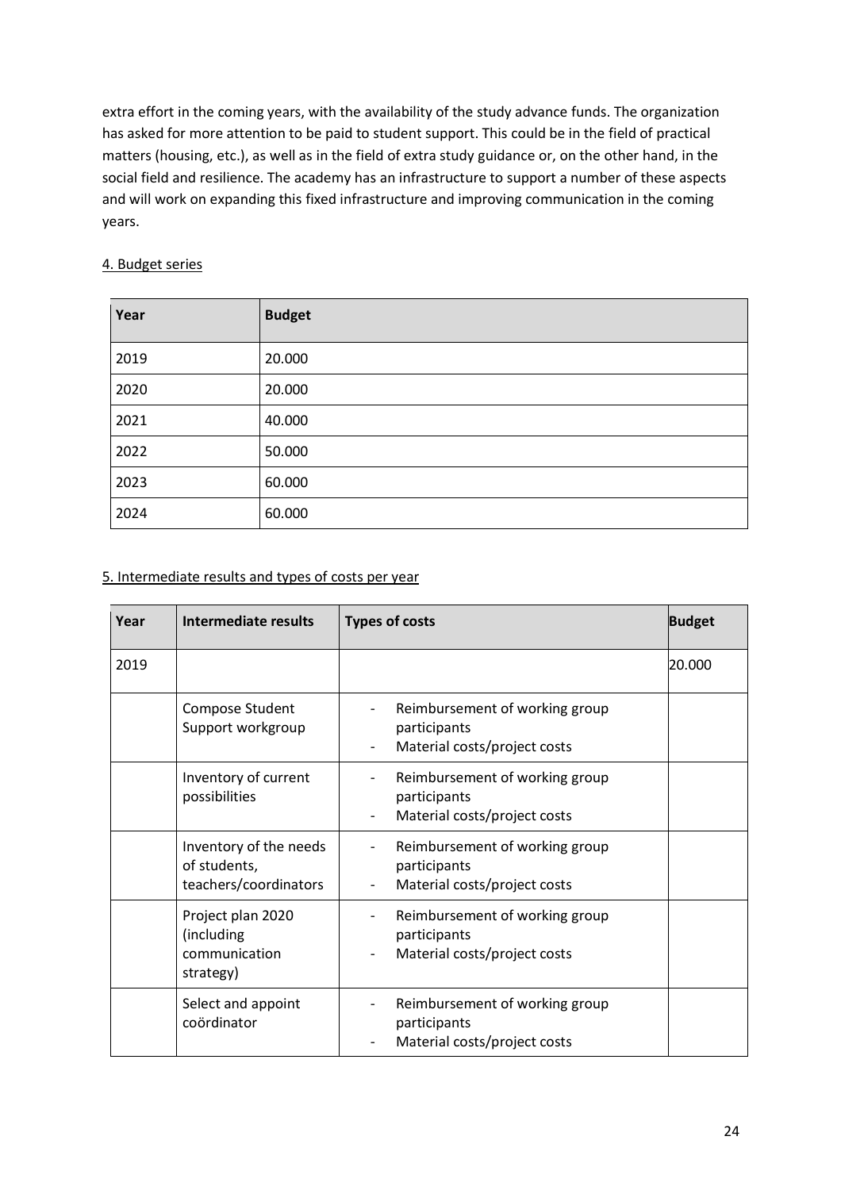extra effort in the coming years, with the availability of the study advance funds. The organization has asked for more attention to be paid to student support. This could be in the field of practical matters (housing, etc.), as well as in the field of extra study guidance or, on the other hand, in the social field and resilience. The academy has an infrastructure to support a number of these aspects and will work on expanding this fixed infrastructure and improving communication in the coming years.

4. Budget series

| Year | Budget |
|---|---|
| 2019 | 20.000 |
| 2020 | 20.000 |
| 2021 | 40.000 |
| 2022 | 50.000 |
| 2023 | 60.000 |
| 2024 | 60.000 |

5. Intermediate results and types of costs per year

| Year | Intermediate results | Types of costs | Budget |
|---|---|---|---|
| 2019 | | | 20.000 |
| | Compose Student Support workgroup | - Reimbursement of working group participants<br>- Material costs/project costs | |
| | Inventory of current possibilities | - Reimbursement of working group participants<br>- Material costs/project costs | |
| | Inventory of the needs of students, teachers/coordinators | - Reimbursement of working group participants<br>- Material costs/project costs | |
| | Project plan 2020 (including communication strategy) | - Reimbursement of working group participants<br>- Material costs/project costs | |
| | Select and appoint coördinator | - Reimbursement of working group participants<br>- Material costs/project costs | |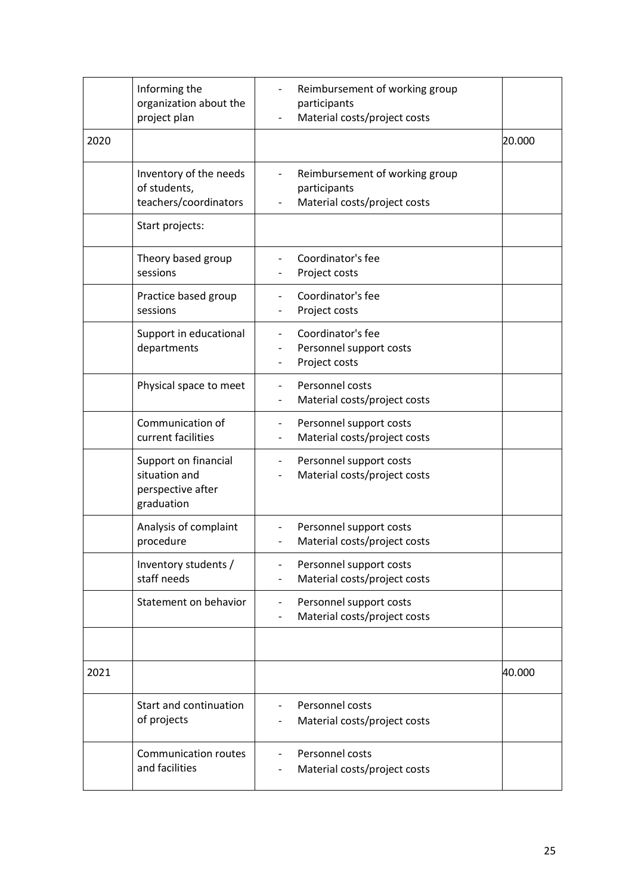| | | | |
|---|---|---|---|
| | Informing the organization about the project plan | - Reimbursement of working group participants<br>- Material costs/project costs | |
| 2020 | | | 20.000 |
| | Inventory of the needs of students, teachers/coordinators | - Reimbursement of working group participants<br>- Material costs/project costs | |
| | Start projects: | | |
| | Theory based group sessions | - Coordinator's fee<br>- Project costs | |
| | Practice based group sessions | - Coordinator's fee<br>- Project costs | |
| | Support in educational departments | - Coordinator's fee<br>- Personnel support costs<br>- Project costs | |
| | Physical space to meet | - Personnel costs<br>- Material costs/project costs | |
| | Communication of current facilities | - Personnel support costs<br>- Material costs/project costs | |
| | Support on financial situation and perspective after graduation | - Personnel support costs<br>- Material costs/project costs | |
| | Analysis of complaint procedure | - Personnel support costs<br>- Material costs/project costs | |
| | Inventory students / staff needs | - Personnel support costs<br>- Material costs/project costs | |
| | Statement on behavior | - Personnel support costs<br>- Material costs/project costs | |
| | | | |
| 2021 | | | 40.000 |
| | Start and continuation of projects | - Personnel costs<br>- Material costs/project costs | |
| | Communication routes and facilities | - Personnel costs<br>- Material costs/project costs | |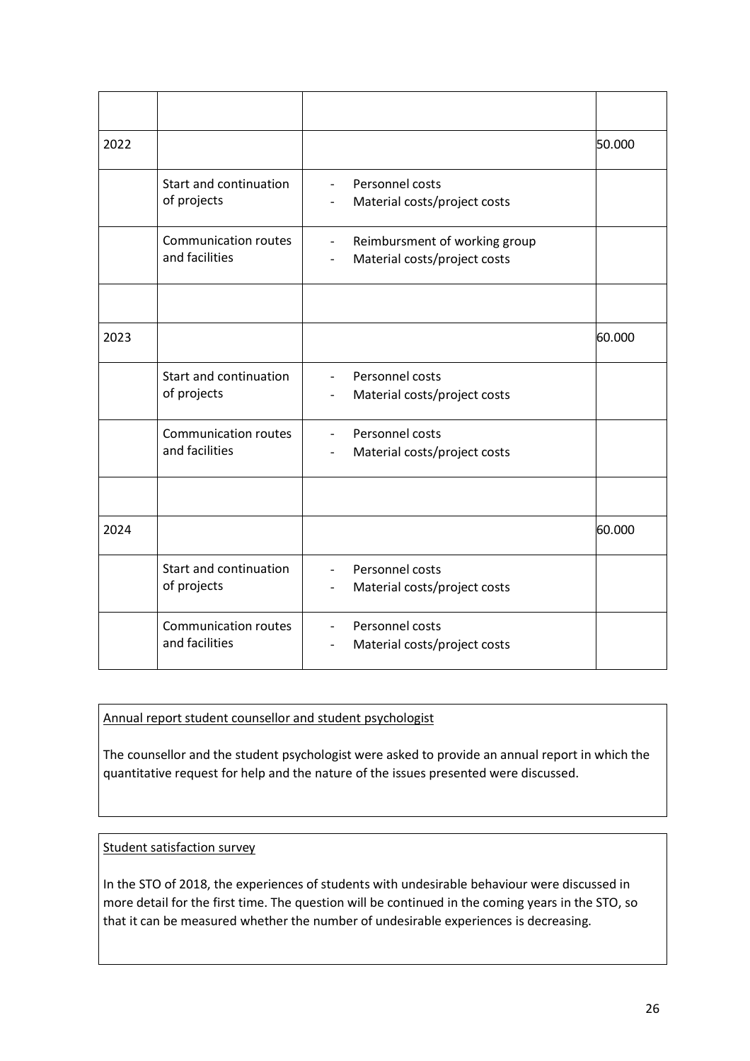| | | | |
|---|---|---|---|
| 2022 | | | 50.000 |
| | Start and continuation of projects | - Personnel costs<br>- Material costs/project costs | |
| | Communication routes and facilities | - Reimbursment of working group<br>- Material costs/project costs | |
| | | | |
| 2023 | | | 60.000 |
| | Start and continuation of projects | - Personnel costs<br>- Material costs/project costs | |
| | Communication routes and facilities | - Personnel costs<br>- Material costs/project costs | |
| | | | |
| 2024 | | | 60.000 |
| | Start and continuation of projects | - Personnel costs<br>- Material costs/project costs | |
| | Communication routes and facilities | - Personnel costs<br>- Material costs/project costs | |

<u>Annual report student counsellor and student psychologist</u>

The counsellor and the student psychologist were asked to provide an annual report in which the quantitative request for help and the nature of the issues presented were discussed.

<u>Student satisfaction survey</u>

In the STO of 2018, the experiences of students with undesirable behaviour were discussed in more detail for the first time. The question will be continued in the coming years in the STO, so that it can be measured whether the number of undesirable experiences is decreasing.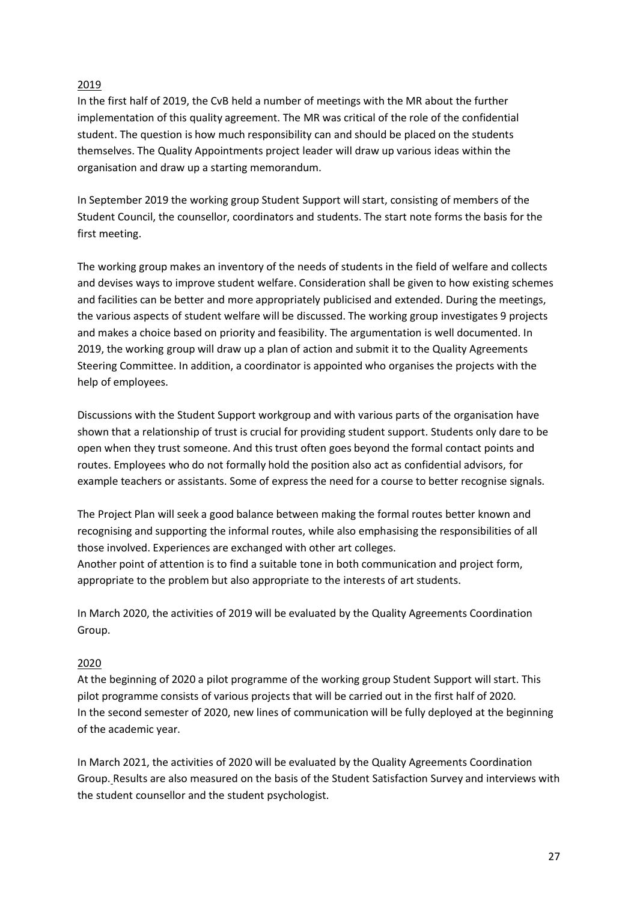## 2019

In the first half of 2019, the CvB held a number of meetings with the MR about the further implementation of this quality agreement. The MR was critical of the role of the confidential student. The question is how much responsibility can and should be placed on the students themselves. The Quality Appointments project leader will draw up various ideas within the organisation and draw up a starting memorandum.

In September 2019 the working group Student Support will start, consisting of members of the Student Council, the counsellor, coordinators and students. The start note forms the basis for the first meeting.

The working group makes an inventory of the needs of students in the field of welfare and collects and devises ways to improve student welfare. Consideration shall be given to how existing schemes and facilities can be better and more appropriately publicised and extended. During the meetings, the various aspects of student welfare will be discussed. The working group investigates 9 projects and makes a choice based on priority and feasibility. The argumentation is well documented. In 2019, the working group will draw up a plan of action and submit it to the Quality Agreements Steering Committee. In addition, a coordinator is appointed who organises the projects with the help of employees.

Discussions with the Student Support workgroup and with various parts of the organisation have shown that a relationship of trust is crucial for providing student support. Students only dare to be open when they trust someone. And this trust often goes beyond the formal contact points and routes. Employees who do not formally hold the position also act as confidential advisors, for example teachers or assistants. Some of express the need for a course to better recognise signals.

The Project Plan will seek a good balance between making the formal routes better known and recognising and supporting the informal routes, while also emphasising the responsibilities of all those involved. Experiences are exchanged with other art colleges.
Another point of attention is to find a suitable tone in both communication and project form, appropriate to the problem but also appropriate to the interests of art students.

In March 2020, the activities of 2019 will be evaluated by the Quality Agreements Coordination Group.

## 2020

At the beginning of 2020 a pilot programme of the working group Student Support will start. This pilot programme consists of various projects that will be carried out in the first half of 2020.
In the second semester of 2020, new lines of communication will be fully deployed at the beginning of the academic year.

In March 2021, the activities of 2020 will be evaluated by the Quality Agreements Coordination Group. Results are also measured on the basis of the Student Satisfaction Survey and interviews with the student counsellor and the student psychologist.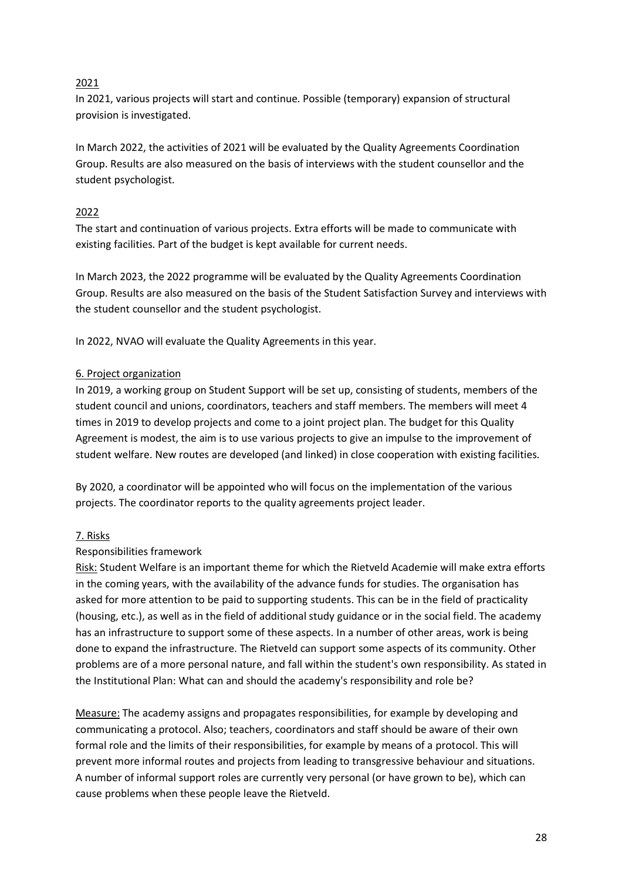2021

In 2021, various projects will start and continue. Possible (temporary) expansion of structural provision is investigated.

In March 2022, the activities of 2021 will be evaluated by the Quality Agreements Coordination Group. Results are also measured on the basis of interviews with the student counsellor and the student psychologist.

2022

The start and continuation of various projects. Extra efforts will be made to communicate with existing facilities. Part of the budget is kept available for current needs.

In March 2023, the 2022 programme will be evaluated by the Quality Agreements Coordination Group. Results are also measured on the basis of the Student Satisfaction Survey and interviews with the student counsellor and the student psychologist.

In 2022, NVAO will evaluate the Quality Agreements in this year.

## 6. Project organization

In 2019, a working group on Student Support will be set up, consisting of students, members of the student council and unions, coordinators, teachers and staff members. The members will meet 4 times in 2019 to develop projects and come to a joint project plan. The budget for this Quality Agreement is modest, the aim is to use various projects to give an impulse to the improvement of student welfare. New routes are developed (and linked) in close cooperation with existing facilities.

By 2020, a coordinator will be appointed who will focus on the implementation of the various projects. The coordinator reports to the quality agreements project leader.

## 7. Risks

Responsibilities framework

Risk: Student Welfare is an important theme for which the Rietveld Academie will make extra efforts in the coming years, with the availability of the advance funds for studies. The organisation has asked for more attention to be paid to supporting students. This can be in the field of practicality (housing, etc.), as well as in the field of additional study guidance or in the social field. The academy has an infrastructure to support some of these aspects. In a number of other areas, work is being done to expand the infrastructure. The Rietveld can support some aspects of its community. Other problems are of a more personal nature, and fall within the student's own responsibility. As stated in the Institutional Plan: What can and should the academy's responsibility and role be?

Measure: The academy assigns and propagates responsibilities, for example by developing and communicating a protocol. Also; teachers, coordinators and staff should be aware of their own formal role and the limits of their responsibilities, for example by means of a protocol. This will prevent more informal routes and projects from leading to transgressive behaviour and situations. A number of informal support roles are currently very personal (or have grown to be), which can cause problems when these people leave the Rietveld.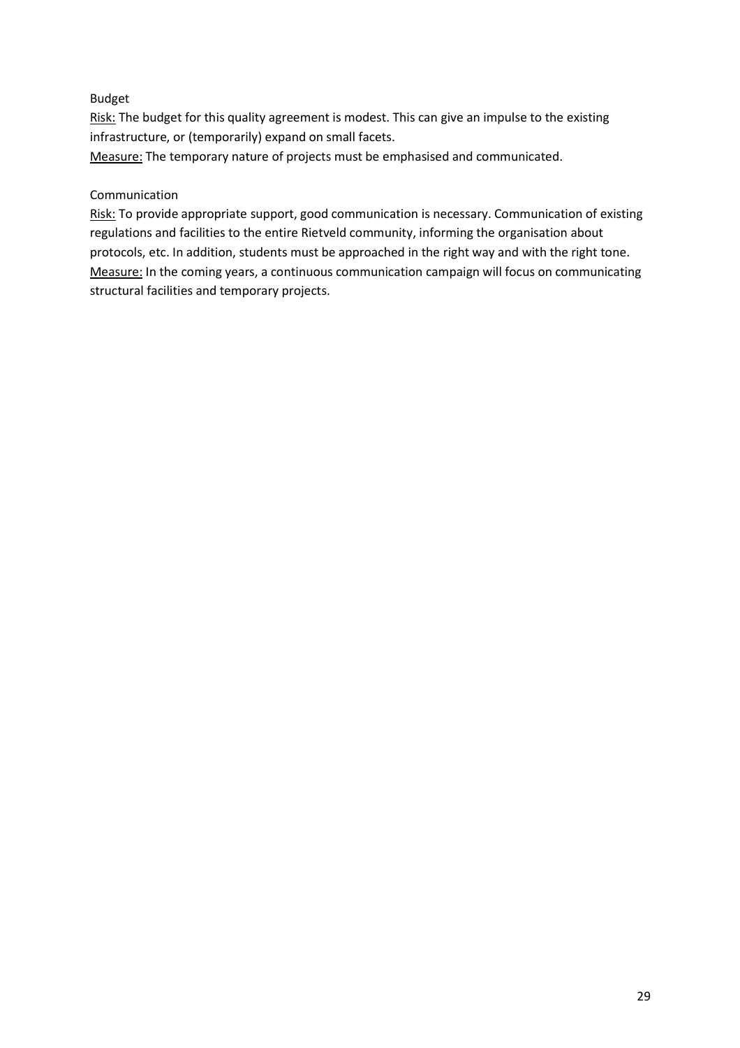Budget

Risk: The budget for this quality agreement is modest. This can give an impulse to the existing infrastructure, or (temporarily) expand on small facets.

Measure: The temporary nature of projects must be emphasised and communicated.

Communication

Risk: To provide appropriate support, good communication is necessary. Communication of existing regulations and facilities to the entire Rietveld community, informing the organisation about protocols, etc. In addition, students must be approached in the right way and with the right tone.

Measure: In the coming years, a continuous communication campaign will focus on communicating structural facilities and temporary projects.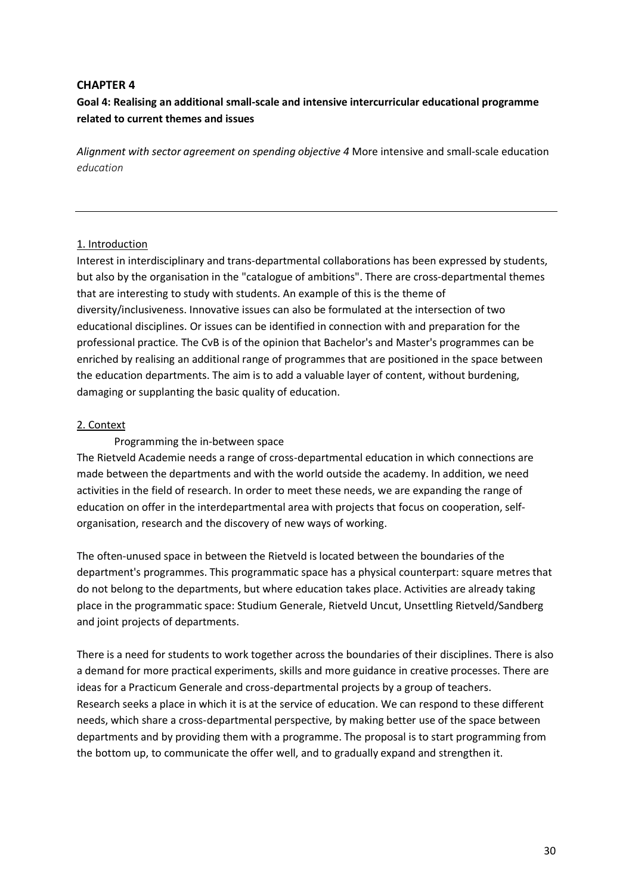# CHAPTER 4

## Goal 4: Realising an additional small-scale and intensive intercurricular educational programme related to current themes and issues

*Alignment with sector agreement on spending objective 4* More intensive and small-scale education *education*

---

### 1. Introduction

Interest in interdisciplinary and trans-departmental collaborations has been expressed by students, but also by the organisation in the "catalogue of ambitions". There are cross-departmental themes that are interesting to study with students. An example of this is the theme of diversity/inclusiveness. Innovative issues can also be formulated at the intersection of two educational disciplines. Or issues can be identified in connection with and preparation for the professional practice. The CvB is of the opinion that Bachelor's and Master's programmes can be enriched by realising an additional range of programmes that are positioned in the space between the education departments. The aim is to add a valuable layer of content, without burdening, damaging or supplanting the basic quality of education.

### 2. Context

Programming the in-between space

The Rietveld Academie needs a range of cross-departmental education in which connections are made between the departments and with the world outside the academy. In addition, we need activities in the field of research. In order to meet these needs, we are expanding the range of education on offer in the interdepartmental area with projects that focus on cooperation, self-organisation, research and the discovery of new ways of working.

The often-unused space in between the Rietveld is located between the boundaries of the department's programmes. This programmatic space has a physical counterpart: square metres that do not belong to the departments, but where education takes place. Activities are already taking place in the programmatic space: Studium Generale, Rietveld Uncut, Unsettling Rietveld/Sandberg and joint projects of departments.

There is a need for students to work together across the boundaries of their disciplines. There is also a demand for more practical experiments, skills and more guidance in creative processes. There are ideas for a Practicum Generale and cross-departmental projects by a group of teachers. Research seeks a place in which it is at the service of education. We can respond to these different needs, which share a cross-departmental perspective, by making better use of the space between departments and by providing them with a programme. The proposal is to start programming from the bottom up, to communicate the offer well, and to gradually expand and strengthen it.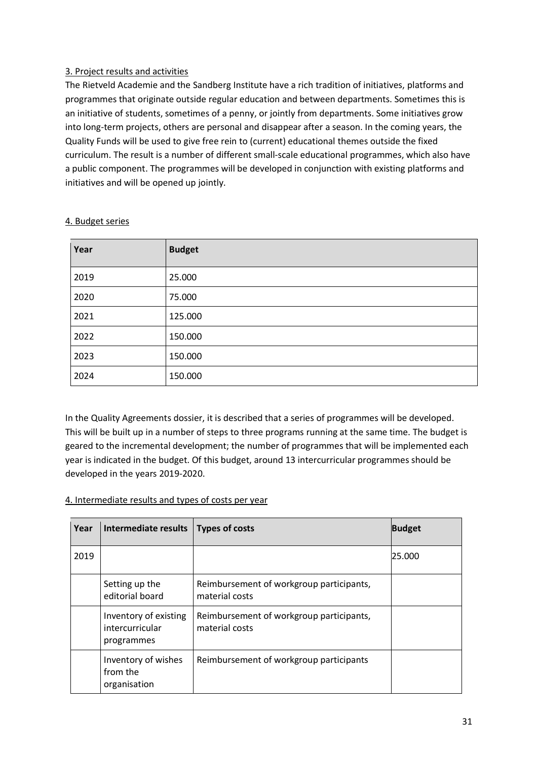3. Project results and activities

The Rietveld Academie and the Sandberg Institute have a rich tradition of initiatives, platforms and programmes that originate outside regular education and between departments. Sometimes this is an initiative of students, sometimes of a penny, or jointly from departments. Some initiatives grow into long-term projects, others are personal and disappear after a season. In the coming years, the Quality Funds will be used to give free rein to (current) educational themes outside the fixed curriculum. The result is a number of different small-scale educational programmes, which also have a public component. The programmes will be developed in conjunction with existing platforms and initiatives and will be opened up jointly.

4. Budget series

| Year | Budget |
|---|---|
| 2019 | 25.000 |
| 2020 | 75.000 |
| 2021 | 125.000 |
| 2022 | 150.000 |
| 2023 | 150.000 |
| 2024 | 150.000 |

In the Quality Agreements dossier, it is described that a series of programmes will be developed. This will be built up in a number of steps to three programs running at the same time. The budget is geared to the incremental development; the number of programmes that will be implemented each year is indicated in the budget. Of this budget, around 13 intercurricular programmes should be developed in the years 2019-2020.

4. Intermediate results and types of costs per year

| Year | Intermediate results | Types of costs | Budget |
|---|---|---|---|
| 2019 | | | 25.000 |
| | Setting up the editorial board | Reimbursement of workgroup participants, material costs | |
| | Inventory of existing intercurricular programmes | Reimbursement of workgroup participants, material costs | |
| | Inventory of wishes from the organisation | Reimbursement of workgroup participants | |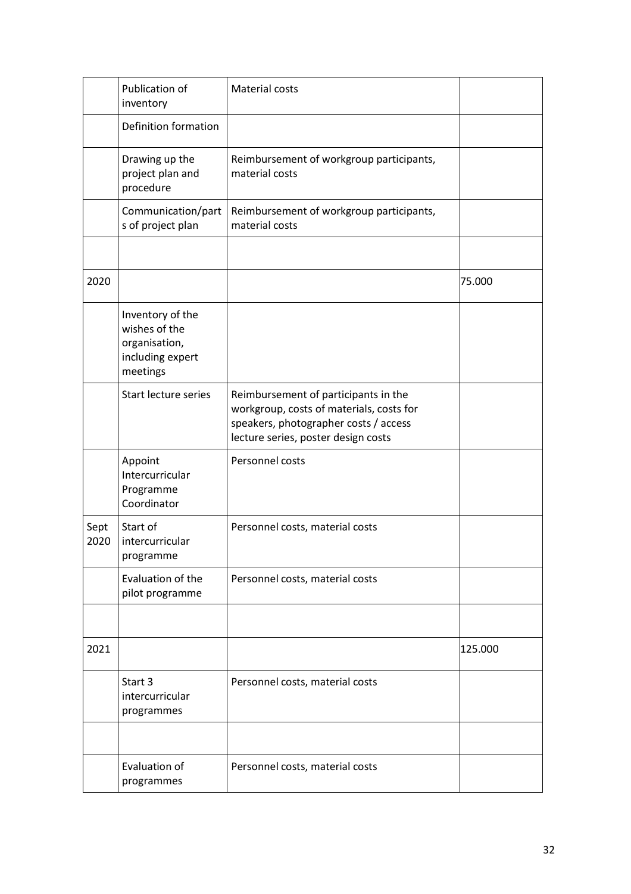|  |  |  |  |
|---|---|---|---|
|  | Publication of inventory | Material costs |  |
|  | Definition formation |  |  |
|  | Drawing up the project plan and procedure | Reimbursement of workgroup participants, material costs |  |
|  | Communication/parts of project plan | Reimbursement of workgroup participants, material costs |  |
|  |  |  |  |
| 2020 |  |  | 75.000 |
|  | Inventory of the wishes of the organisation, including expert meetings |  |  |
|  | Start lecture series | Reimbursement of participants in the workgroup, costs of materials, costs for speakers, photographer costs / access lecture series, poster design costs |  |
|  | Appoint Intercurricular Programme Coordinator | Personnel costs |  |
| Sept 2020 | Start of intercurricular programme | Personnel costs, material costs |  |
|  | Evaluation of the pilot programme | Personnel costs, material costs |  |
|  |  |  |  |
| 2021 |  |  | 125.000 |
|  | Start 3 intercurricular programmes | Personnel costs, material costs |  |
|  |  |  |  |
|  | Evaluation of programmes | Personnel costs, material costs |  |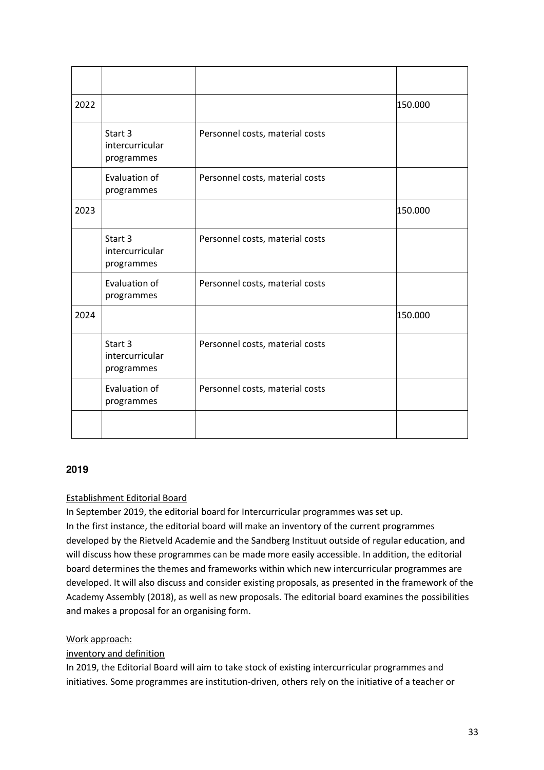| | | | |
|---|---|---|---|
| 2022 | | | 150.000 |
| | Start 3 intercurricular programmes | Personnel costs, material costs | |
| | Evaluation of programmes | Personnel costs, material costs | |
| 2023 | | | 150.000 |
| | Start 3 intercurricular programmes | Personnel costs, material costs | |
| | Evaluation of programmes | Personnel costs, material costs | |
| 2024 | | | 150.000 |
| | Start 3 intercurricular programmes | Personnel costs, material costs | |
| | Evaluation of programmes | Personnel costs, material costs | |
| | | | |

### 2019

<u>Establishment Editorial Board</u>

In September 2019, the editorial board for Intercurricular programmes was set up.
In the first instance, the editorial board will make an inventory of the current programmes developed by the Rietveld Academie and the Sandberg Instituut outside of regular education, and will discuss how these programmes can be made more easily accessible. In addition, the editorial board determines the themes and frameworks within which new intercurricular programmes are developed. It will also discuss and consider existing proposals, as presented in the framework of the Academy Assembly (2018), as well as new proposals. The editorial board examines the possibilities and makes a proposal for an organising form.

<u>Work approach:</u>

<u>inventory and definition</u>

In 2019, the Editorial Board will aim to take stock of existing intercurricular programmes and initiatives. Some programmes are institution-driven, others rely on the initiative of a teacher or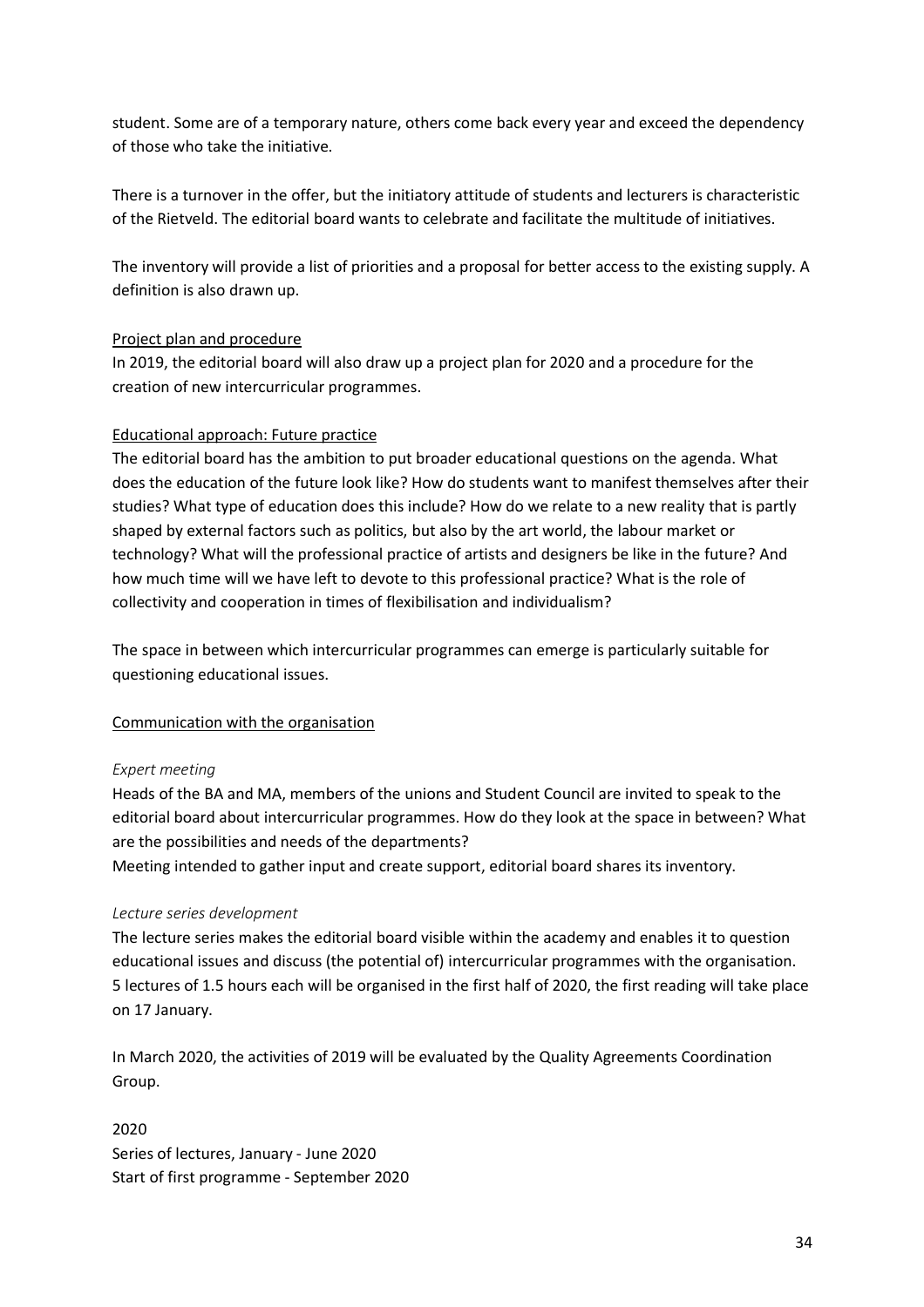student. Some are of a temporary nature, others come back every year and exceed the dependency of those who take the initiative.

There is a turnover in the offer, but the initiatory attitude of students and lecturers is characteristic of the Rietveld. The editorial board wants to celebrate and facilitate the multitude of initiatives.

The inventory will provide a list of priorities and a proposal for better access to the existing supply. A definition is also drawn up.

<u>Project plan and procedure</u>

In 2019, the editorial board will also draw up a project plan for 2020 and a procedure for the creation of new intercurricular programmes.

<u>Educational approach: Future practice</u>

The editorial board has the ambition to put broader educational questions on the agenda. What does the education of the future look like? How do students want to manifest themselves after their studies? What type of education does this include? How do we relate to a new reality that is partly shaped by external factors such as politics, but also by the art world, the labour market or technology? What will the professional practice of artists and designers be like in the future? And how much time will we have left to devote to this professional practice? What is the role of collectivity and cooperation in times of flexibilisation and individualism?

The space in between which intercurricular programmes can emerge is particularly suitable for questioning educational issues.

<u>Communication with the organisation</u>

*Expert meeting*

Heads of the BA and MA, members of the unions and Student Council are invited to speak to the editorial board about intercurricular programmes. How do they look at the space in between? What are the possibilities and needs of the departments?
Meeting intended to gather input and create support, editorial board shares its inventory.

*Lecture series development*

The lecture series makes the editorial board visible within the academy and enables it to question educational issues and discuss (the potential of) intercurricular programmes with the organisation. 5 lectures of 1.5 hours each will be organised in the first half of 2020, the first reading will take place on 17 January.

In March 2020, the activities of 2019 will be evaluated by the Quality Agreements Coordination Group.

2020
Series of lectures, January - June 2020
Start of first programme - September 2020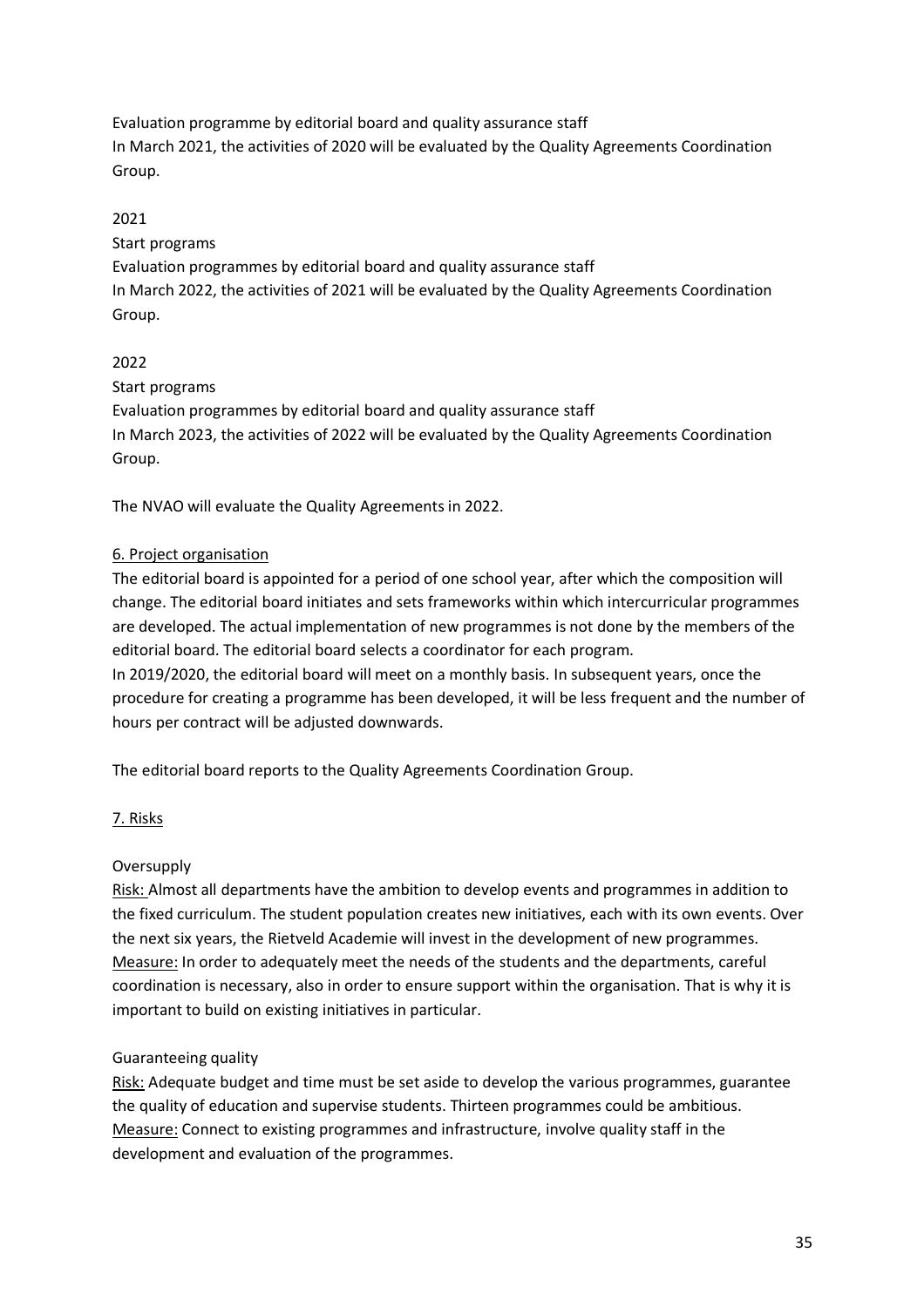Evaluation programme by editorial board and quality assurance staff
In March 2021, the activities of 2020 will be evaluated by the Quality Agreements Coordination Group.

2021
Start programs
Evaluation programmes by editorial board and quality assurance staff
In March 2022, the activities of 2021 will be evaluated by the Quality Agreements Coordination Group.

2022
Start programs
Evaluation programmes by editorial board and quality assurance staff
In March 2023, the activities of 2022 will be evaluated by the Quality Agreements Coordination Group.

The NVAO will evaluate the Quality Agreements in 2022.

## 6. Project organisation

The editorial board is appointed for a period of one school year, after which the composition will change. The editorial board initiates and sets frameworks within which intercurricular programmes are developed. The actual implementation of new programmes is not done by the members of the editorial board. The editorial board selects a coordinator for each program.
In 2019/2020, the editorial board will meet on a monthly basis. In subsequent years, once the procedure for creating a programme has been developed, it will be less frequent and the number of hours per contract will be adjusted downwards.

The editorial board reports to the Quality Agreements Coordination Group.

## 7. Risks

Oversupply

Risk: Almost all departments have the ambition to develop events and programmes in addition to the fixed curriculum. The student population creates new initiatives, each with its own events. Over the next six years, the Rietveld Academie will invest in the development of new programmes.
Measure: In order to adequately meet the needs of the students and the departments, careful coordination is necessary, also in order to ensure support within the organisation. That is why it is important to build on existing initiatives in particular.

Guaranteeing quality

Risk: Adequate budget and time must be set aside to develop the various programmes, guarantee the quality of education and supervise students. Thirteen programmes could be ambitious.
Measure: Connect to existing programmes and infrastructure, involve quality staff in the development and evaluation of the programmes.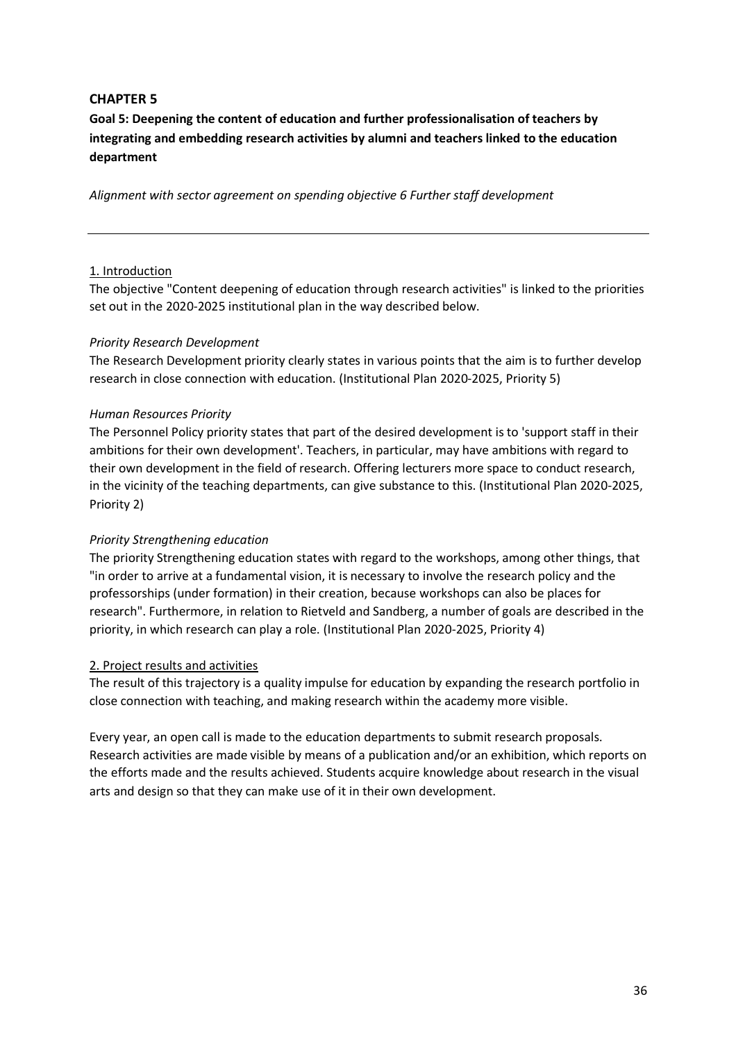# CHAPTER 5

**Goal 5: Deepening the content of education and further professionalisation of teachers by integrating and embedding research activities by alumni and teachers linked to the education department**

*Alignment with sector agreement on spending objective 6 Further staff development*

---

## 1. Introduction

The objective "Content deepening of education through research activities" is linked to the priorities set out in the 2020-2025 institutional plan in the way described below.

*Priority Research Development*

The Research Development priority clearly states in various points that the aim is to further develop research in close connection with education. (Institutional Plan 2020-2025, Priority 5)

*Human Resources Priority*

The Personnel Policy priority states that part of the desired development is to 'support staff in their ambitions for their own development'. Teachers, in particular, may have ambitions with regard to their own development in the field of research. Offering lecturers more space to conduct research, in the vicinity of the teaching departments, can give substance to this. (Institutional Plan 2020-2025, Priority 2)

*Priority Strengthening education*

The priority Strengthening education states with regard to the workshops, among other things, that "in order to arrive at a fundamental vision, it is necessary to involve the research policy and the professorships (under formation) in their creation, because workshops can also be places for research". Furthermore, in relation to Rietveld and Sandberg, a number of goals are described in the priority, in which research can play a role. (Institutional Plan 2020-2025, Priority 4)

## 2. Project results and activities

The result of this trajectory is a quality impulse for education by expanding the research portfolio in close connection with teaching, and making research within the academy more visible.

Every year, an open call is made to the education departments to submit research proposals. Research activities are made visible by means of a publication and/or an exhibition, which reports on the efforts made and the results achieved. Students acquire knowledge about research in the visual arts and design so that they can make use of it in their own development.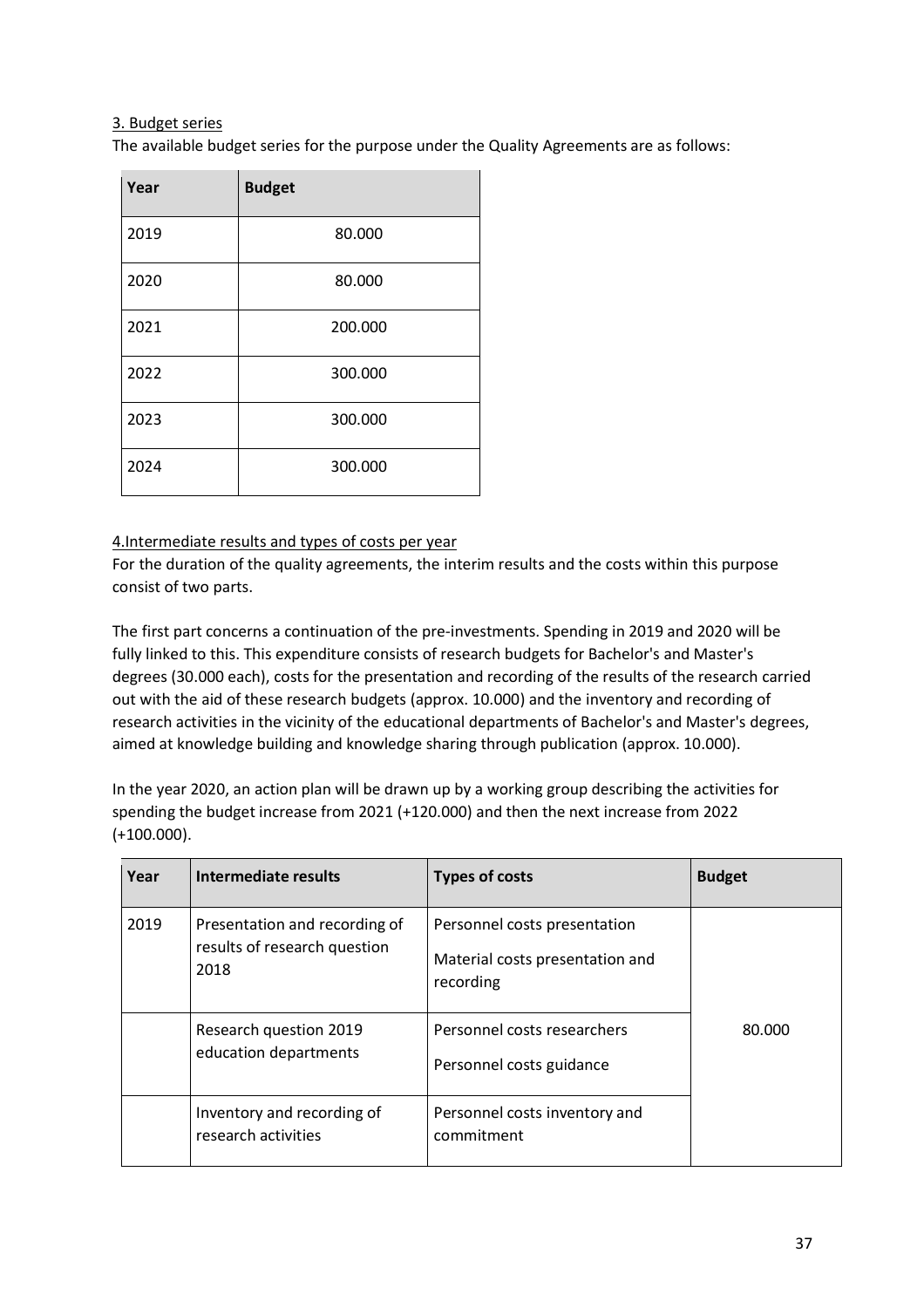3. Budget series

The available budget series for the purpose under the Quality Agreements are as follows:

| Year | Budget |
|---|---|
| 2019 | 80.000 |
| 2020 | 80.000 |
| 2021 | 200.000 |
| 2022 | 300.000 |
| 2023 | 300.000 |
| 2024 | 300.000 |

4.Intermediate results and types of costs per year

For the duration of the quality agreements, the interim results and the costs within this purpose consist of two parts.

The first part concerns a continuation of the pre-investments. Spending in 2019 and 2020 will be fully linked to this. This expenditure consists of research budgets for Bachelor's and Master's degrees (30.000 each), costs for the presentation and recording of the results of the research carried out with the aid of these research budgets (approx. 10.000) and the inventory and recording of research activities in the vicinity of the educational departments of Bachelor's and Master's degrees, aimed at knowledge building and knowledge sharing through publication (approx. 10.000).

In the year 2020, an action plan will be drawn up by a working group describing the activities for spending the budget increase from 2021 (+120.000) and then the next increase from 2022 (+100.000).

| Year | Intermediate results | Types of costs | Budget |
|---|---|---|---|
| 2019 | Presentation and recording of results of research question 2018 | Personnel costs presentation<br>Material costs presentation and recording | 80.000 |
| | Research question 2019 education departments | Personnel costs researchers<br>Personnel costs guidance | |
| | Inventory and recording of research activities | Personnel costs inventory and commitment | |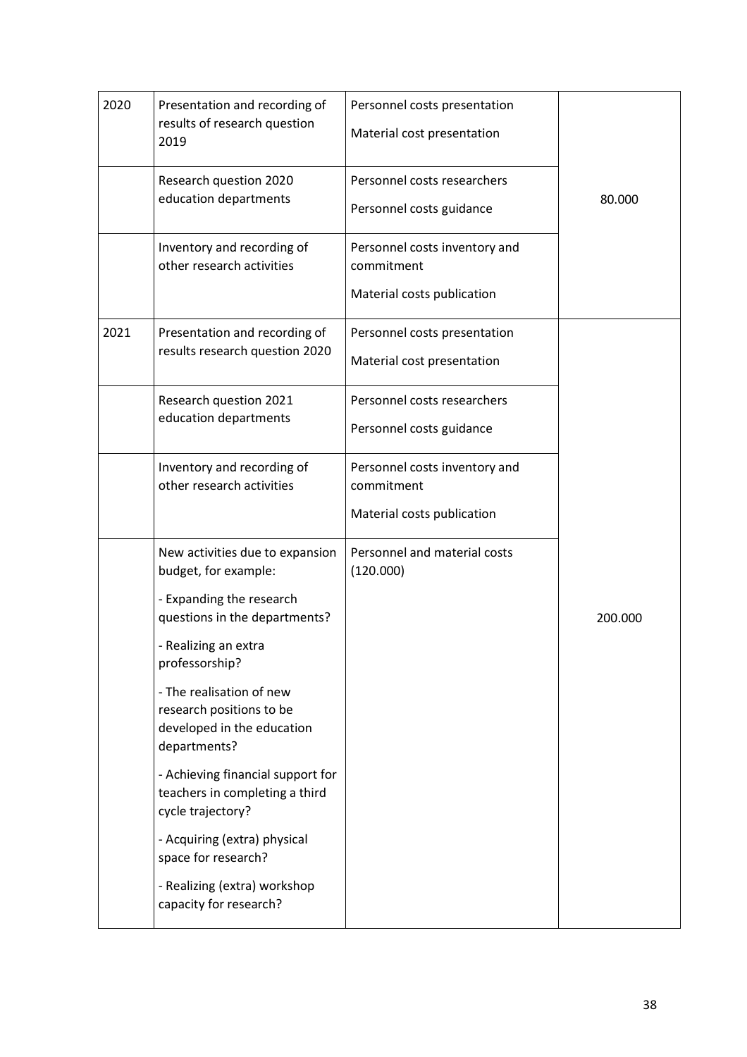| 2020 | Presentation and recording of results of research question 2019 | Personnel costs presentation<br>Material cost presentation | 80.000 |
|---|---|---|---|
| | Research question 2020 education departments | Personnel costs researchers<br>Personnel costs guidance | |
| | Inventory and recording of other research activities | Personnel costs inventory and commitment<br>Material costs publication | |
| 2021 | Presentation and recording of results research question 2020 | Personnel costs presentation<br>Material cost presentation | 200.000 |
| | Research question 2021 education departments | Personnel costs researchers<br>Personnel costs guidance | |
| | Inventory and recording of other research activities | Personnel costs inventory and commitment<br>Material costs publication | |
| | New activities due to expansion budget, for example:<br>- Expanding the research questions in the departments?<br>- Realizing an extra professorship?<br>- The realisation of new research positions to be developed in the education departments?<br>- Achieving financial support for teachers in completing a third cycle trajectory?<br>- Acquiring (extra) physical space for research?<br>- Realizing (extra) workshop capacity for research? | Personnel and material costs (120.000) | |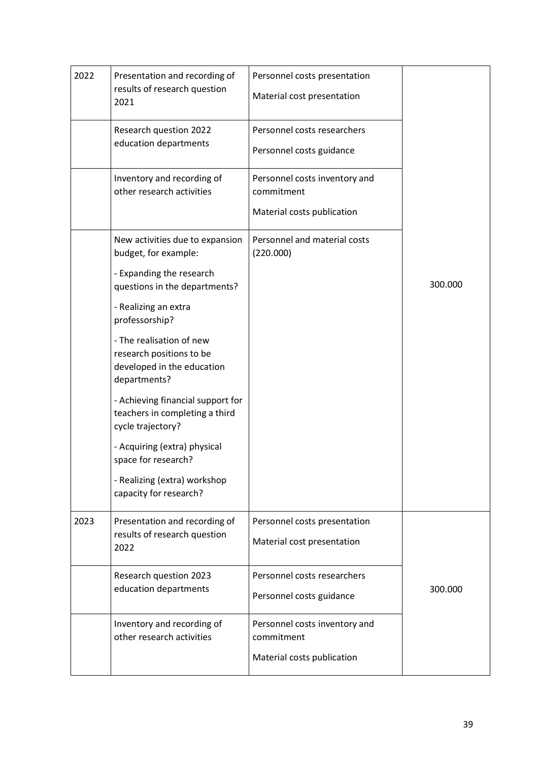| 2022 | Presentation and recording of results of research question 2021 | Personnel costs presentation<br>Material cost presentation | 300.000 |
|---|---|---|---|
| | Research question 2022 education departments | Personnel costs researchers<br>Personnel costs guidance | |
| | Inventory and recording of other research activities | Personnel costs inventory and commitment<br>Material costs publication | |
| | New activities due to expansion budget, for example:<br>- Expanding the research questions in the departments?<br>- Realizing an extra professorship?<br>- The realisation of new research positions to be developed in the education departments?<br>- Achieving financial support for teachers in completing a third cycle trajectory?<br>- Acquiring (extra) physical space for research?<br>- Realizing (extra) workshop capacity for research? | Personnel and material costs (220.000) | |
| 2023 | Presentation and recording of results of research question 2022 | Personnel costs presentation<br>Material cost presentation | 300.000 |
| | Research question 2023 education departments | Personnel costs researchers<br>Personnel costs guidance | |
| | Inventory and recording of other research activities | Personnel costs inventory and commitment<br>Material costs publication | |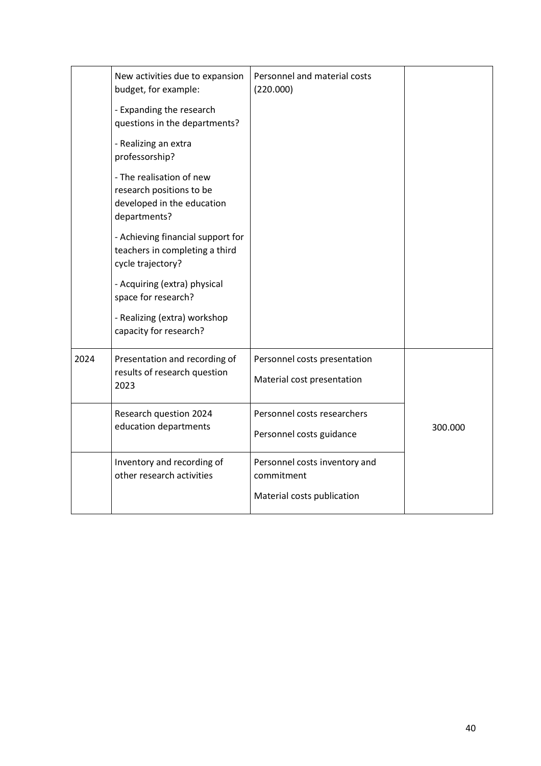| | | | |
|---|---|---|---|
| | New activities due to expansion budget, for example:<br><br>- Expanding the research questions in the departments?<br><br>- Realizing an extra professorship?<br><br>- The realisation of new research positions to be developed in the education departments?<br><br>- Achieving financial support for teachers in completing a third cycle trajectory?<br><br>- Acquiring (extra) physical space for research?<br><br>- Realizing (extra) workshop capacity for research? | Personnel and material costs (220.000) | |
| 2024 | Presentation and recording of results of research question 2023 | Personnel costs presentation<br><br>Material cost presentation | |
| | Research question 2024 education departments | Personnel costs researchers<br><br>Personnel costs guidance | 300.000 |
| | Inventory and recording of other research activities | Personnel costs inventory and commitment<br><br>Material costs publication | |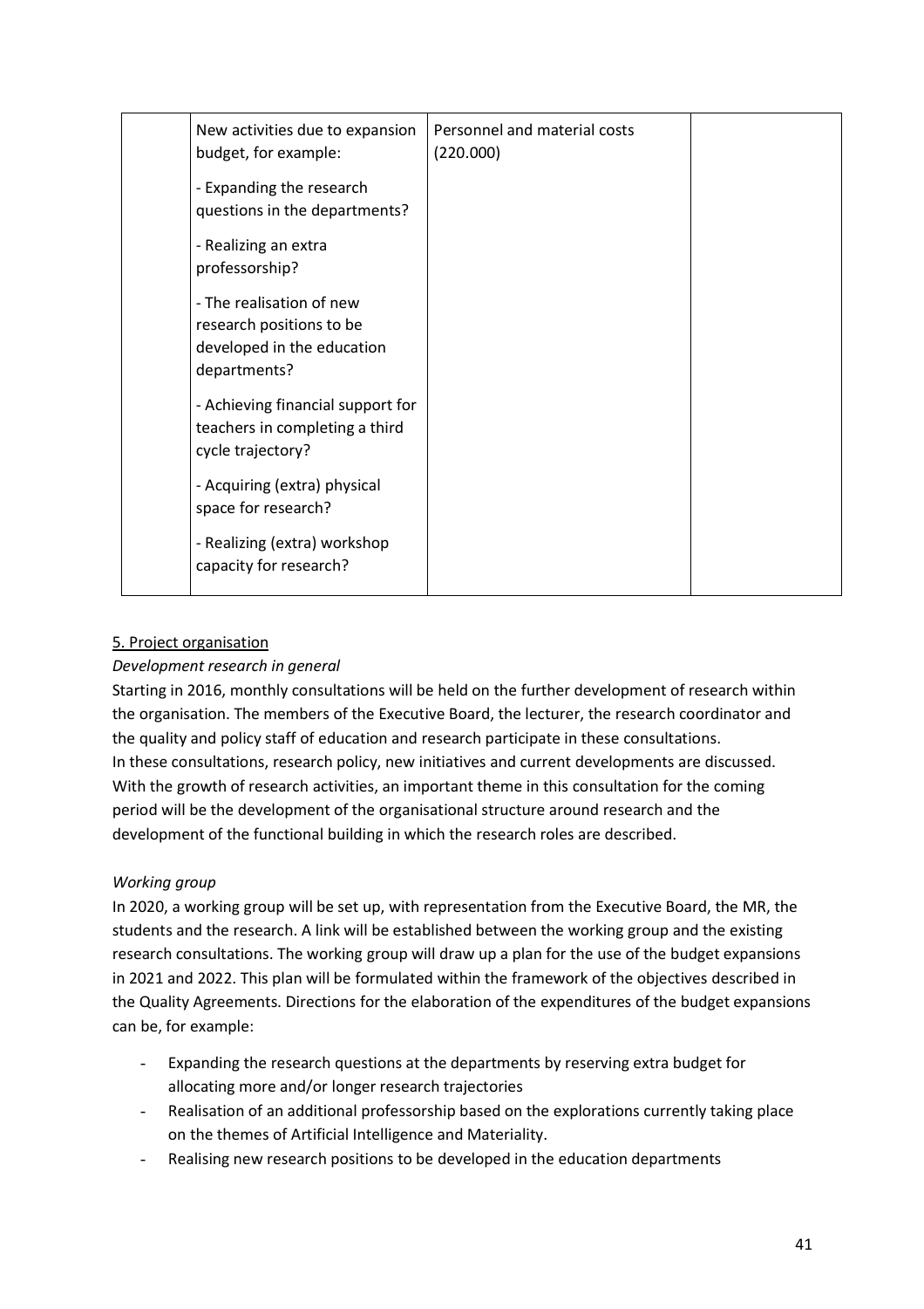| | | | |
|---|---|---|---|
| | New activities due to expansion budget, for example:<br><br>- Expanding the research questions in the departments?<br><br>- Realizing an extra professorship?<br><br>- The realisation of new research positions to be developed in the education departments?<br><br>- Achieving financial support for teachers in completing a third cycle trajectory?<br><br>- Acquiring (extra) physical space for research?<br><br>- Realizing (extra) workshop capacity for research? | Personnel and material costs (220.000) | |

5. Project organisation

*Development research in general*

Starting in 2016, monthly consultations will be held on the further development of research within the organisation. The members of the Executive Board, the lecturer, the research coordinator and the quality and policy staff of education and research participate in these consultations.
In these consultations, research policy, new initiatives and current developments are discussed. With the growth of research activities, an important theme in this consultation for the coming period will be the development of the organisational structure around research and the development of the functional building in which the research roles are described.

*Working group*

In 2020, a working group will be set up, with representation from the Executive Board, the MR, the students and the research. A link will be established between the working group and the existing research consultations. The working group will draw up a plan for the use of the budget expansions in 2021 and 2022. This plan will be formulated within the framework of the objectives described in the Quality Agreements. Directions for the elaboration of the expenditures of the budget expansions can be, for example:

- Expanding the research questions at the departments by reserving extra budget for allocating more and/or longer research trajectories
- Realisation of an additional professorship based on the explorations currently taking place on the themes of Artificial Intelligence and Materiality.
- Realising new research positions to be developed in the education departments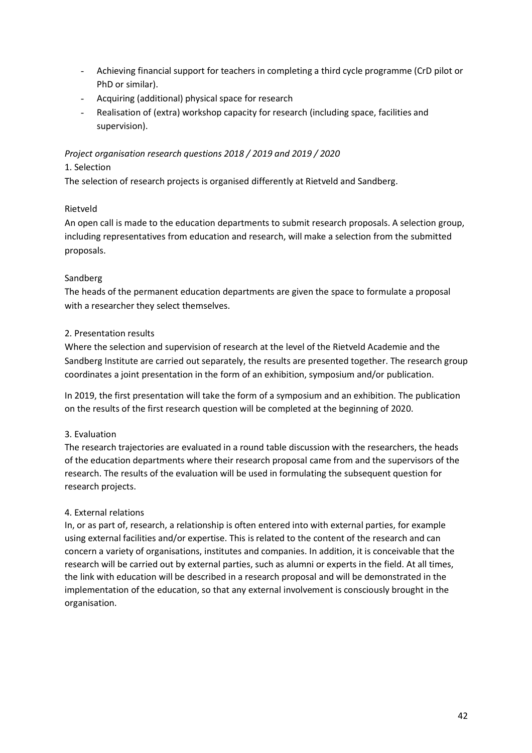- Achieving financial support for teachers in completing a third cycle programme (CrD pilot or PhD or similar).
- Acquiring (additional) physical space for research
- Realisation of (extra) workshop capacity for research (including space, facilities and supervision).

*Project organisation research questions 2018 / 2019 and 2019 / 2020*

1. Selection

The selection of research projects is organised differently at Rietveld and Sandberg.

Rietveld

An open call is made to the education departments to submit research proposals. A selection group, including representatives from education and research, will make a selection from the submitted proposals.

Sandberg

The heads of the permanent education departments are given the space to formulate a proposal with a researcher they select themselves.

2. Presentation results

Where the selection and supervision of research at the level of the Rietveld Academie and the Sandberg Institute are carried out separately, the results are presented together. The research group coordinates a joint presentation in the form of an exhibition, symposium and/or publication.

In 2019, the first presentation will take the form of a symposium and an exhibition. The publication on the results of the first research question will be completed at the beginning of 2020.

3. Evaluation

The research trajectories are evaluated in a round table discussion with the researchers, the heads of the education departments where their research proposal came from and the supervisors of the research. The results of the evaluation will be used in formulating the subsequent question for research projects.

4. External relations

In, or as part of, research, a relationship is often entered into with external parties, for example using external facilities and/or expertise. This is related to the content of the research and can concern a variety of organisations, institutes and companies. In addition, it is conceivable that the research will be carried out by external parties, such as alumni or experts in the field. At all times, the link with education will be described in a research proposal and will be demonstrated in the implementation of the education, so that any external involvement is consciously brought in the organisation.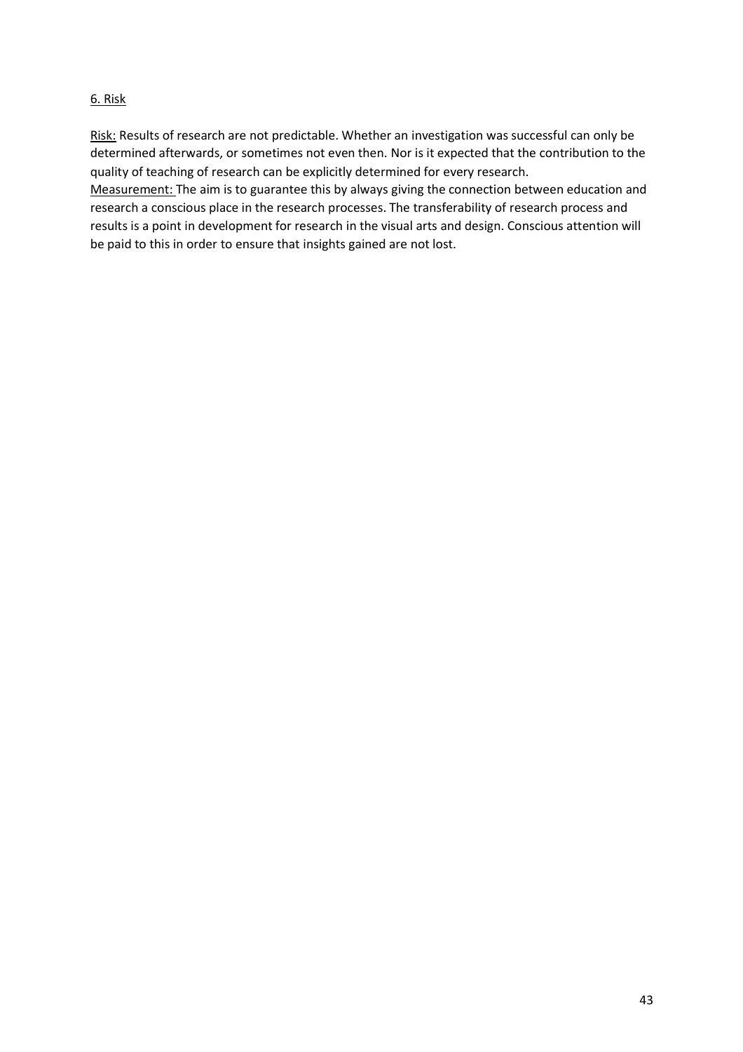## 6. Risk

Risk: Results of research are not predictable. Whether an investigation was successful can only be determined afterwards, or sometimes not even then. Nor is it expected that the contribution to the quality of teaching of research can be explicitly determined for every research.

Measurement: The aim is to guarantee this by always giving the connection between education and research a conscious place in the research processes. The transferability of research process and results is a point in development for research in the visual arts and design. Conscious attention will be paid to this in order to ensure that insights gained are not lost.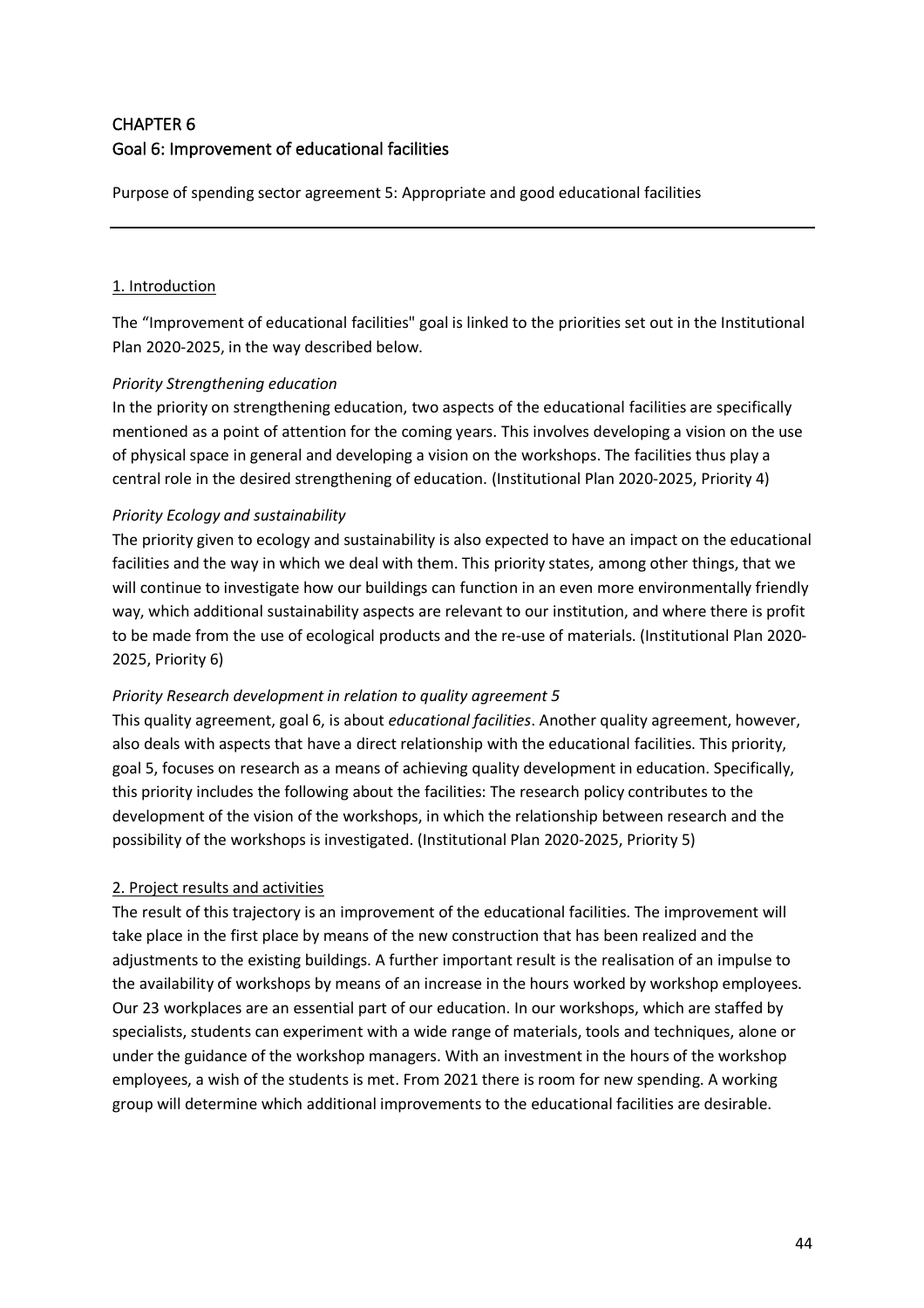# CHAPTER 6
# Goal 6: Improvement of educational facilities

Purpose of spending sector agreement 5: Appropriate and good educational facilities

---

## 1. Introduction

The “Improvement of educational facilities" goal is linked to the priorities set out in the Institutional Plan 2020-2025, in the way described below.

*Priority Strengthening education*
In the priority on strengthening education, two aspects of the educational facilities are specifically mentioned as a point of attention for the coming years. This involves developing a vision on the use of physical space in general and developing a vision on the workshops. The facilities thus play a central role in the desired strengthening of education. (Institutional Plan 2020-2025, Priority 4)

*Priority Ecology and sustainability*
The priority given to ecology and sustainability is also expected to have an impact on the educational facilities and the way in which we deal with them. This priority states, among other things, that we will continue to investigate how our buildings can function in an even more environmentally friendly way, which additional sustainability aspects are relevant to our institution, and where there is profit to be made from the use of ecological products and the re-use of materials. (Institutional Plan 2020-2025, Priority 6)

*Priority Research development in relation to quality agreement 5*
This quality agreement, goal 6, is about *educational facilities*. Another quality agreement, however, also deals with aspects that have a direct relationship with the educational facilities. This priority, goal 5, focuses on research as a means of achieving quality development in education. Specifically, this priority includes the following about the facilities: The research policy contributes to the development of the vision of the workshops, in which the relationship between research and the possibility of the workshops is investigated. (Institutional Plan 2020-2025, Priority 5)

## 2. Project results and activities

The result of this trajectory is an improvement of the educational facilities. The improvement will take place in the first place by means of the new construction that has been realized and the adjustments to the existing buildings. A further important result is the realisation of an impulse to the availability of workshops by means of an increase in the hours worked by workshop employees. Our 23 workplaces are an essential part of our education. In our workshops, which are staffed by specialists, students can experiment with a wide range of materials, tools and techniques, alone or under the guidance of the workshop managers. With an investment in the hours of the workshop employees, a wish of the students is met. From 2021 there is room for new spending. A working group will determine which additional improvements to the educational facilities are desirable.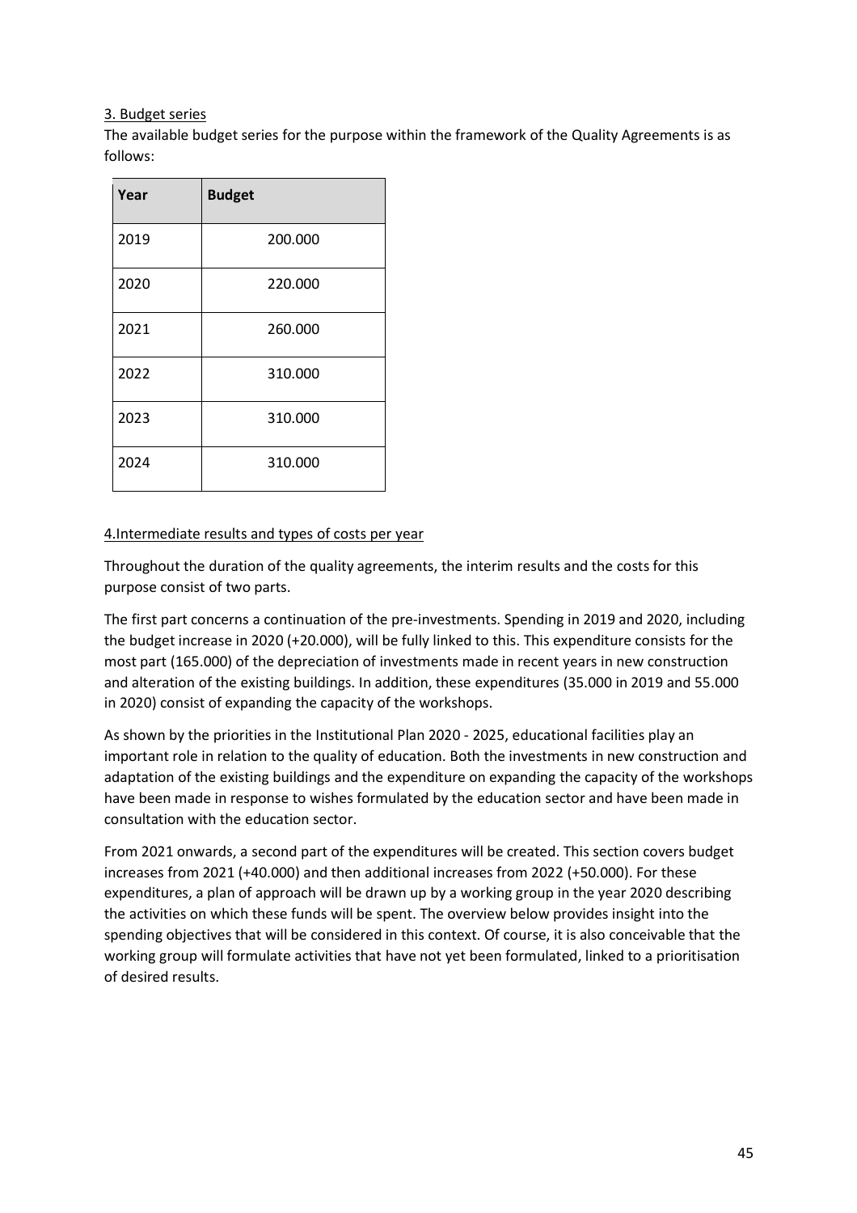3. Budget series

The available budget series for the purpose within the framework of the Quality Agreements is as follows:

| Year | Budget |
|---|---|
| 2019 | 200.000 |
| 2020 | 220.000 |
| 2021 | 260.000 |
| 2022 | 310.000 |
| 2023 | 310.000 |
| 2024 | 310.000 |

4.Intermediate results and types of costs per year

Throughout the duration of the quality agreements, the interim results and the costs for this purpose consist of two parts.

The first part concerns a continuation of the pre-investments. Spending in 2019 and 2020, including the budget increase in 2020 (+20.000), will be fully linked to this. This expenditure consists for the most part (165.000) of the depreciation of investments made in recent years in new construction and alteration of the existing buildings. In addition, these expenditures (35.000 in 2019 and 55.000 in 2020) consist of expanding the capacity of the workshops.

As shown by the priorities in the Institutional Plan 2020 - 2025, educational facilities play an important role in relation to the quality of education. Both the investments in new construction and adaptation of the existing buildings and the expenditure on expanding the capacity of the workshops have been made in response to wishes formulated by the education sector and have been made in consultation with the education sector.

From 2021 onwards, a second part of the expenditures will be created. This section covers budget increases from 2021 (+40.000) and then additional increases from 2022 (+50.000). For these expenditures, a plan of approach will be drawn up by a working group in the year 2020 describing the activities on which these funds will be spent. The overview below provides insight into the spending objectives that will be considered in this context. Of course, it is also conceivable that the working group will formulate activities that have not yet been formulated, linked to a prioritisation of desired results.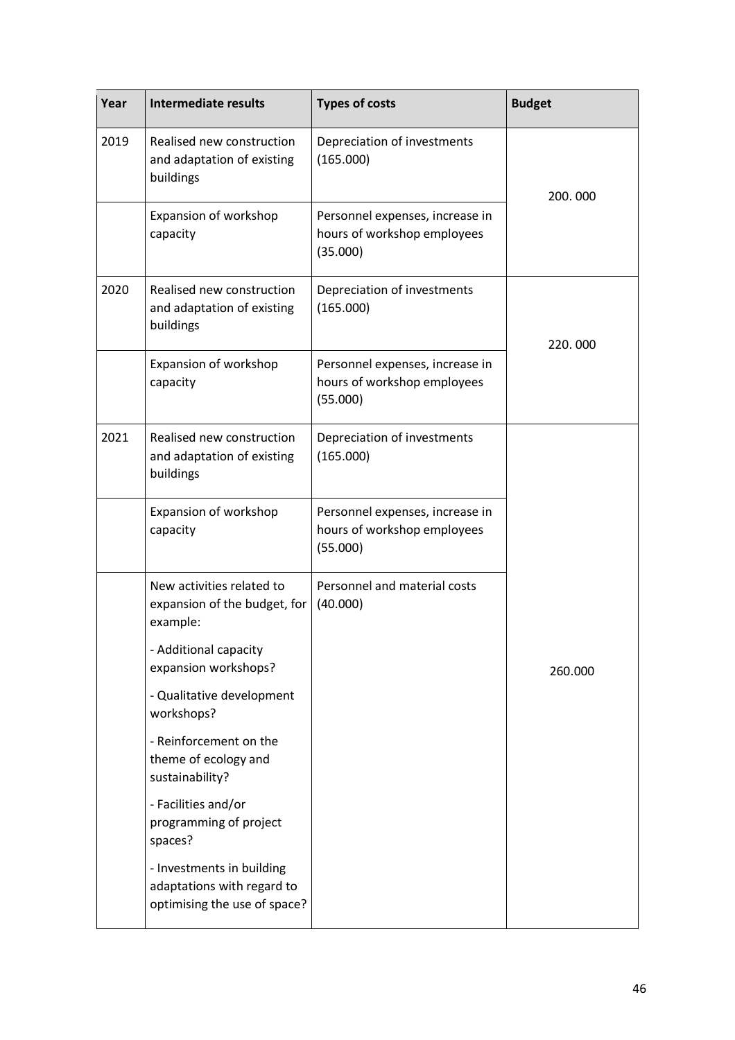| Year | Intermediate results | Types of costs | Budget |
| --- | --- | --- | --- |
| 2019 | Realised new construction and adaptation of existing buildings | Depreciation of investments (165.000) | 200. 000 |
| | Expansion of workshop capacity | Personnel expenses, increase in hours of workshop employees (35.000) | |
| 2020 | Realised new construction and adaptation of existing buildings | Depreciation of investments (165.000) | 220. 000 |
| | Expansion of workshop capacity | Personnel expenses, increase in hours of workshop employees (55.000) | |
| 2021 | Realised new construction and adaptation of existing buildings | Depreciation of investments (165.000) | 260.000 |
| | Expansion of workshop capacity | Personnel expenses, increase in hours of workshop employees (55.000) | |
| | New activities related to expansion of the budget, for example:<br><br>- Additional capacity expansion workshops?<br><br>- Qualitative development workshops?<br><br>- Reinforcement on the theme of ecology and sustainability?<br><br>- Facilities and/or programming of project spaces?<br><br>- Investments in building adaptations with regard to optimising the use of space? | Personnel and material costs (40.000) | |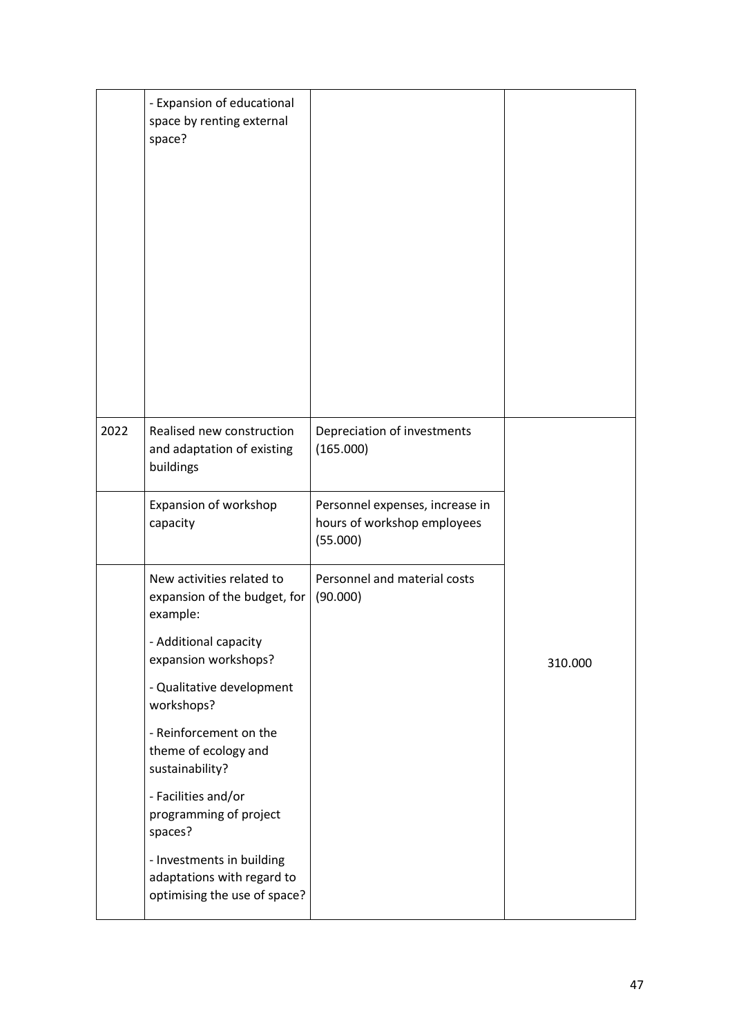| | | | |
|---|---|---|---|
| | - Expansion of educational space by renting external space? | | |
| 2022 | Realised new construction and adaptation of existing buildings | Depreciation of investments (165.000) | 310.000 |
| | Expansion of workshop capacity | Personnel expenses, increase in hours of workshop employees (55.000) | |
| | New activities related to expansion of the budget, for example:<br><br>- Additional capacity expansion workshops?<br><br>- Qualitative development workshops?<br><br>- Reinforcement on the theme of ecology and sustainability?<br><br>- Facilities and/or programming of project spaces?<br><br>- Investments in building adaptations with regard to optimising the use of space? | Personnel and material costs (90.000) | |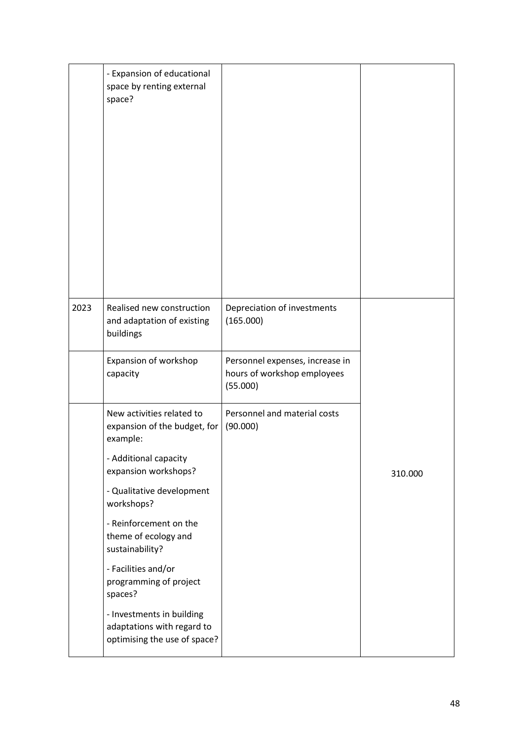| | | | |
|---|---|---|---|
| | - Expansion of educational space by renting external space? | | |
| 2023 | Realised new construction and adaptation of existing buildings | Depreciation of investments (165.000) | 310.000 |
| | Expansion of workshop capacity | Personnel expenses, increase in hours of workshop employees (55.000) | |
| | New activities related to expansion of the budget, for example:<br>- Additional capacity expansion workshops?<br>- Qualitative development workshops?<br>- Reinforcement on the theme of ecology and sustainability?<br>- Facilities and/or programming of project spaces?<br>- Investments in building adaptations with regard to optimising the use of space? | Personnel and material costs (90.000) | |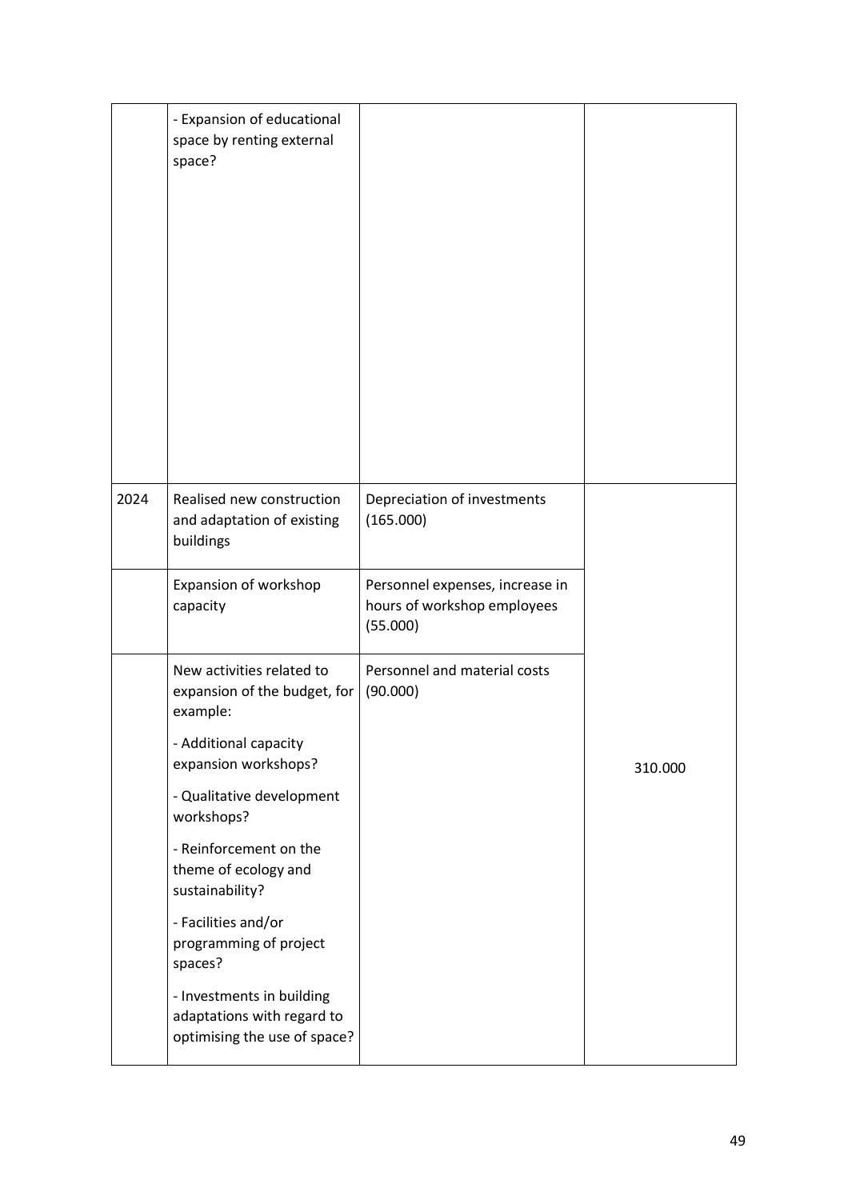| | | | |
|---|---|---|---|
| | - Expansion of educational space by renting external space? | | |
| 2024 | Realised new construction and adaptation of existing buildings | Depreciation of investments (165.000) | 310.000 |
| | Expansion of workshop capacity | Personnel expenses, increase in hours of workshop employees (55.000) | |
| | New activities related to expansion of the budget, for example:<br><br>- Additional capacity expansion workshops?<br><br>- Qualitative development workshops?<br><br>- Reinforcement on the theme of ecology and sustainability?<br><br>- Facilities and/or programming of project spaces?<br><br>- Investments in building adaptations with regard to optimising the use of space? | Personnel and material costs (90.000) | |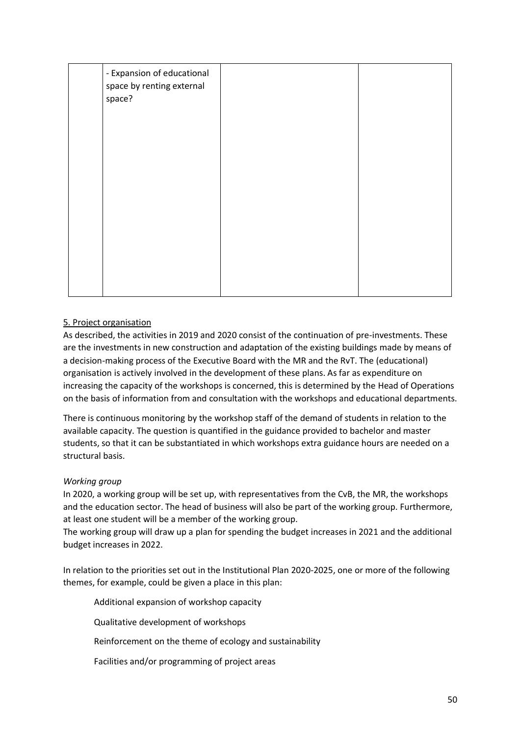|  |  |  |  |
|---|---|---|---|
|  | - Expansion of educational space by renting external space? |  |  |

5. Project organisation

As described, the activities in 2019 and 2020 consist of the continuation of pre-investments. These are the investments in new construction and adaptation of the existing buildings made by means of a decision-making process of the Executive Board with the MR and the RvT. The (educational) organisation is actively involved in the development of these plans. As far as expenditure on increasing the capacity of the workshops is concerned, this is determined by the Head of Operations on the basis of information from and consultation with the workshops and educational departments.

There is continuous monitoring by the workshop staff of the demand of students in relation to the available capacity. The question is quantified in the guidance provided to bachelor and master students, so that it can be substantiated in which workshops extra guidance hours are needed on a structural basis.

*Working group*

In 2020, a working group will be set up, with representatives from the CvB, the MR, the workshops and the education sector. The head of business will also be part of the working group. Furthermore, at least one student will be a member of the working group.

The working group will draw up a plan for spending the budget increases in 2021 and the additional budget increases in 2022.

In relation to the priorities set out in the Institutional Plan 2020-2025, one or more of the following themes, for example, could be given a place in this plan:

Additional expansion of workshop capacity

Qualitative development of workshops

Reinforcement on the theme of ecology and sustainability

Facilities and/or programming of project areas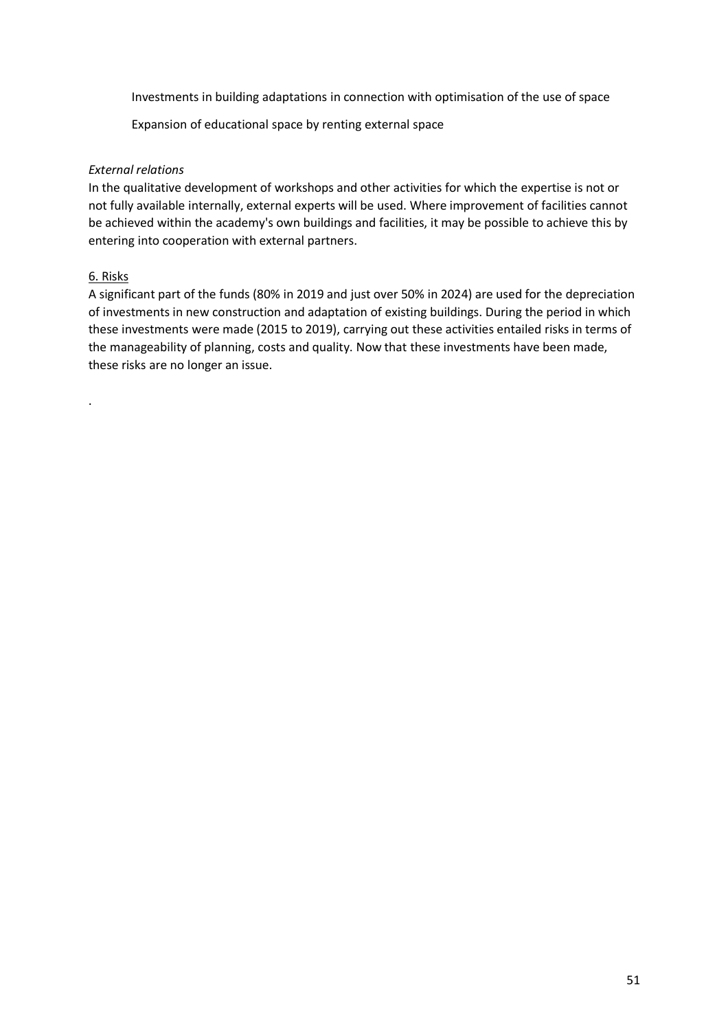Investments in building adaptations in connection with optimisation of the use of space

Expansion of educational space by renting external space

*External relations*
In the qualitative development of workshops and other activities for which the expertise is not or not fully available internally, external experts will be used. Where improvement of facilities cannot be achieved within the academy's own buildings and facilities, it may be possible to achieve this by entering into cooperation with external partners.

6. Risks
A significant part of the funds (80% in 2019 and just over 50% in 2024) are used for the depreciation of investments in new construction and adaptation of existing buildings. During the period in which these investments were made (2015 to 2019), carrying out these activities entailed risks in terms of the manageability of planning, costs and quality. Now that these investments have been made, these risks are no longer an issue.

.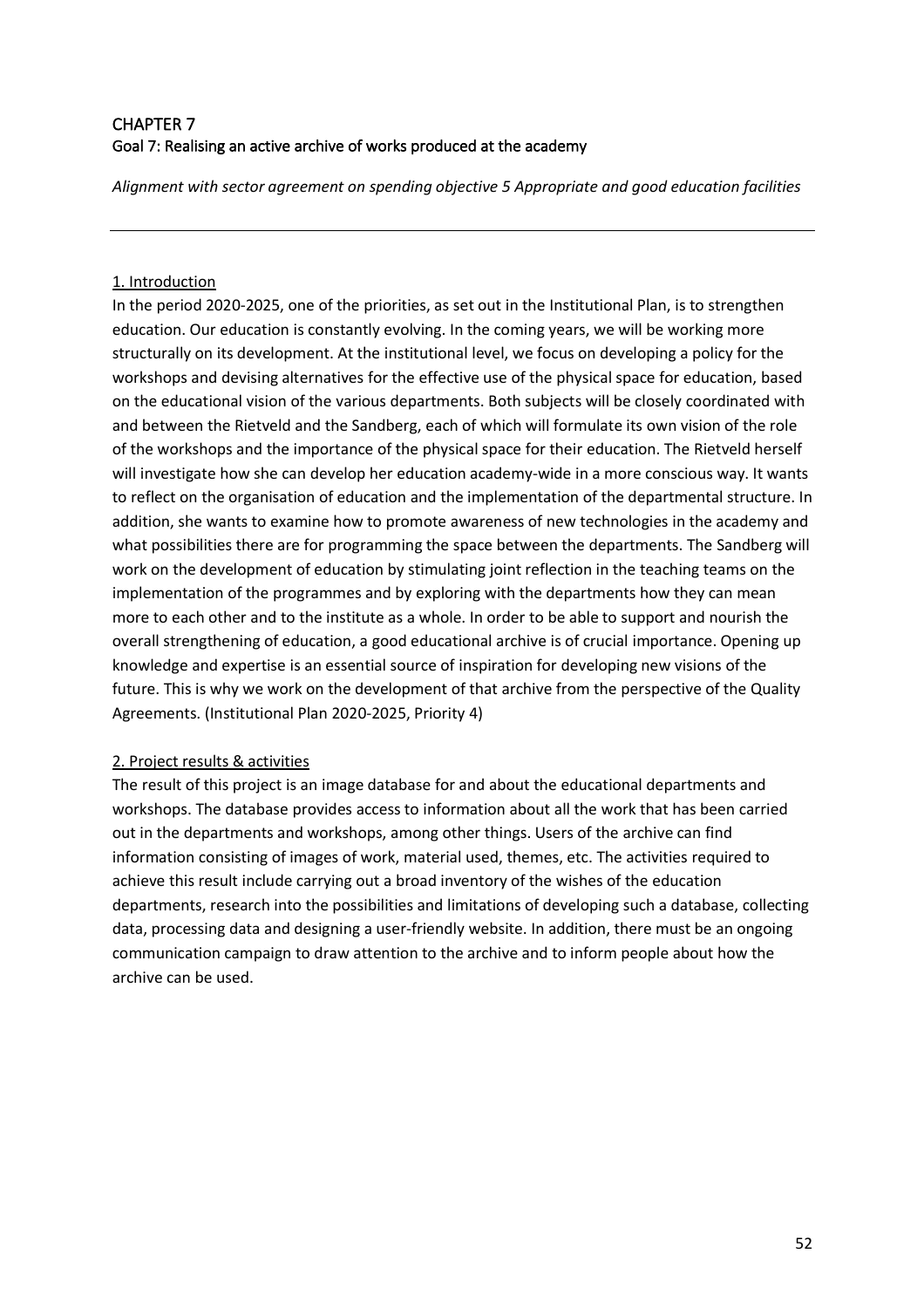# CHAPTER 7
## Goal 7: Realising an active archive of works produced at the academy

*Alignment with sector agreement on spending objective 5 Appropriate and good education facilities*

---

### 1. Introduction

In the period 2020-2025, one of the priorities, as set out in the Institutional Plan, is to strengthen education. Our education is constantly evolving. In the coming years, we will be working more structurally on its development. At the institutional level, we focus on developing a policy for the workshops and devising alternatives for the effective use of the physical space for education, based on the educational vision of the various departments. Both subjects will be closely coordinated with and between the Rietveld and the Sandberg, each of which will formulate its own vision of the role of the workshops and the importance of the physical space for their education. The Rietveld herself will investigate how she can develop her education academy-wide in a more conscious way. It wants to reflect on the organisation of education and the implementation of the departmental structure. In addition, she wants to examine how to promote awareness of new technologies in the academy and what possibilities there are for programming the space between the departments. The Sandberg will work on the development of education by stimulating joint reflection in the teaching teams on the implementation of the programmes and by exploring with the departments how they can mean more to each other and to the institute as a whole. In order to be able to support and nourish the overall strengthening of education, a good educational archive is of crucial importance. Opening up knowledge and expertise is an essential source of inspiration for developing new visions of the future. This is why we work on the development of that archive from the perspective of the Quality Agreements. (Institutional Plan 2020-2025, Priority 4)

### 2. Project results & activities

The result of this project is an image database for and about the educational departments and workshops. The database provides access to information about all the work that has been carried out in the departments and workshops, among other things. Users of the archive can find information consisting of images of work, material used, themes, etc. The activities required to achieve this result include carrying out a broad inventory of the wishes of the education departments, research into the possibilities and limitations of developing such a database, collecting data, processing data and designing a user-friendly website. In addition, there must be an ongoing communication campaign to draw attention to the archive and to inform people about how the archive can be used.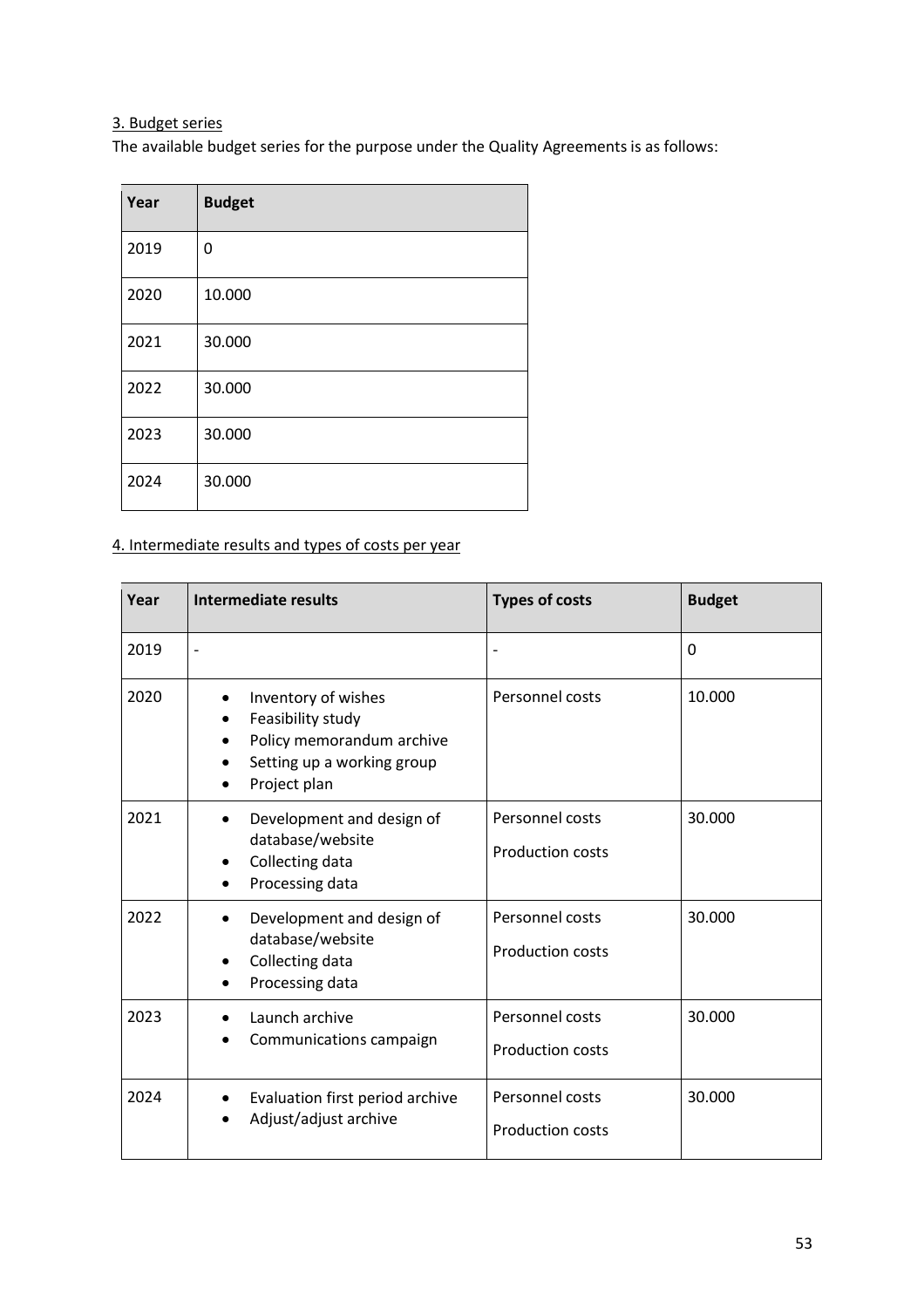3. Budget series

The available budget series for the purpose under the Quality Agreements is as follows:

| Year | Budget |
|---|---|
| 2019 | 0 |
| 2020 | 10.000 |
| 2021 | 30.000 |
| 2022 | 30.000 |
| 2023 | 30.000 |
| 2024 | 30.000 |

4. Intermediate results and types of costs per year

| Year | Intermediate results | Types of costs | Budget |
|---|---|---|---|
| 2019 | - | - | 0 |
| 2020 | • Inventory of wishes<br>• Feasibility study<br>• Policy memorandum archive<br>• Setting up a working group<br>• Project plan | Personnel costs | 10.000 |
| 2021 | • Development and design of database/website<br>• Collecting data<br>• Processing data | Personnel costs<br>Production costs | 30.000 |
| 2022 | • Development and design of database/website<br>• Collecting data<br>• Processing data | Personnel costs<br>Production costs | 30.000 |
| 2023 | • Launch archive<br>• Communications campaign | Personnel costs<br>Production costs | 30.000 |
| 2024 | • Evaluation first period archive<br>• Adjust/adjust archive | Personnel costs<br>Production costs | 30.000 |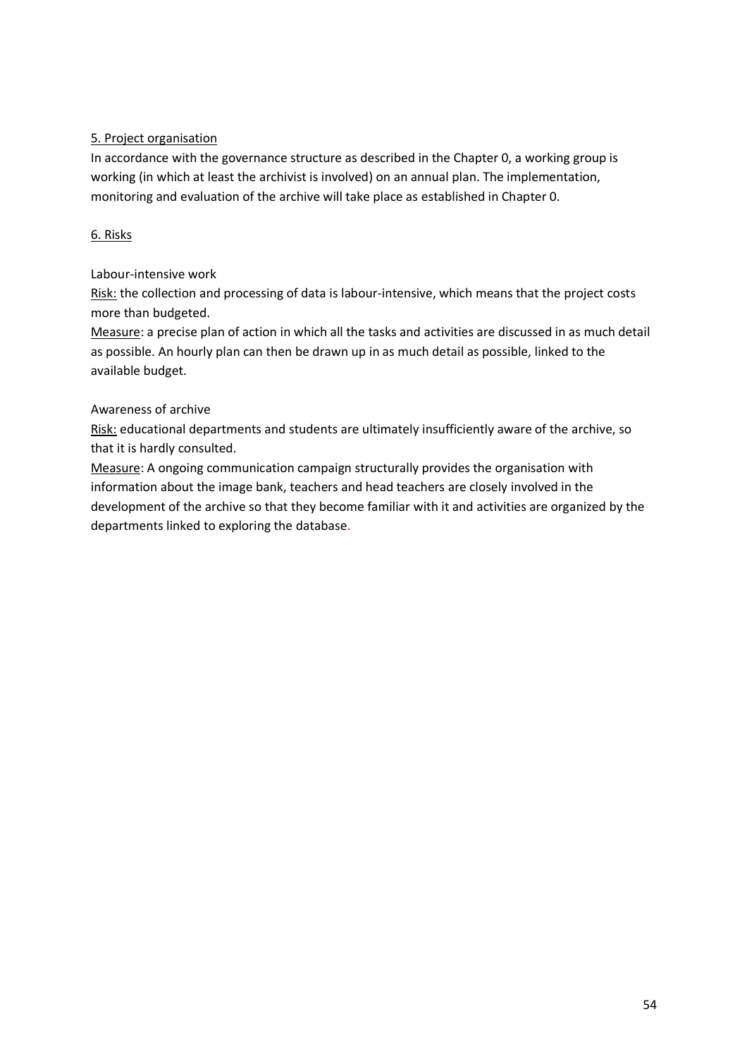5. Project organisation

In accordance with the governance structure as described in the Chapter 0, a working group is working (in which at least the archivist is involved) on an annual plan. The implementation, monitoring and evaluation of the archive will take place as established in Chapter 0.

6. Risks

Labour-intensive work

Risk: the collection and processing of data is labour-intensive, which means that the project costs more than budgeted.

Measure: a precise plan of action in which all the tasks and activities are discussed in as much detail as possible. An hourly plan can then be drawn up in as much detail as possible, linked to the available budget.

Awareness of archive

Risk: educational departments and students are ultimately insufficiently aware of the archive, so that it is hardly consulted.

Measure: A ongoing communication campaign structurally provides the organisation with information about the image bank, teachers and head teachers are closely involved in the development of the archive so that they become familiar with it and activities are organized by the departments linked to exploring the database.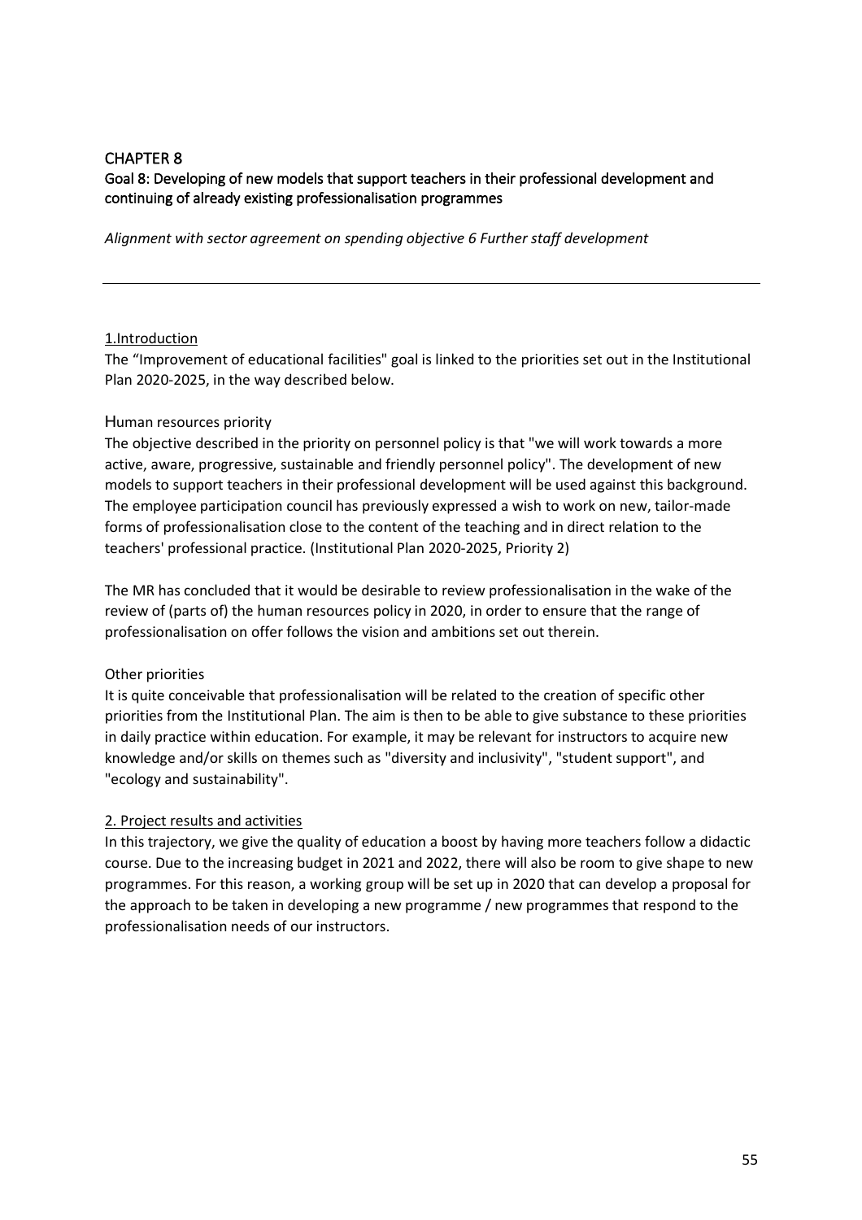## CHAPTER 8

## Goal 8: Developing of new models that support teachers in their professional development and continuing of already existing professionalisation programmes

*Alignment with sector agreement on spending objective 6 Further staff development*

---

### 1.Introduction

The “Improvement of educational facilities" goal is linked to the priorities set out in the Institutional Plan 2020-2025, in the way described below.

Human resources priority

The objective described in the priority on personnel policy is that "we will work towards a more active, aware, progressive, sustainable and friendly personnel policy". The development of new models to support teachers in their professional development will be used against this background. The employee participation council has previously expressed a wish to work on new, tailor-made forms of professionalisation close to the content of the teaching and in direct relation to the teachers' professional practice. (Institutional Plan 2020-2025, Priority 2)

The MR has concluded that it would be desirable to review professionalisation in the wake of the review of (parts of) the human resources policy in 2020, in order to ensure that the range of professionalisation on offer follows the vision and ambitions set out therein.

Other priorities

It is quite conceivable that professionalisation will be related to the creation of specific other priorities from the Institutional Plan. The aim is then to be able to give substance to these priorities in daily practice within education. For example, it may be relevant for instructors to acquire new knowledge and/or skills on themes such as "diversity and inclusivity", "student support", and "ecology and sustainability".

### 2. Project results and activities

In this trajectory, we give the quality of education a boost by having more teachers follow a didactic course. Due to the increasing budget in 2021 and 2022, there will also be room to give shape to new programmes. For this reason, a working group will be set up in 2020 that can develop a proposal for the approach to be taken in developing a new programme / new programmes that respond to the professionalisation needs of our instructors.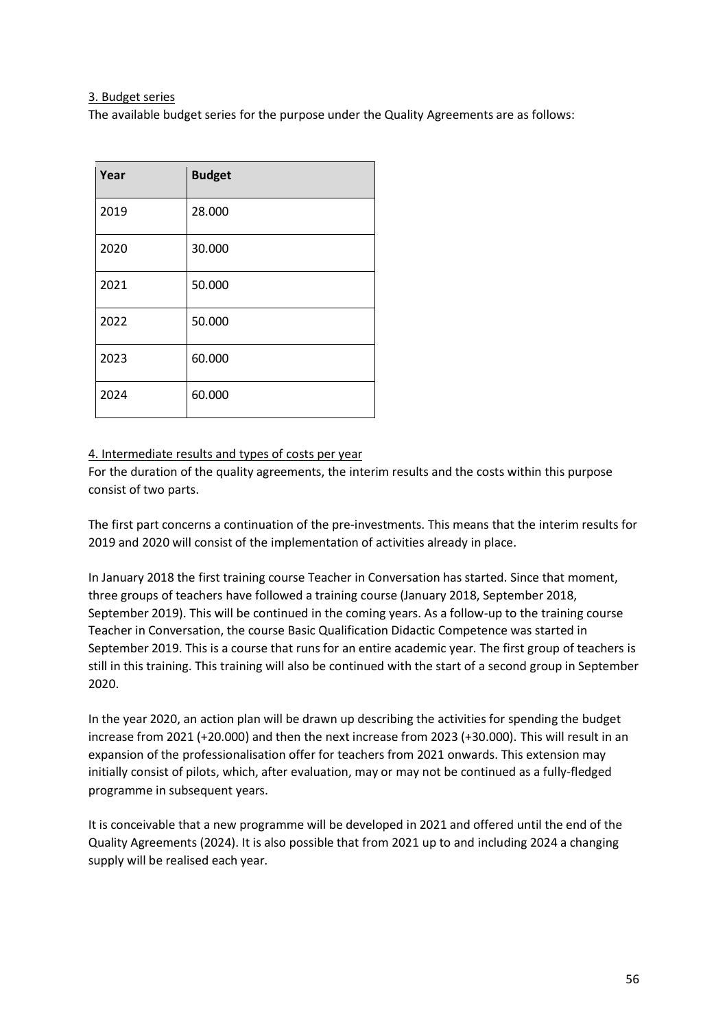3. Budget series

The available budget series for the purpose under the Quality Agreements are as follows:

| Year | Budget |
|---|---|
| 2019 | 28.000 |
| 2020 | 30.000 |
| 2021 | 50.000 |
| 2022 | 50.000 |
| 2023 | 60.000 |
| 2024 | 60.000 |

4. Intermediate results and types of costs per year

For the duration of the quality agreements, the interim results and the costs within this purpose consist of two parts.

The first part concerns a continuation of the pre-investments. This means that the interim results for 2019 and 2020 will consist of the implementation of activities already in place.

In January 2018 the first training course Teacher in Conversation has started. Since that moment, three groups of teachers have followed a training course (January 2018, September 2018, September 2019). This will be continued in the coming years. As a follow-up to the training course Teacher in Conversation, the course Basic Qualification Didactic Competence was started in September 2019. This is a course that runs for an entire academic year. The first group of teachers is still in this training. This training will also be continued with the start of a second group in September 2020.

In the year 2020, an action plan will be drawn up describing the activities for spending the budget increase from 2021 (+20.000) and then the next increase from 2023 (+30.000). This will result in an expansion of the professionalisation offer for teachers from 2021 onwards. This extension may initially consist of pilots, which, after evaluation, may or may not be continued as a fully-fledged programme in subsequent years.

It is conceivable that a new programme will be developed in 2021 and offered until the end of the Quality Agreements (2024). It is also possible that from 2021 up to and including 2024 a changing supply will be realised each year.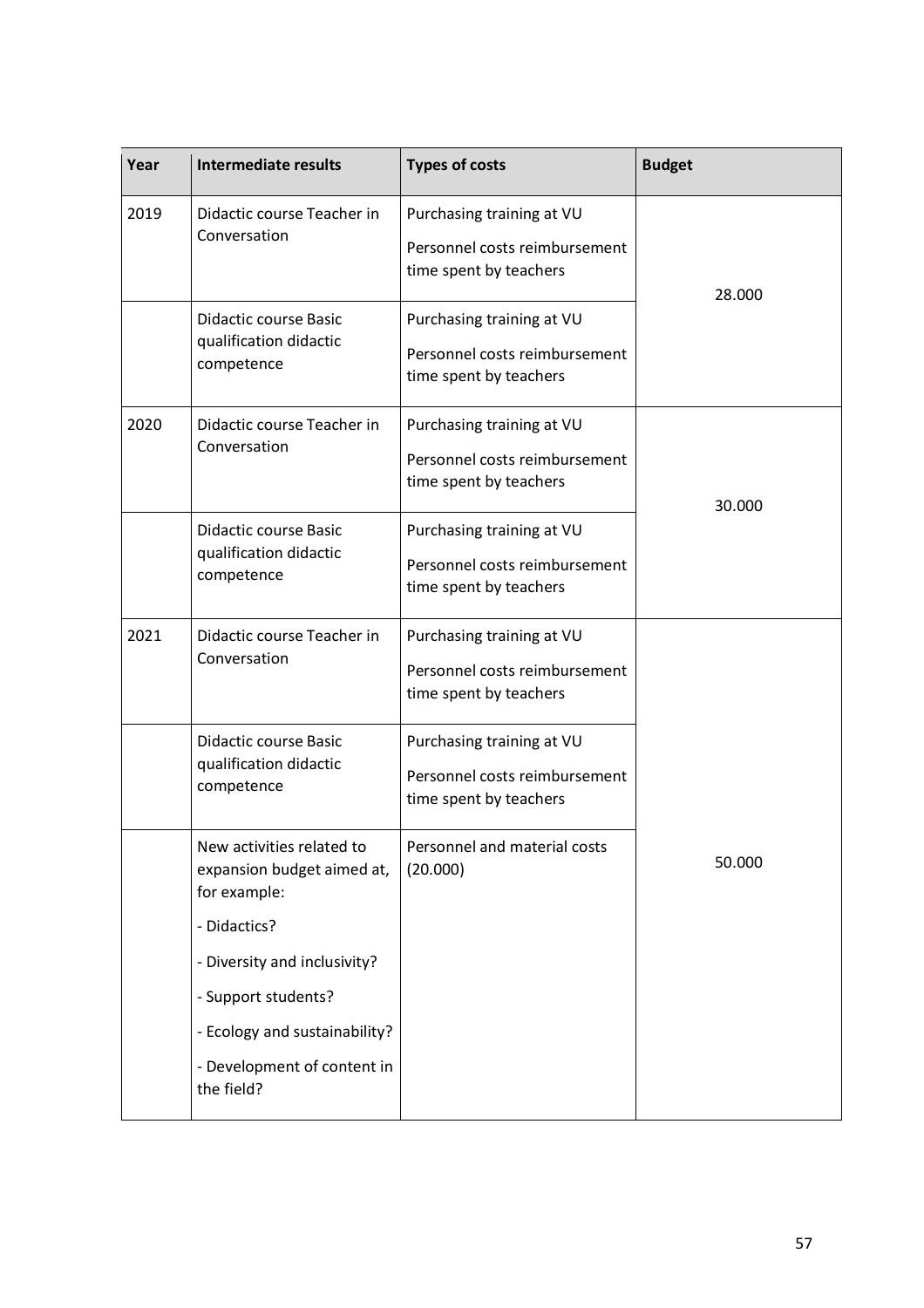| Year | Intermediate results | Types of costs | Budget |
|---|---|---|---|
| 2019 | Didactic course Teacher in Conversation | Purchasing training at VU<br>Personnel costs reimbursement time spent by teachers | 28.000 |
| | Didactic course Basic qualification didactic competence | Purchasing training at VU<br>Personnel costs reimbursement time spent by teachers | |
| 2020 | Didactic course Teacher in Conversation | Purchasing training at VU<br>Personnel costs reimbursement time spent by teachers | 30.000 |
| | Didactic course Basic qualification didactic competence | Purchasing training at VU<br>Personnel costs reimbursement time spent by teachers | |
| 2021 | Didactic course Teacher in Conversation | Purchasing training at VU<br>Personnel costs reimbursement time spent by teachers | 50.000 |
| | Didactic course Basic qualification didactic competence | Purchasing training at VU<br>Personnel costs reimbursement time spent by teachers | |
| | New activities related to expansion budget aimed at, for example:<br>- Didactics?<br>- Diversity and inclusivity?<br>- Support students?<br>- Ecology and sustainability?<br>- Development of content in the field? | Personnel and material costs (20.000) | |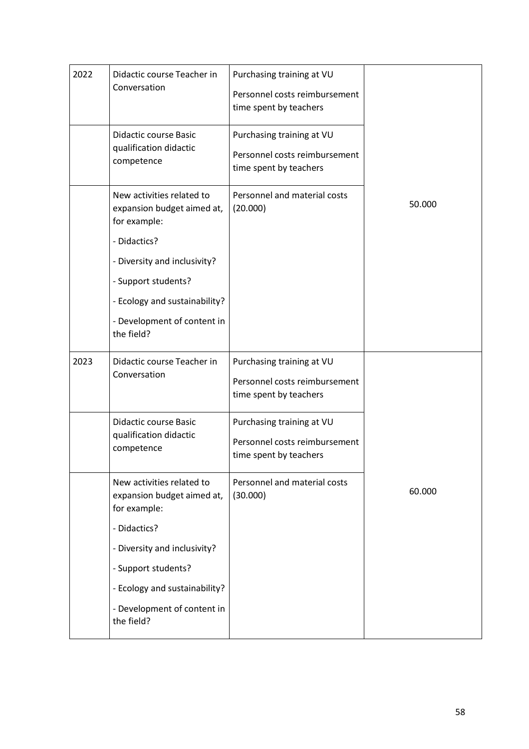| | | | |
|---|---|---|---|
| 2022 | Didactic course Teacher in Conversation | Purchasing training at VU<br><br>Personnel costs reimbursement time spent by teachers | |
| | Didactic course Basic qualification didactic competence | Purchasing training at VU<br><br>Personnel costs reimbursement time spent by teachers | |
| | New activities related to expansion budget aimed at, for example:<br><br>- Didactics?<br><br>- Diversity and inclusivity?<br><br>- Support students?<br><br>- Ecology and sustainability?<br><br>- Development of content in the field? | Personnel and material costs (20.000) | 50.000 |
| 2023 | Didactic course Teacher in Conversation | Purchasing training at VU<br><br>Personnel costs reimbursement time spent by teachers | |
| | Didactic course Basic qualification didactic competence | Purchasing training at VU<br><br>Personnel costs reimbursement time spent by teachers | |
| | New activities related to expansion budget aimed at, for example:<br><br>- Didactics?<br><br>- Diversity and inclusivity?<br><br>- Support students?<br><br>- Ecology and sustainability?<br><br>- Development of content in the field? | Personnel and material costs (30.000) | 60.000 |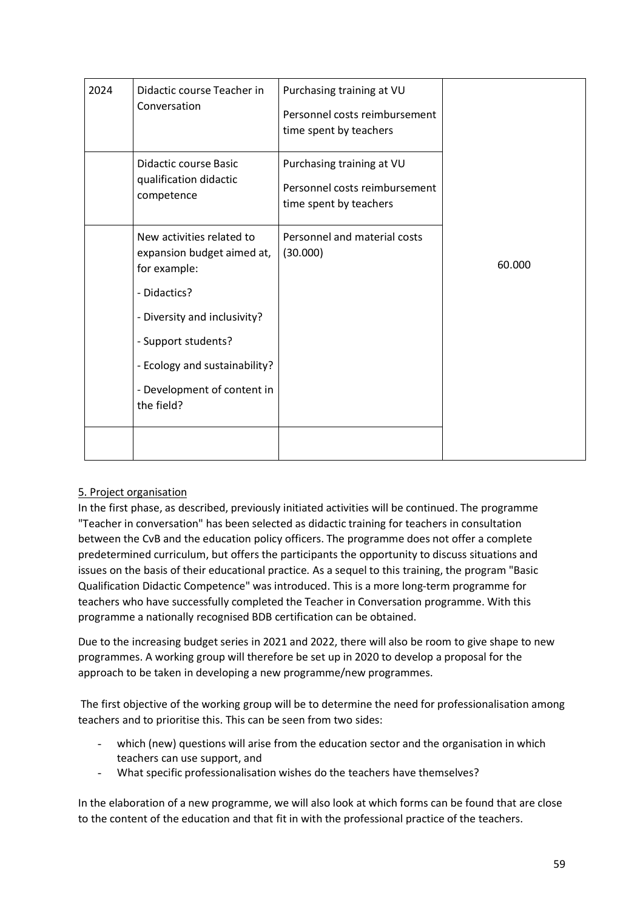| | | | |
|---|---|---|---|
| 2024 | Didactic course Teacher in Conversation | Purchasing training at VU<br><br>Personnel costs reimbursement time spent by teachers | 60.000 |
| | Didactic course Basic qualification didactic competence | Purchasing training at VU<br><br>Personnel costs reimbursement time spent by teachers | |
| | New activities related to expansion budget aimed at, for example:<br><br>- Didactics?<br><br>- Diversity and inclusivity?<br><br>- Support students?<br><br>- Ecology and sustainability?<br><br>- Development of content in the field? | Personnel and material costs (30.000) | |
| | | | |

5. Project organisation

In the first phase, as described, previously initiated activities will be continued. The programme "Teacher in conversation" has been selected as didactic training for teachers in consultation between the CvB and the education policy officers. The programme does not offer a complete predetermined curriculum, but offers the participants the opportunity to discuss situations and issues on the basis of their educational practice. As a sequel to this training, the program "Basic Qualification Didactic Competence" was introduced. This is a more long-term programme for teachers who have successfully completed the Teacher in Conversation programme. With this programme a nationally recognised BDB certification can be obtained.

Due to the increasing budget series in 2021 and 2022, there will also be room to give shape to new programmes. A working group will therefore be set up in 2020 to develop a proposal for the approach to be taken in developing a new programme/new programmes.

The first objective of the working group will be to determine the need for professionalisation among teachers and to prioritise this. This can be seen from two sides:

- which (new) questions will arise from the education sector and the organisation in which teachers can use support, and
- What specific professionalisation wishes do the teachers have themselves?

In the elaboration of a new programme, we will also look at which forms can be found that are close to the content of the education and that fit in with the professional practice of the teachers.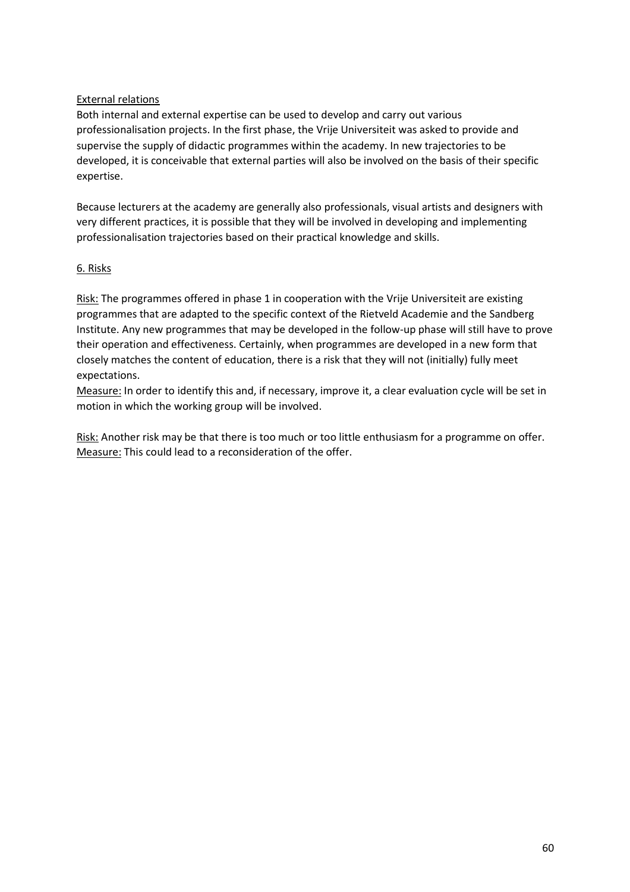External relations

Both internal and external expertise can be used to develop and carry out various professionalisation projects. In the first phase, the Vrije Universiteit was asked to provide and supervise the supply of didactic programmes within the academy. In new trajectories to be developed, it is conceivable that external parties will also be involved on the basis of their specific expertise.

Because lecturers at the academy are generally also professionals, visual artists and designers with very different practices, it is possible that they will be involved in developing and implementing professionalisation trajectories based on their practical knowledge and skills.

6. Risks

Risk: The programmes offered in phase 1 in cooperation with the Vrije Universiteit are existing programmes that are adapted to the specific context of the Rietveld Academie and the Sandberg Institute. Any new programmes that may be developed in the follow-up phase will still have to prove their operation and effectiveness. Certainly, when programmes are developed in a new form that closely matches the content of education, there is a risk that they will not (initially) fully meet expectations.
Measure: In order to identify this and, if necessary, improve it, a clear evaluation cycle will be set in motion in which the working group will be involved.

Risk: Another risk may be that there is too much or too little enthusiasm for a programme on offer.
Measure: This could lead to a reconsideration of the offer.